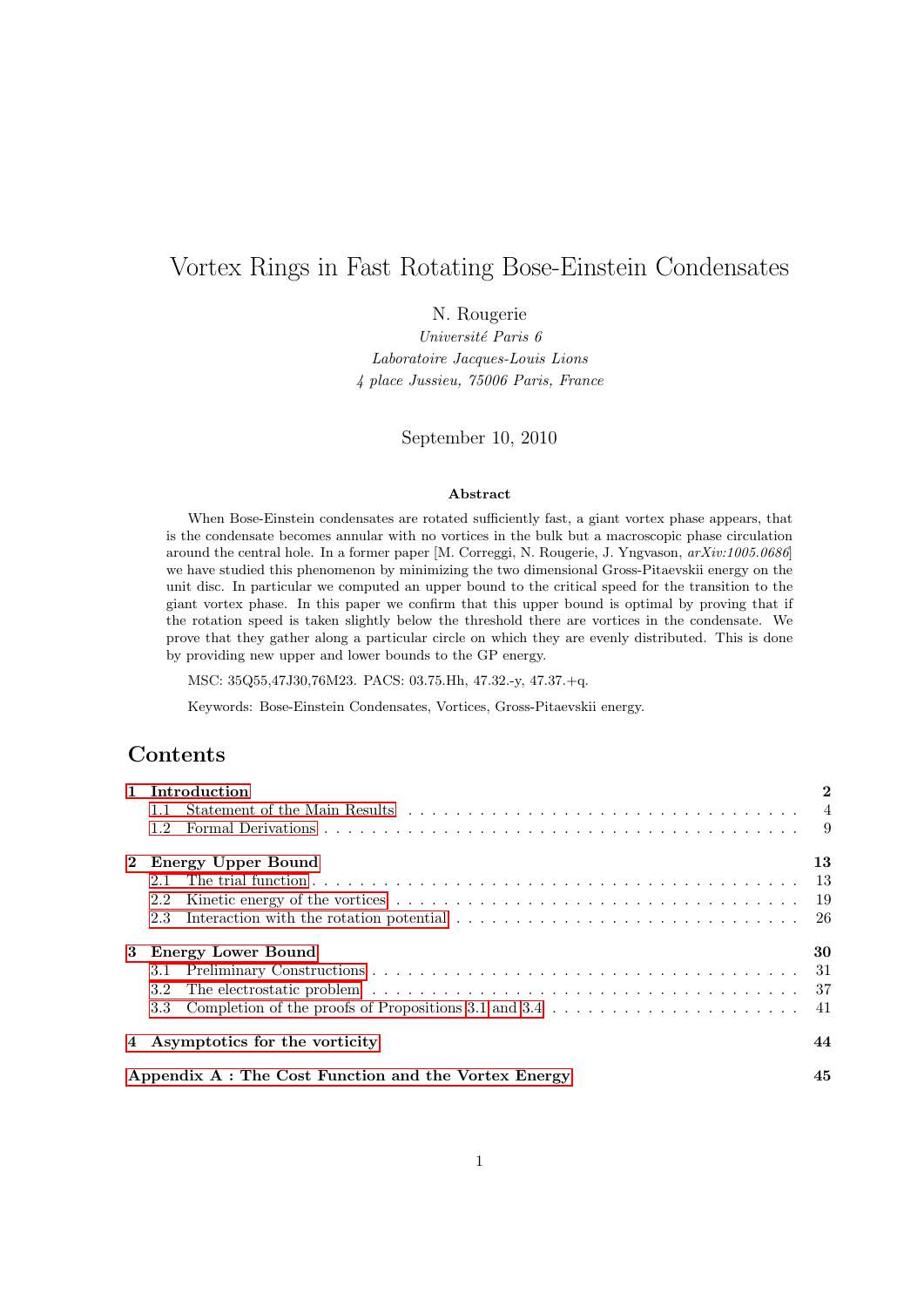# Vortex Rings in Fast Rotating Bose-Einstein Condensates

N. Rougerie

*Université Paris 6*

*Laboratoire Jacques-Louis Lions*

*4 place Jussieu, 75006 Paris, France*

September 10, 2010

### Abstract

When Bose-Einstein condensates are rotated sufficiently fast, a giant vortex phase appears, that is the condensate becomes annular with no vortices in the bulk but a macroscopic phase circulation around the central hole. In a former paper [M. Correggi, N. Rougerie, J. Yngvason, *arXiv:1005.0686*] we have studied this phenomenon by minimizing the two dimensional Gross-Pitaevskii energy on the unit disc. In particular we computed an upper bound to the critical speed for the transition to the giant vortex phase. In this paper we confirm that this upper bound is optimal by proving that if the rotation speed is taken slightly below the threshold there are vortices in the condensate. We prove that they gather along a particular circle on which they are evenly distributed. This is done by providing new upper and lower bounds to the GP energy.

MSC: 35Q55,47J30,76M23. PACS: 03.75.Hh, 47.32.-y, 47.37.+q.

Keywords: Bose-Einstein Condensates, Vortices, Gross-Pitaevskii energy.

## Contents

- **1 Introduction** — **2**
  - 1.1 Statement of the Main Results — 4
  - 1.2 Formal Derivations — 9
- **2 Energy Upper Bound** — **13**
  - 2.1 The trial function — 13
  - 2.2 Kinetic energy of the vortices — 19
  - 2.3 Interaction with the rotation potential — 26
- **3 Energy Lower Bound** — **30**
  - 3.1 Preliminary Constructions — 31
  - 3.2 The electrostatic problem — 37
  - 3.3 Completion of the proofs of Propositions 3.1 and 3.4 — 41
- **4 Asymptotics for the vorticity** — **44**
- **Appendix A : The Cost Function and the Vortex Energy** — **45**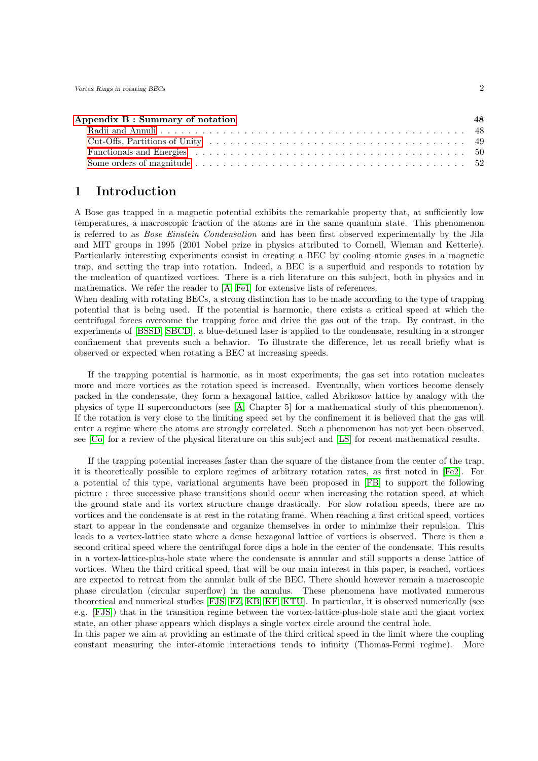| | |
|---|---|
| **Appendix B : Summary of notation** | **48** |
| Radii and Annuli | 48 |
| Cut-Offs, Partitions of Unity | 49 |
| Functionals and Energies | 50 |
| Some orders of magnitude | 52 |

# 1 Introduction

A Bose gas trapped in a magnetic potential exhibits the remarkable property that, at sufficiently low temperatures, a macroscopic fraction of the atoms are in the same quantum state. This phenomenon is referred to as *Bose Einstein Condensation* and has been first observed experimentally by the Jila and MIT groups in 1995 (2001 Nobel prize in physics attributed to Cornell, Wieman and Ketterle). Particularly interesting experiments consist in creating a BEC by cooling atomic gases in a magnetic trap, and setting the trap into rotation. Indeed, a BEC is a superfluid and responds to rotation by the nucleation of quantized vortices. There is a rich literature on this subject, both in physics and in mathematics. We refer the reader to [A, Fe1] for extensive lists of references.
When dealing with rotating BECs, a strong distinction has to be made according to the type of trapping potential that is being used. If the potential is harmonic, there exists a critical speed at which the centrifugal forces overcome the trapping force and drive the gas out of the trap. By contrast, in the experiments of [BSSD, SBCD], a blue-detuned laser is applied to the condensate, resulting in a stronger confinement that prevents such a behavior. To illustrate the difference, let us recall briefly what is observed or expected when rotating a BEC at increasing speeds.

If the trapping potential is harmonic, as in most experiments, the gas set into rotation nucleates more and more vortices as the rotation speed is increased. Eventually, when vortices become densely packed in the condensate, they form a hexagonal lattice, called Abrikosov lattice by analogy with the physics of type II superconductors (see [A, Chapter 5] for a mathematical study of this phenomenon). If the rotation is very close to the limiting speed set by the confinement it is believed that the gas will enter a regime where the atoms are strongly correlated. Such a phenomenon has not yet been observed, see [Co] for a review of the physical literature on this subject and [LS] for recent mathematical results.

If the trapping potential increases faster than the square of the distance from the center of the trap, it is theoretically possible to explore regimes of arbitrary rotation rates, as first noted in [Fe2]. For a potential of this type, variational arguments have been proposed in [FB] to support the following picture : three successive phase transitions should occur when increasing the rotation speed, at which the ground state and its vortex structure change drastically. For slow rotation speeds, there are no vortices and the condensate is at rest in the rotating frame. When reaching a first critical speed, vortices start to appear in the condensate and organize themselves in order to minimize their repulsion. This leads to a vortex-lattice state where a dense hexagonal lattice of vortices is observed. There is then a second critical speed where the centrifugal force dips a hole in the center of the condensate. This results in a vortex-lattice-plus-hole state where the condensate is annular and still supports a dense lattice of vortices. When the third critical speed, that will be our main interest in this paper, is reached, vortices are expected to retreat from the annular bulk of the BEC. There should however remain a macroscopic phase circulation (circular superflow) in the annulus. These phenomena have motivated numerous theoretical and numerical studies [FJS, FZ, KB, KF, KTU]. In particular, it is observed numerically (see e.g. [FJS]) that in the transition regime between the vortex-lattice-plus-hole state and the giant vortex state, an other phase appears which displays a single vortex circle around the central hole.
In this paper we aim at providing an estimate of the third critical speed in the limit where the coupling constant measuring the inter-atomic interactions tends to infinity (Thomas-Fermi regime). More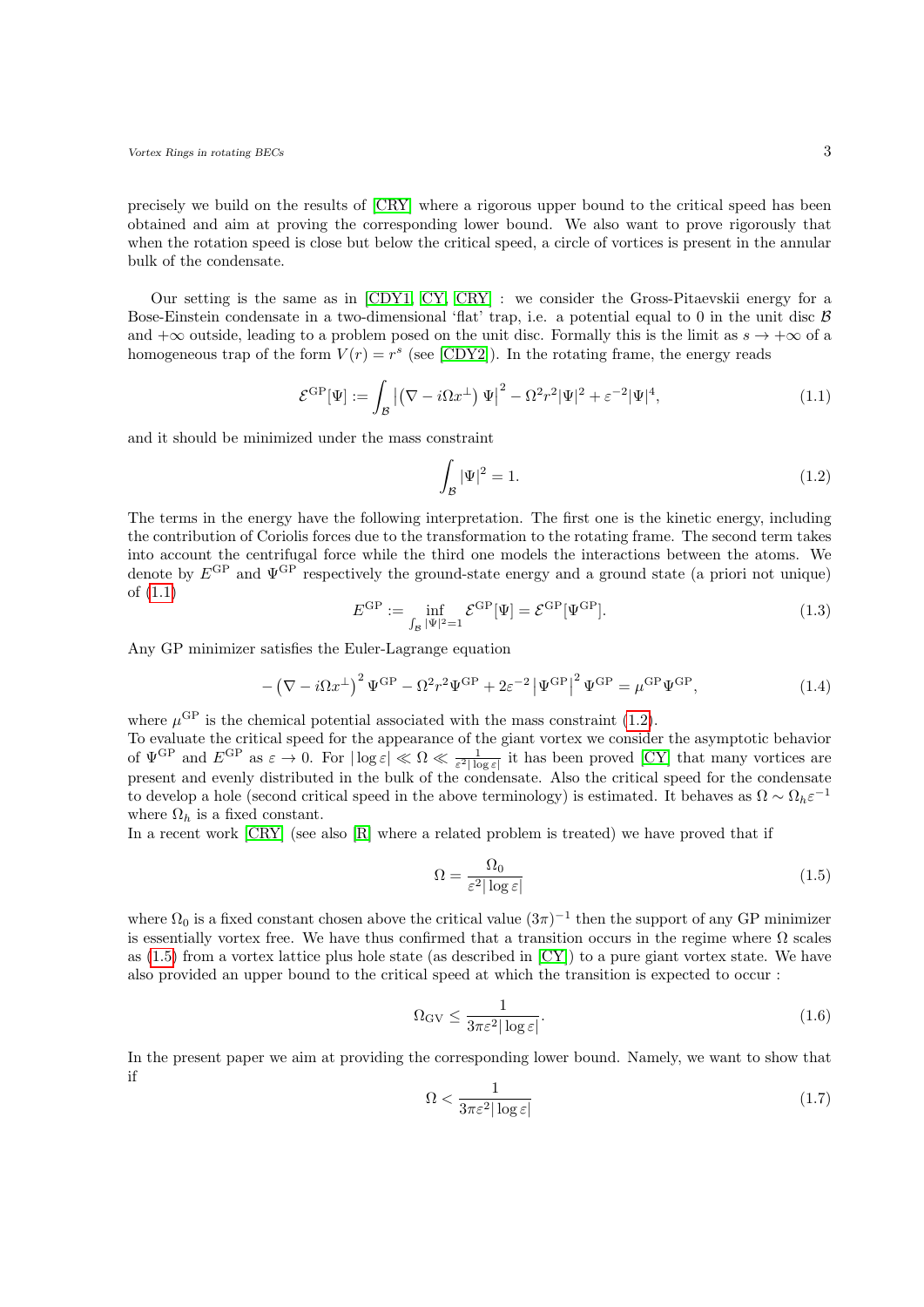precisely we build on the results of [CRY] where a rigorous upper bound to the critical speed has been obtained and aim at proving the corresponding lower bound. We also want to prove rigorously that when the rotation speed is close but below the critical speed, a circle of vortices is present in the annular bulk of the condensate.

Our setting is the same as in [CDY1, CY, CRY] : we consider the Gross-Pitaevskii energy for a Bose-Einstein condensate in a two-dimensional 'flat' trap, i.e. a potential equal to 0 in the unit disc $\mathcal{B}$ and $+\infty$ outside, leading to a problem posed on the unit disc. Formally this is the limit as $s \to +\infty$ of a homogeneous trap of the form $V(r) = r^s$ (see [CDY2]). In the rotating frame, the energy reads

$$\mathcal{E}^{\mathrm{GP}}[\Psi] := \int_{\mathcal{B}} \left| \left( \nabla - i\Omega x^{\perp} \right) \Psi \right|^2 - \Omega^2 r^2 |\Psi|^2 + \varepsilon^{-2} |\Psi|^4, \tag{1.1}$$

and it should be minimized under the mass constraint

$$\int_{\mathcal{B}} |\Psi|^2 = 1. \tag{1.2}$$

The terms in the energy have the following interpretation. The first one is the kinetic energy, including the contribution of Coriolis forces due to the transformation to the rotating frame. The second term takes into account the centrifugal force while the third one models the interactions between the atoms. We denote by $E^{\mathrm{GP}}$ and $\Psi^{\mathrm{GP}}$ respectively the ground-state energy and a ground state (a priori not unique) of (1.1)

$$E^{\mathrm{GP}} := \inf_{\int_{\mathcal{B}} |\Psi|^2 = 1} \mathcal{E}^{\mathrm{GP}}[\Psi] = \mathcal{E}^{\mathrm{GP}}[\Psi^{\mathrm{GP}}]. \tag{1.3}$$

Any GP minimizer satisfies the Euler-Lagrange equation

$$-\left( \nabla - i\Omega x^{\perp} \right)^2 \Psi^{\mathrm{GP}} - \Omega^2 r^2 \Psi^{\mathrm{GP}} + 2\varepsilon^{-2} \left| \Psi^{\mathrm{GP}} \right|^2 \Psi^{\mathrm{GP}} = \mu^{\mathrm{GP}} \Psi^{\mathrm{GP}}, \tag{1.4}$$

where $\mu^{\mathrm{GP}}$ is the chemical potential associated with the mass constraint (1.2).
To evaluate the critical speed for the appearance of the giant vortex we consider the asymptotic behavior of $\Psi^{\mathrm{GP}}$ and $E^{\mathrm{GP}}$ as $\varepsilon \to 0$. For $|\log \varepsilon| \ll \Omega \ll \frac{1}{\varepsilon^2 |\log \varepsilon|}$ it has been proved [CY] that many vortices are present and evenly distributed in the bulk of the condensate. Also the critical speed for the condensate to develop a hole (second critical speed in the above terminology) is estimated. It behaves as $\Omega \sim \Omega_h \varepsilon^{-1}$ where $\Omega_h$ is a fixed constant.
In a recent work [CRY] (see also [R] where a related problem is treated) we have proved that if

$$\Omega = \frac{\Omega_0}{\varepsilon^2 |\log \varepsilon|} \tag{1.5}$$

where $\Omega_0$ is a fixed constant chosen above the critical value $(3\pi)^{-1}$ then the support of any GP minimizer is essentially vortex free. We have thus confirmed that a transition occurs in the regime where $\Omega$ scales as (1.5) from a vortex lattice plus hole state (as described in [CY]) to a pure giant vortex state. We have also provided an upper bound to the critical speed at which the transition is expected to occur :

$$\Omega_{\mathrm{GV}} \leq \frac{1}{3\pi \varepsilon^2 |\log \varepsilon|}. \tag{1.6}$$

In the present paper we aim at providing the corresponding lower bound. Namely, we want to show that if

$$\Omega < \frac{1}{3\pi \varepsilon^2 |\log \varepsilon|} \tag{1.7}$$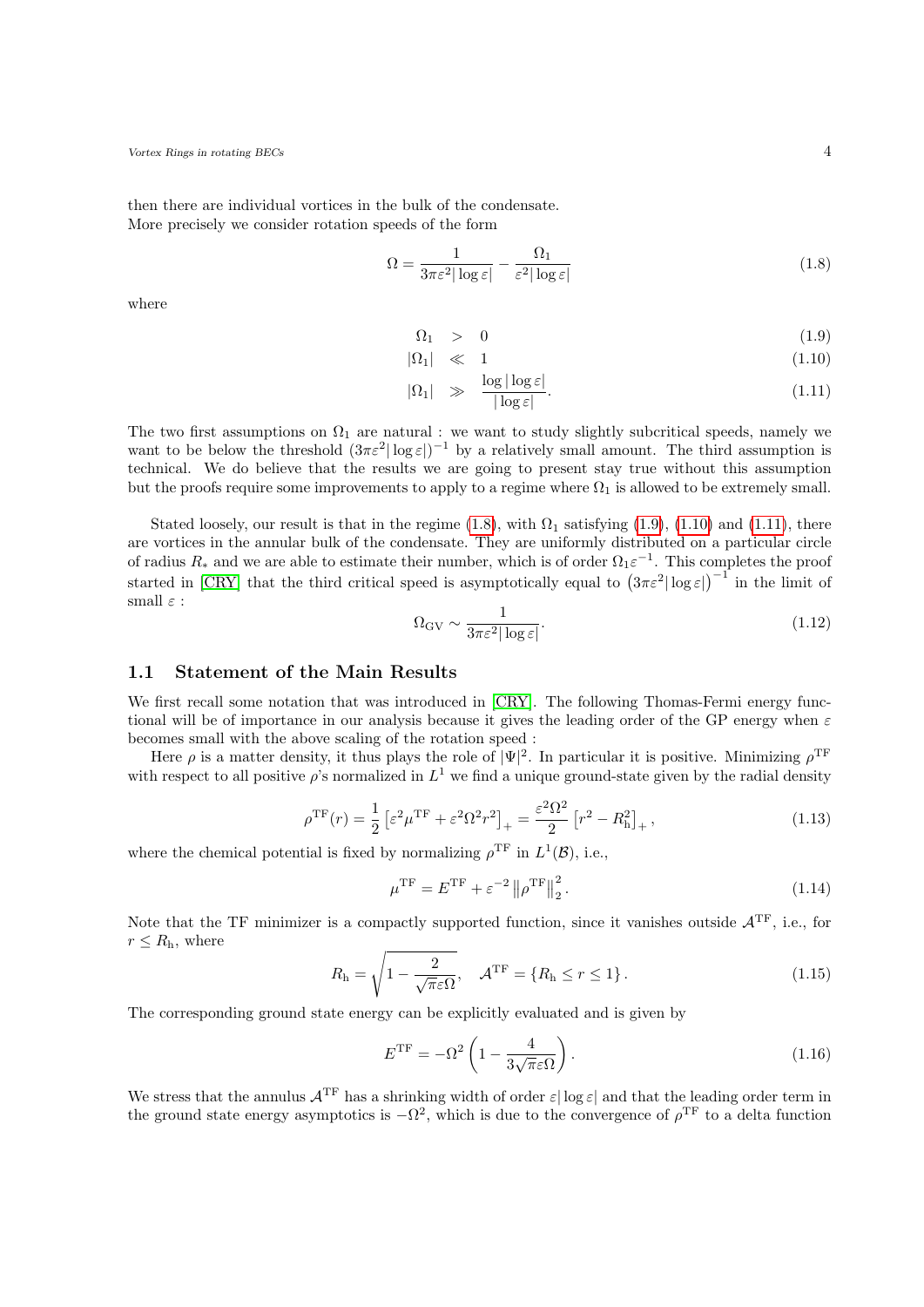then there are individual vortices in the bulk of the condensate.
More precisely we consider rotation speeds of the form

$$\Omega = \frac{1}{3\pi\varepsilon^2|\log\varepsilon|} - \frac{\Omega_1}{\varepsilon^2|\log\varepsilon|} \tag{1.8}$$

where

$$\Omega_1 \quad > \quad 0 \tag{1.9}$$

$$|\Omega_1| \quad \ll \quad 1 \tag{1.10}$$

$$|\Omega_1| \quad \gg \quad \frac{\log|\log\varepsilon|}{|\log\varepsilon|}. \tag{1.11}$$

The two first assumptions on $\Omega_1$ are natural : we want to study slightly subcritical speeds, namely we want to be below the threshold $(3\pi\varepsilon^2|\log\varepsilon|)^{-1}$ by a relatively small amount. The third assumption is technical. We do believe that the results we are going to present stay true without this assumption but the proofs require some improvements to apply to a regime where $\Omega_1$ is allowed to be extremely small.

Stated loosely, our result is that in the regime (1.8), with $\Omega_1$ satisfying (1.9), (1.10) and (1.11), there are vortices in the annular bulk of the condensate. They are uniformly distributed on a particular circle of radius $R_*$ and we are able to estimate their number, which is of order $\Omega_1\varepsilon^{-1}$. This completes the proof started in [CRY] that the third critical speed is asymptotically equal to $\left(3\pi\varepsilon^2|\log\varepsilon|\right)^{-1}$ in the limit of small $\varepsilon$ :

$$\Omega_{\mathrm{GV}} \sim \frac{1}{3\pi\varepsilon^2|\log\varepsilon|}. \tag{1.12}$$

## 1.1 Statement of the Main Results

We first recall some notation that was introduced in [CRY]. The following Thomas-Fermi energy functional will be of importance in our analysis because it gives the leading order of the GP energy when $\varepsilon$ becomes small with the above scaling of the rotation speed :

Here $\rho$ is a matter density, it thus plays the role of $|\Psi|^2$. In particular it is positive. Minimizing $\rho^{\mathrm{TF}}$ with respect to all positive $\rho$'s normalized in $L^1$ we find a unique ground-state given by the radial density

$$\rho^{\mathrm{TF}}(r) = \frac{1}{2}\left[\varepsilon^2\mu^{\mathrm{TF}} + \varepsilon^2\Omega^2 r^2\right]_+ = \frac{\varepsilon^2\Omega^2}{2}\left[r^2 - R_{\mathrm{h}}^2\right]_+, \tag{1.13}$$

where the chemical potential is fixed by normalizing $\rho^{\mathrm{TF}}$ in $L^1(\mathcal{B})$, i.e.,

$$\mu^{\mathrm{TF}} = E^{\mathrm{TF}} + \varepsilon^{-2}\left\|\rho^{\mathrm{TF}}\right\|_2^2. \tag{1.14}$$

Note that the TF minimizer is a compactly supported function, since it vanishes outside $\mathcal{A}^{\mathrm{TF}}$, i.e., for $r \leq R_{\mathrm{h}}$, where

$$R_{\mathrm{h}} = \sqrt{1 - \frac{2}{\sqrt{\pi}\varepsilon\Omega}}, \quad \mathcal{A}^{\mathrm{TF}} = \{R_{\mathrm{h}} \leq r \leq 1\}. \tag{1.15}$$

The corresponding ground state energy can be explicitly evaluated and is given by

$$E^{\mathrm{TF}} = -\Omega^2\left(1 - \frac{4}{3\sqrt{\pi}\varepsilon\Omega}\right). \tag{1.16}$$

We stress that the annulus $\mathcal{A}^{\mathrm{TF}}$ has a shrinking width of order $\varepsilon|\log\varepsilon|$ and that the leading order term in the ground state energy asymptotics is $-\Omega^2$, which is due to the convergence of $\rho^{\mathrm{TF}}$ to a delta function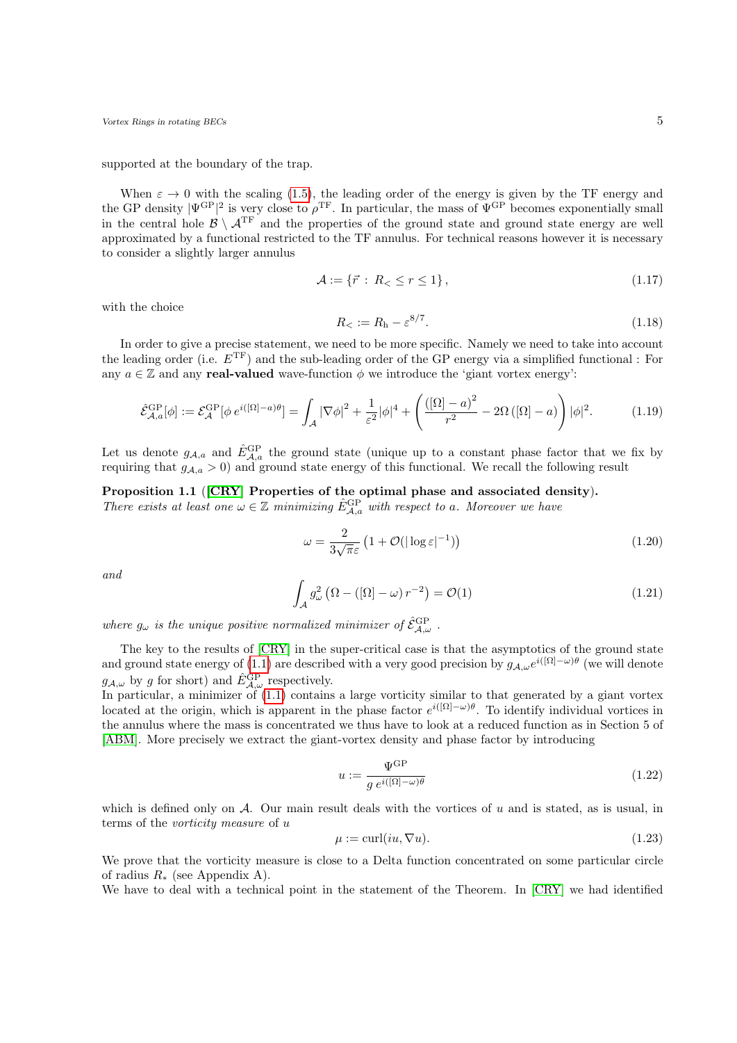supported at the boundary of the trap.

When $\varepsilon \to 0$ with the scaling (1.5), the leading order of the energy is given by the TF energy and the GP density $|\Psi^{\mathrm{GP}}|^2$ is very close to $\rho^{\mathrm{TF}}$. In particular, the mass of $\Psi^{\mathrm{GP}}$ becomes exponentially small in the central hole $\mathcal{B} \setminus \mathcal{A}^{\mathrm{TF}}$ and the properties of the ground state and ground state energy are well approximated by a functional restricted to the TF annulus. For technical reasons however it is necessary to consider a slightly larger annulus

$$\mathcal{A} := \{\vec{r} \, : \, R_< \leq r \leq 1\}, \tag{1.17}$$

with the choice

$$R_< := R_{\mathrm{h}} - \varepsilon^{8/7}. \tag{1.18}$$

In order to give a precise statement, we need to be more specific. Namely we need to take into account the leading order (i.e. $E^{\mathrm{TF}}$) and the sub-leading order of the GP energy via a simplified functional : For any $a \in \mathbb{Z}$ and any **real-valued** wave-function $\phi$ we introduce the 'giant vortex energy':

$$\hat{\mathcal{E}}^{\mathrm{GP}}_{\mathcal{A},a}[\phi] := \mathcal{E}^{\mathrm{GP}}_{\mathcal{A}}[\phi \, e^{i([\Omega]-a)\theta}] = \int_{\mathcal{A}} |\nabla \phi|^2 + \frac{1}{\varepsilon^2}|\phi|^4 + \left( \frac{([\Omega]-a)^2}{r^2} - 2\Omega\left([\Omega]-a\right) \right)|\phi|^2. \tag{1.19}$$

Let us denote $g_{\mathcal{A},a}$ and $\hat{E}^{\mathrm{GP}}_{\mathcal{A},a}$ the ground state (unique up to a constant phase factor that we fix by requiring that $g_{\mathcal{A},a} > 0$) and ground state energy of this functional. We recall the following result

**Proposition 1.1** (**[CRY] Properties of the optimal phase and associated density**).
*There exists at least one $\omega \in \mathbb{Z}$ minimizing $\hat{E}^{\mathrm{GP}}_{\mathcal{A},a}$ with respect to $a$. Moreover we have*

$$\omega = \frac{2}{3\sqrt{\pi}\varepsilon}\left(1 + \mathcal{O}(|\log \varepsilon|^{-1})\right) \tag{1.20}$$

*and*

$$\int_{\mathcal{A}} g_\omega^2 \left(\Omega - ([\Omega]-\omega)\, r^{-2}\right) = \mathcal{O}(1) \tag{1.21}$$

*where $g_\omega$ is the unique positive normalized minimizer of $\hat{\mathcal{E}}^{\mathrm{GP}}_{\mathcal{A},\omega}$ .*

The key to the results of [CRY] in the super-critical case is that the asymptotics of the ground state and ground state energy of (1.1) are described with a very good precision by $g_{\mathcal{A},\omega} e^{i([\Omega]-\omega)\theta}$ (we will denote $g_{\mathcal{A},\omega}$ by $g$ for short) and $\hat{E}^{\mathrm{GP}}_{\mathcal{A},\omega}$ respectively.
In particular, a minimizer of (1.1) contains a large vorticity similar to that generated by a giant vortex located at the origin, which is apparent in the phase factor $e^{i([\Omega]-\omega)\theta}$. To identify individual vortices in the annulus where the mass is concentrated we thus have to look at a reduced function as in Section 5 of [ABM]. More precisely we extract the giant-vortex density and phase factor by introducing

$$u := \frac{\Psi^{\mathrm{GP}}}{g \; e^{i([\Omega]-\omega)\theta}} \tag{1.22}$$

which is defined only on $\mathcal{A}$. Our main result deals with the vortices of $u$ and is stated, as is usual, in terms of the *vorticity measure* of $u$

$$\mu := \mathrm{curl}(iu, \nabla u). \tag{1.23}$$

We prove that the vorticity measure is close to a Delta function concentrated on some particular circle of radius $R_*$ (see Appendix A).
We have to deal with a technical point in the statement of the Theorem. In [CRY] we had identified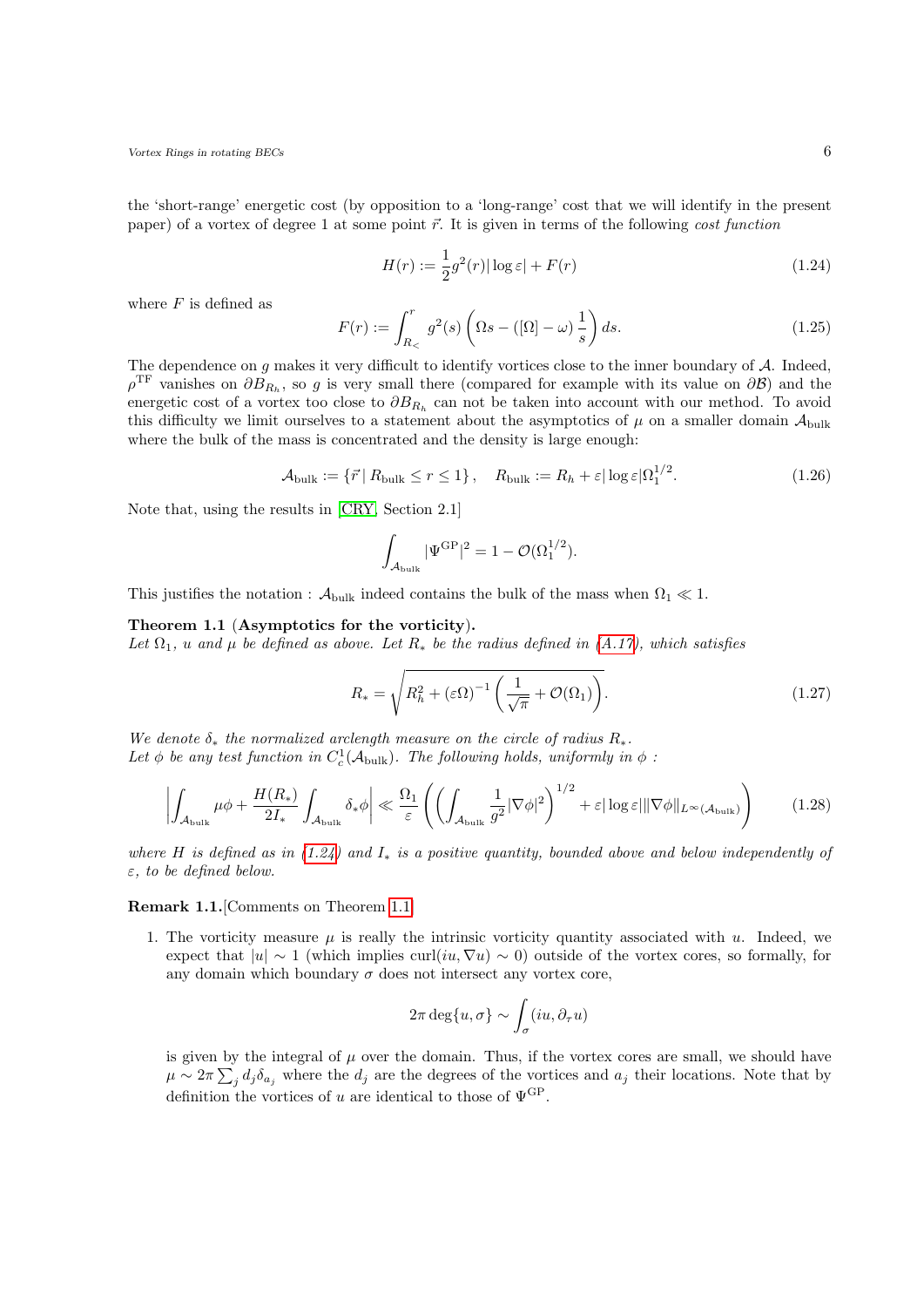the 'short-range' energetic cost (by opposition to a 'long-range' cost that we will identify in the present paper) of a vortex of degree 1 at some point $\vec{r}$. It is given in terms of the following *cost function*

$$H(r) := \frac{1}{2} g^2(r) |\log \varepsilon| + F(r) \tag{1.24}$$

where $F$ is defined as

$$F(r) := \int_{R_<}^{r} g^2(s) \left( \Omega s - ([\Omega] - \omega) \frac{1}{s} \right) ds. \tag{1.25}$$

The dependence on $g$ makes it very difficult to identify vortices close to the inner boundary of $\mathcal{A}$. Indeed, $\rho^{\mathrm{TF}}$ vanishes on $\partial B_{R_h}$, so $g$ is very small there (compared for example with its value on $\partial \mathcal{B}$) and the energetic cost of a vortex too close to $\partial B_{R_h}$ can not be taken into account with our method. To avoid this difficulty we limit ourselves to a statement about the asymptotics of $\mu$ on a smaller domain $\mathcal{A}_{\mathrm{bulk}}$ where the bulk of the mass is concentrated and the density is large enough:

$$\mathcal{A}_{\mathrm{bulk}} := \{ \vec{r} \,|\, R_{\mathrm{bulk}} \leq r \leq 1 \}, \quad R_{\mathrm{bulk}} := R_h + \varepsilon |\log \varepsilon| \Omega_1^{1/2}. \tag{1.26}$$

Note that, using the results in [CRY, Section 2.1]

$$\int_{\mathcal{A}_{\mathrm{bulk}}} |\Psi^{\mathrm{GP}}|^2 = 1 - \mathcal{O}(\Omega_1^{1/2}).$$

This justifies the notation : $\mathcal{A}_{\mathrm{bulk}}$ indeed contains the bulk of the mass when $\Omega_1 \ll 1$.

**Theorem 1.1** (**Asymptotics for the vorticity**).
*Let $\Omega_1$, $u$ and $\mu$ be defined as above. Let $R_*$ be the radius defined in (A.17), which satisfies*

$$R_* = \sqrt{R_h^2 + (\varepsilon \Omega)^{-1} \left( \frac{1}{\sqrt{\pi}} + \mathcal{O}(\Omega_1) \right)}. \tag{1.27}$$

*We denote $\delta_*$ the normalized arclength measure on the circle of radius $R_*$.*
*Let $\phi$ be any test function in $C_c^1(\mathcal{A}_{\mathrm{bulk}})$. The following holds, uniformly in $\phi$ :*

$$\left| \int_{\mathcal{A}_{\mathrm{bulk}}} \mu \phi + \frac{H(R_*)}{2 I_*} \int_{\mathcal{A}_{\mathrm{bulk}}} \delta_* \phi \right| \ll \frac{\Omega_1}{\varepsilon} \left( \left( \int_{\mathcal{A}_{\mathrm{bulk}}} \frac{1}{g^2} |\nabla \phi|^2 \right)^{1/2} + \varepsilon |\log \varepsilon| \|\nabla \phi\|_{L^\infty(\mathcal{A}_{\mathrm{bulk}})} \right) \tag{1.28}$$

*where $H$ is defined as in (1.24) and $I_*$ is a positive quantity, bounded above and below independently of $\varepsilon$, to be defined below.*

**Remark 1.1.**[Comments on Theorem 1.1]

1. The vorticity measure $\mu$ is really the intrinsic vorticity quantity associated with $u$. Indeed, we expect that $|u| \sim 1$ (which implies $\mathrm{curl}(iu, \nabla u) \sim 0$) outside of the vortex cores, so formally, for any domain which boundary $\sigma$ does not intersect any vortex core,

$$2\pi \deg\{u, \sigma\} \sim \int_{\sigma} (iu, \partial_\tau u)$$

is given by the integral of $\mu$ over the domain. Thus, if the vortex cores are small, we should have $\mu \sim 2\pi \sum_j d_j \delta_{a_j}$ where the $d_j$ are the degrees of the vortices and $a_j$ their locations. Note that by definition the vortices of $u$ are identical to those of $\Psi^{\mathrm{GP}}$.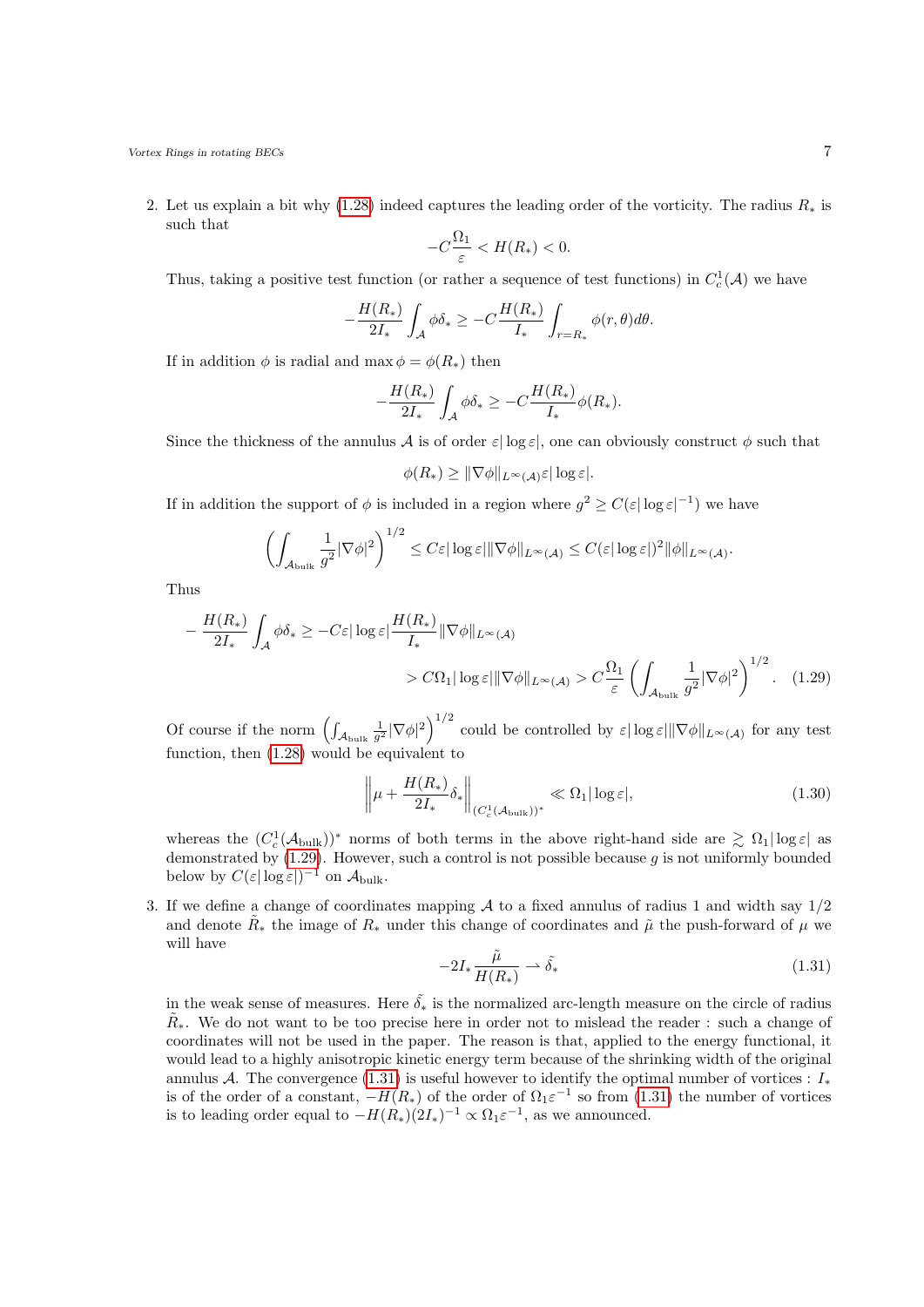2. Let us explain a bit why (1.28) indeed captures the leading order of the vorticity. The radius $R_*$ is such that

$$-C\frac{\Omega_1}{\varepsilon} < H(R_*) < 0.$$

Thus, taking a positive test function (or rather a sequence of test functions) in $C^1_c(\mathcal{A})$ we have

$$-\frac{H(R_*)}{2I_*}\int_{\mathcal{A}} \phi\delta_* \geq -C\frac{H(R_*)}{I_*}\int_{r=R_*}\phi(r,\theta)d\theta.$$

If in addition $\phi$ is radial and $\max\phi = \phi(R_*)$ then

$$-\frac{H(R_*)}{2I_*}\int_{\mathcal{A}} \phi\delta_* \geq -C\frac{H(R_*)}{I_*}\phi(R_*).$$

Since the thickness of the annulus $\mathcal{A}$ is of order $\varepsilon|\log\varepsilon|$, one can obviously construct $\phi$ such that

$$\phi(R_*) \geq \|\nabla\phi\|_{L^\infty(\mathcal{A})}\varepsilon|\log\varepsilon|.$$

If in addition the support of $\phi$ is included in a region where $g^2 \geq C(\varepsilon|\log\varepsilon|^{-1})$ we have

$$\left(\int_{\mathcal{A}_{\text{bulk}}}\frac{1}{g^2}|\nabla\phi|^2\right)^{1/2} \leq C\varepsilon|\log\varepsilon|\|\nabla\phi\|_{L^\infty(\mathcal{A})} \leq C(\varepsilon|\log\varepsilon|)^2\|\phi\|_{L^\infty(\mathcal{A})}.$$

Thus

$$\begin{aligned}
-\frac{H(R_*)}{2I_*}\int_{\mathcal{A}} \phi\delta_* &\geq -C\varepsilon|\log\varepsilon|\frac{H(R_*)}{I_*}\|\nabla\phi\|_{L^\infty(\mathcal{A})} \\
&> C\Omega_1|\log\varepsilon|\|\nabla\phi\|_{L^\infty(\mathcal{A})} > C\frac{\Omega_1}{\varepsilon}\left(\int_{\mathcal{A}_{\text{bulk}}}\frac{1}{g^2}|\nabla\phi|^2\right)^{1/2}. \quad (1.29)
\end{aligned}$$

Of course if the norm $\left(\int_{\mathcal{A}_{\text{bulk}}}\frac{1}{g^2}|\nabla\phi|^2\right)^{1/2}$ could be controlled by $\varepsilon|\log\varepsilon|\|\nabla\phi\|_{L^\infty(\mathcal{A})}$ for any test function, then (1.28) would be equivalent to

$$\left\|\mu + \frac{H(R_*)}{2I_*}\delta_*\right\|_{(C^1_c(\mathcal{A}_{\text{bulk}}))^*} \ll \Omega_1|\log\varepsilon|, \quad (1.30)$$

whereas the $(C^1_c(\mathcal{A}_{\text{bulk}}))^*$ norms of both terms in the above right-hand side are $\gtrsim \Omega_1|\log\varepsilon|$ as demonstrated by (1.29). However, such a control is not possible because $g$ is not uniformly bounded below by $C(\varepsilon|\log\varepsilon|)^{-1}$ on $\mathcal{A}_{\text{bulk}}$.

3. If we define a change of coordinates mapping $\mathcal{A}$ to a fixed annulus of radius 1 and width say $1/2$ and denote $\tilde{R}_*$ the image of $R_*$ under this change of coordinates and $\tilde{\mu}$ the push-forward of $\mu$ we will have

$$-2I_*\frac{\tilde{\mu}}{H(R_*)} \rightharpoonup \tilde{\delta}_* \quad (1.31)$$

in the weak sense of measures. Here $\tilde{\delta}_*$ is the normalized arc-length measure on the circle of radius $\tilde{R}_*$. We do not want to be too precise here in order not to mislead the reader : such a change of coordinates will not be used in the paper. The reason is that, applied to the energy functional, it would lead to a highly anisotropic kinetic energy term because of the shrinking width of the original annulus $\mathcal{A}$. The convergence (1.31) is useful however to identify the optimal number of vortices : $I_*$ is of the order of a constant, $-H(R_*)$ of the order of $\Omega_1\varepsilon^{-1}$ so from (1.31) the number of vortices is to leading order equal to $-H(R_*)(2I_*)^{-1} \propto \Omega_1\varepsilon^{-1}$, as we announced.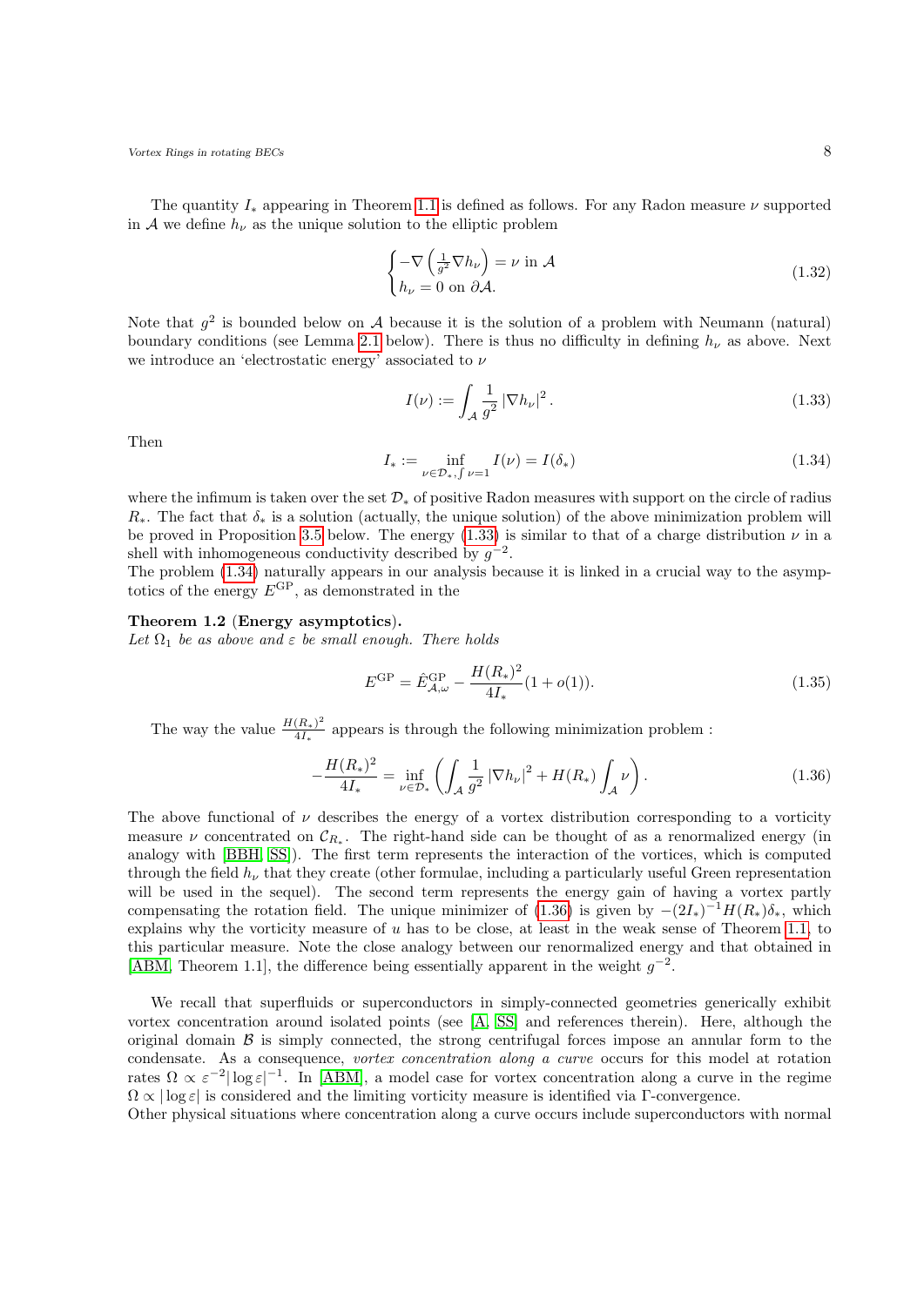The quantity $I_*$ appearing in Theorem 1.1 is defined as follows. For any Radon measure $\nu$ supported in $\mathcal{A}$ we define $h_\nu$ as the unique solution to the elliptic problem

$$\begin{cases} -\nabla\left(\frac{1}{g^2}\nabla h_\nu\right) = \nu \text{ in } \mathcal{A} \\ h_\nu = 0 \text{ on } \partial\mathcal{A}. \end{cases} \tag{1.32}$$

Note that $g^2$ is bounded below on $\mathcal{A}$ because it is the solution of a problem with Neumann (natural) boundary conditions (see Lemma 2.1 below). There is thus no difficulty in defining $h_\nu$ as above. Next we introduce an 'electrostatic energy' associated to $\nu$

$$I(\nu) := \int_{\mathcal{A}} \frac{1}{g^2} \left|\nabla h_\nu\right|^2. \tag{1.33}$$

Then

$$I_* := \inf_{\nu \in \mathcal{D}_*, \int \nu = 1} I(\nu) = I(\delta_*) \tag{1.34}$$

where the infimum is taken over the set $\mathcal{D}_*$ of positive Radon measures with support on the circle of radius $R_*$. The fact that $\delta_*$ is a solution (actually, the unique solution) of the above minimization problem will be proved in Proposition 3.5 below. The energy (1.33) is similar to that of a charge distribution $\nu$ in a shell with inhomogeneous conductivity described by $g^{-2}$.
The problem (1.34) naturally appears in our analysis because it is linked in a crucial way to the asymptotics of the energy $E^{\mathrm{GP}}$, as demonstrated in the

**Theorem 1.2 (Energy asymptotics).**
*Let $\Omega_1$ be as above and $\varepsilon$ be small enough. There holds*

$$E^{\mathrm{GP}} = \hat{E}^{\mathrm{GP}}_{\mathcal{A},\omega} - \frac{H(R_*)^2}{4I_*}(1 + o(1)). \tag{1.35}$$

The way the value $\frac{H(R_*)^2}{4I_*}$ appears is through the following minimization problem :

$$-\frac{H(R_*)^2}{4I_*} = \inf_{\nu \in \mathcal{D}_*} \left( \int_{\mathcal{A}} \frac{1}{g^2} \left|\nabla h_\nu\right|^2 + H(R_*) \int_{\mathcal{A}} \nu \right). \tag{1.36}$$

The above functional of $\nu$ describes the energy of a vortex distribution corresponding to a vorticity measure $\nu$ concentrated on $\mathcal{C}_{R_*}$. The right-hand side can be thought of as a renormalized energy (in analogy with [BBH, SS]). The first term represents the interaction of the vortices, which is computed through the field $h_\nu$ that they create (other formulae, including a particularly useful Green representation will be used in the sequel). The second term represents the energy gain of having a vortex partly compensating the rotation field. The unique minimizer of (1.36) is given by $-(2I_*)^{-1}H(R_*)\delta_*$, which explains why the vorticity measure of $u$ has to be close, at least in the weak sense of Theorem 1.1, to this particular measure. Note the close analogy between our renormalized energy and that obtained in [ABM, Theorem 1.1], the difference being essentially apparent in the weight $g^{-2}$.

We recall that superfluids or superconductors in simply-connected geometries generically exhibit vortex concentration around isolated points (see [A, SS] and references therein). Here, although the original domain $\mathcal{B}$ is simply connected, the strong centrifugal forces impose an annular form to the condensate. As a consequence, *vortex concentration along a curve* occurs for this model at rotation rates $\Omega \propto \varepsilon^{-2}|\log\varepsilon|^{-1}$. In [ABM], a model case for vortex concentration along a curve in the regime $\Omega \propto |\log\varepsilon|$ is considered and the limiting vorticity measure is identified via $\Gamma$-convergence.
Other physical situations where concentration along a curve occurs include superconductors with normal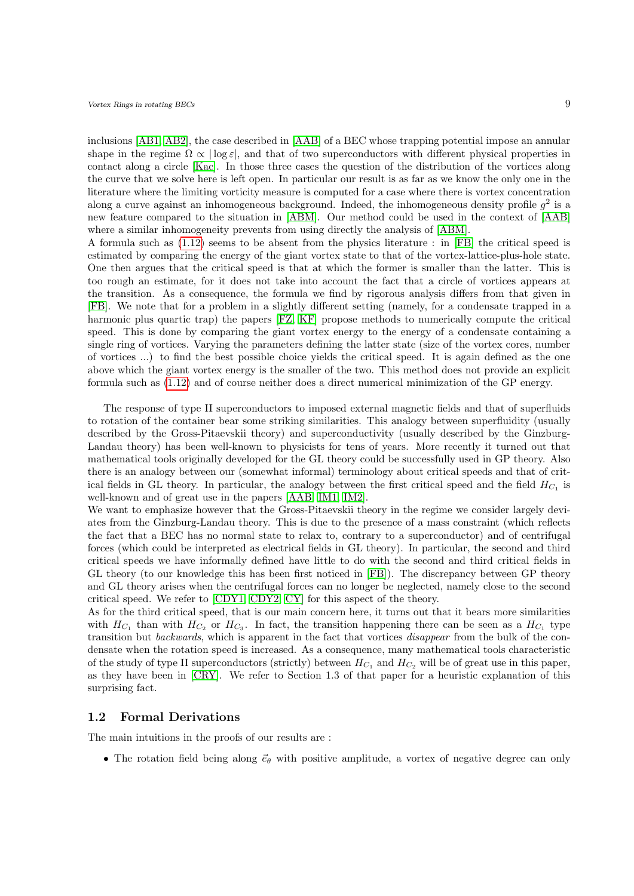inclusions [AB1, AB2], the case described in [AAB] of a BEC whose trapping potential impose an annular shape in the regime $\Omega \propto |\log \varepsilon|$, and that of two superconductors with different physical properties in contact along a circle [Kac]. In those three cases the question of the distribution of the vortices along the curve that we solve here is left open. In particular our result is as far as we know the only one in the literature where the limiting vorticity measure is computed for a case where there is vortex concentration along a curve against an inhomogeneous background. Indeed, the inhomogeneous density profile $g^2$ is a new feature compared to the situation in [ABM]. Our method could be used in the context of [AAB] where a similar inhomogeneity prevents from using directly the analysis of [ABM].

A formula such as (1.12) seems to be absent from the physics literature : in [FB] the critical speed is estimated by comparing the energy of the giant vortex state to that of the vortex-lattice-plus-hole state. One then argues that the critical speed is that at which the former is smaller than the latter. This is too rough an estimate, for it does not take into account the fact that a circle of vortices appears at the transition. As a consequence, the formula we find by rigorous analysis differs from that given in [FB]. We note that for a problem in a slightly different setting (namely, for a condensate trapped in a harmonic plus quartic trap) the papers [FZ, KF] propose methods to numerically compute the critical speed. This is done by comparing the giant vortex energy to the energy of a condensate containing a single ring of vortices. Varying the parameters defining the latter state (size of the vortex cores, number of vortices ...) to find the best possible choice yields the critical speed. It is again defined as the one above which the giant vortex energy is the smaller of the two. This method does not provide an explicit formula such as (1.12) and of course neither does a direct numerical minimization of the GP energy.

The response of type II superconductors to imposed external magnetic fields and that of superfluids to rotation of the container bear some striking similarities. This analogy between superfluidity (usually described by the Gross-Pitaevskii theory) and superconductivity (usually described by the Ginzburg-Landau theory) has been well-known to physicists for tens of years. More recently it turned out that mathematical tools originally developed for the GL theory could be successfully used in GP theory. Also there is an analogy between our (somewhat informal) terminology about critical speeds and that of critical fields in GL theory. In particular, the analogy between the first critical speed and the field $H_{C_1}$ is well-known and of great use in the papers [AAB, IM1, IM2].

We want to emphasize however that the Gross-Pitaevskii theory in the regime we consider largely deviates from the Ginzburg-Landau theory. This is due to the presence of a mass constraint (which reflects the fact that a BEC has no normal state to relax to, contrary to a superconductor) and of centrifugal forces (which could be interpreted as electrical fields in GL theory). In particular, the second and third critical speeds we have informally defined have little to do with the second and third critical fields in GL theory (to our knowledge this has been first noticed in [FB]). The discrepancy between GP theory and GL theory arises when the centrifugal forces can no longer be neglected, namely close to the second critical speed. We refer to [CDY1, CDY2, CY] for this aspect of the theory.

As for the third critical speed, that is our main concern here, it turns out that it bears more similarities with $H_{C_1}$ than with $H_{C_2}$ or $H_{C_3}$. In fact, the transition happening there can be seen as a $H_{C_1}$ type transition but *backwards*, which is apparent in the fact that vortices *disappear* from the bulk of the condensate when the rotation speed is increased. As a consequence, many mathematical tools characteristic of the study of type II superconductors (strictly) between $H_{C_1}$ and $H_{C_2}$ will be of great use in this paper, as they have been in [CRY]. We refer to Section 1.3 of that paper for a heuristic explanation of this surprising fact.

## 1.2 Formal Derivations

The main intuitions in the proofs of our results are :

- The rotation field being along $\vec{e}_\theta$ with positive amplitude, a vortex of negative degree can only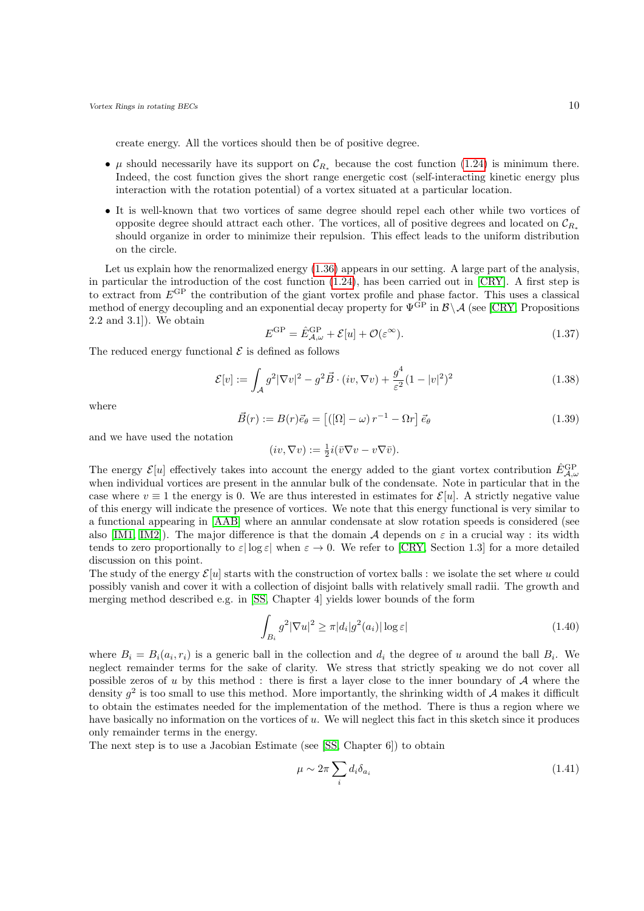create energy. All the vortices should then be of positive degree.

- $\mu$ should necessarily have its support on $\mathcal{C}_{R_*}$ because the cost function (1.24) is minimum there. Indeed, the cost function gives the short range energetic cost (self-interacting kinetic energy plus interaction with the rotation potential) of a vortex situated at a particular location.
- It is well-known that two vortices of same degree should repel each other while two vortices of opposite degree should attract each other. The vortices, all of positive degrees and located on $\mathcal{C}_{R_*}$ should organize in order to minimize their repulsion. This effect leads to the uniform distribution on the circle.

Let us explain how the renormalized energy (1.36) appears in our setting. A large part of the analysis, in particular the introduction of the cost function (1.24), has been carried out in [CRY]. A first step is to extract from $E^{\mathrm{GP}}$ the contribution of the giant vortex profile and phase factor. This uses a classical method of energy decoupling and an exponential decay property for $\Psi^{\mathrm{GP}}$ in $\mathcal{B} \setminus \mathcal{A}$ (see [CRY, Propositions 2.2 and 3.1]). We obtain

$$E^{\mathrm{GP}} = \hat{E}^{\mathrm{GP}}_{\mathcal{A},\omega} + \mathcal{E}[u] + \mathcal{O}(\varepsilon^{\infty}). \tag{1.37}$$

The reduced energy functional $\mathcal{E}$ is defined as follows

$$\mathcal{E}[v] := \int_{\mathcal{A}} g^2 |\nabla v|^2 - g^2 \vec{B} \cdot (iv, \nabla v) + \frac{g^4}{\varepsilon^2}(1 - |v|^2)^2 \tag{1.38}$$

where

$$\vec{B}(r) := B(r)\vec{e}_\theta = \left[ ([\Omega] - \omega)\, r^{-1} - \Omega r \right] \vec{e}_\theta \tag{1.39}$$

and we have used the notation

$$(iv, \nabla v) := \tfrac{1}{2} i (\bar{v} \nabla v - v \nabla \bar{v}).$$

The energy $\mathcal{E}[u]$ effectively takes into account the energy added to the giant vortex contribution $\hat{E}^{\mathrm{GP}}_{\mathcal{A},\omega}$ when individual vortices are present in the annular bulk of the condensate. Note in particular that in the case where $v \equiv 1$ the energy is 0. We are thus interested in estimates for $\mathcal{E}[u]$. A strictly negative value of this energy will indicate the presence of vortices. We note that this energy functional is very similar to a functional appearing in [AAB] where an annular condensate at slow rotation speeds is considered (see also [IM1, IM2]). The major difference is that the domain $\mathcal{A}$ depends on $\varepsilon$ in a crucial way : its width tends to zero proportionally to $\varepsilon |\log \varepsilon|$ when $\varepsilon \to 0$. We refer to [CRY, Section 1.3] for a more detailed discussion on this point.

The study of the energy $\mathcal{E}[u]$ starts with the construction of vortex balls : we isolate the set where $u$ could possibly vanish and cover it with a collection of disjoint balls with relatively small radii. The growth and merging method described e.g. in [SS, Chapter 4] yields lower bounds of the form

$$\int_{B_i} g^2 |\nabla u|^2 \geq \pi |d_i| g^2(a_i) |\log \varepsilon| \tag{1.40}$$

where $B_i = B_i(a_i, r_i)$ is a generic ball in the collection and $d_i$ the degree of $u$ around the ball $B_i$. We neglect remainder terms for the sake of clarity. We stress that strictly speaking we do not cover all possible zeros of $u$ by this method : there is first a layer close to the inner boundary of $\mathcal{A}$ where the density $g^2$ is too small to use this method. More importantly, the shrinking width of $\mathcal{A}$ makes it difficult to obtain the estimates needed for the implementation of the method. There is thus a region where we have basically no information on the vortices of $u$. We will neglect this fact in this sketch since it produces only remainder terms in the energy.

The next step is to use a Jacobian Estimate (see [SS, Chapter 6]) to obtain

$$\mu \sim 2\pi \sum_i d_i \delta_{a_i} \tag{1.41}$$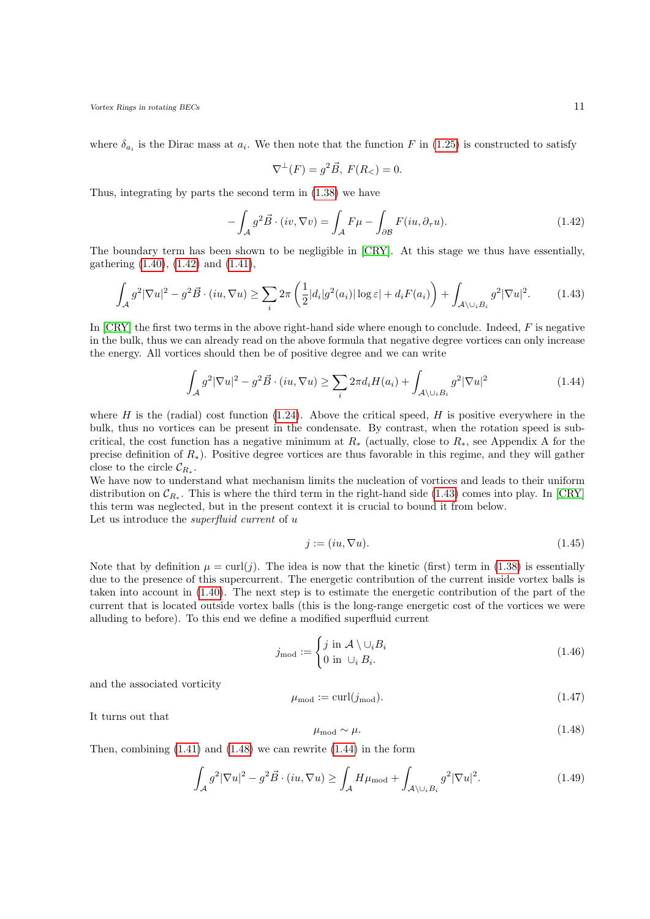where $\delta_{a_i}$ is the Dirac mass at $a_i$. We then note that the function $F$ in (1.25) is constructed to satisfy

$$\nabla^{\perp}(F) = g^2 \vec{B},\ F(R_<) = 0.$$

Thus, integrating by parts the second term in (1.38) we have

$$-\int_{\mathcal{A}} g^2 \vec{B} \cdot (iv, \nabla v) = \int_{\mathcal{A}} F\mu - \int_{\partial \mathcal{B}} F(iu, \partial_\tau u). \tag{1.42}$$

The boundary term has been shown to be negligible in [CRY]. At this stage we thus have essentially, gathering (1.40), (1.42) and (1.41),

$$\int_{\mathcal{A}} g^2|\nabla u|^2 - g^2 \vec{B} \cdot (iu, \nabla u) \geq \sum_i 2\pi \left( \frac{1}{2} |d_i| g^2(a_i) |\log \varepsilon| + d_i F(a_i) \right) + \int_{\mathcal{A} \setminus \cup_i B_i} g^2 |\nabla u|^2. \tag{1.43}$$

In [CRY] the first two terms in the above right-hand side where enough to conclude. Indeed, $F$ is negative in the bulk, thus we can already read on the above formula that negative degree vortices can only increase the energy. All vortices should then be of positive degree and we can write

$$\int_{\mathcal{A}} g^2|\nabla u|^2 - g^2 \vec{B} \cdot (iu, \nabla u) \geq \sum_i 2\pi d_i H(a_i) + \int_{\mathcal{A} \setminus \cup_i B_i} g^2 |\nabla u|^2 \tag{1.44}$$

where $H$ is the (radial) cost function (1.24). Above the critical speed, $H$ is positive everywhere in the bulk, thus no vortices can be present in the condensate. By contrast, when the rotation speed is subcritical, the cost function has a negative minimum at $R_*$ (actually, close to $R_*$, see Appendix A for the precise definition of $R_*$). Positive degree vortices are thus favorable in this regime, and they will gather close to the circle $\mathcal{C}_{R_*}$.

We have now to understand what mechanism limits the nucleation of vortices and leads to their uniform distribution on $\mathcal{C}_{R_*}$. This is where the third term in the right-hand side (1.43) comes into play. In [CRY] this term was neglected, but in the present context it is crucial to bound it from below.

Let us introduce the *superfluid current* of $u$

$$j := (iu, \nabla u). \tag{1.45}$$

Note that by definition $\mu = \mathrm{curl}(j)$. The idea is now that the kinetic (first) term in (1.38) is essentially due to the presence of this supercurrent. The energetic contribution of the current inside vortex balls is taken into account in (1.40). The next step is to estimate the energetic contribution of the part of the current that is located outside vortex balls (this is the long-range energetic cost of the vortices we were alluding to before). To this end we define a modified superfluid current

$$j_{\mathrm{mod}} := \begin{cases} j \text{ in } \mathcal{A} \setminus \cup_i B_i \\ 0 \text{ in } \cup_i B_i. \end{cases} \tag{1.46}$$

and the associated vorticity

$$\mu_{\mathrm{mod}} := \mathrm{curl}(j_{\mathrm{mod}}). \tag{1.47}$$

It turns out that

$$\mu_{\mathrm{mod}} \sim \mu. \tag{1.48}$$

Then, combining (1.41) and (1.48) we can rewrite (1.44) in the form

$$\int_{\mathcal{A}} g^2|\nabla u|^2 - g^2 \vec{B} \cdot (iu, \nabla u) \geq \int_{\mathcal{A}} H \mu_{\mathrm{mod}} + \int_{\mathcal{A} \setminus \cup_i B_i} g^2 |\nabla u|^2. \tag{1.49}$$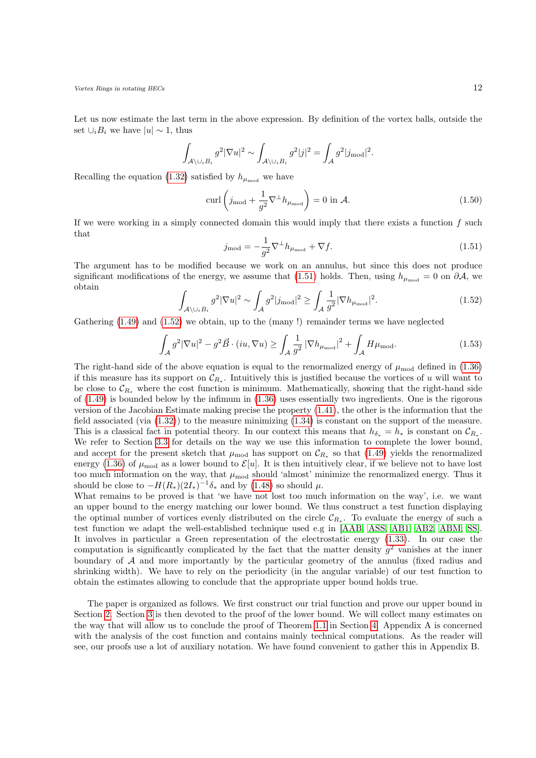Let us now estimate the last term in the above expression. By definition of the vortex balls, outside the set $\cup_i B_i$ we have $|u| \sim 1$, thus

$$\int_{\mathcal{A}\setminus\cup_i B_i} g^2|\nabla u|^2 \sim \int_{\mathcal{A}\setminus\cup_i B_i} g^2|j|^2 = \int_{\mathcal{A}} g^2|j_{\mathrm{mod}}|^2.$$

Recalling the equation (1.32) satisfied by $h_{\mu_{\mathrm{mod}}}$ we have

$$\mathrm{curl}\left(j_{\mathrm{mod}} + \frac{1}{g^2}\nabla^{\perp}h_{\mu_{\mathrm{mod}}}\right) = 0 \text{ in } \mathcal{A}. \tag{1.50}$$

If we were working in a simply connected domain this would imply that there exists a function $f$ such that

$$j_{\mathrm{mod}} = -\frac{1}{g^2}\nabla^{\perp}h_{\mu_{\mathrm{mod}}} + \nabla f. \tag{1.51}$$

The argument has to be modified because we work on an annulus, but since this does not produce significant modifications of the energy, we assume that (1.51) holds. Then, using $h_{\mu_{\mathrm{mod}}} = 0$ on $\partial\mathcal{A}$, we obtain

$$\int_{\mathcal{A}\setminus\cup_i B_i} g^2|\nabla u|^2 \sim \int_{\mathcal{A}} g^2|j_{\mathrm{mod}}|^2 \geq \int_{\mathcal{A}} \frac{1}{g^2}|\nabla h_{\mu_{\mathrm{mod}}}|^2. \tag{1.52}$$

Gathering (1.49) and (1.52) we obtain, up to the (many !) remainder terms we have neglected

$$\int_{\mathcal{A}} g^2|\nabla u|^2 - g^2\vec{B}\cdot(iu,\nabla u) \geq \int_{\mathcal{A}} \frac{1}{g^2}\left|\nabla h_{\mu_{\mathrm{mod}}}\right|^2 + \int_{\mathcal{A}} H\mu_{\mathrm{mod}}. \tag{1.53}$$

The right-hand side of the above equation is equal to the renormalized energy of $\mu_{\mathrm{mod}}$ defined in (1.36) if this measure has its support on $\mathcal{C}_{R_*}$. Intuitively this is justified because the vortices of $u$ will want to be close to $\mathcal{C}_{R_*}$ where the cost function is minimum. Mathematically, showing that the right-hand side of (1.49) is bounded below by the infimum in (1.36) uses essentially two ingredients. One is the rigorous version of the Jacobian Estimate making precise the property (1.41), the other is the information that the field associated (via (1.32)) to the measure minimizing (1.34) is constant on the support of the measure. This is a classical fact in potential theory. In our context this means that $h_{\delta_*} = h_*$ is constant on $\mathcal{C}_{R_*}$. We refer to Section 3.3 for details on the way we use this information to complete the lower bound, and accept for the present sketch that $\mu_{\mathrm{mod}}$ has support on $\mathcal{C}_{R_*}$ so that (1.49) yields the renormalized energy (1.36) of $\mu_{\mathrm{mod}}$ as a lower bound to $\mathcal{E}[u]$. It is then intuitively clear, if we believe not to have lost too much information on the way, that $\mu_{\mathrm{mod}}$ should 'almost' minimize the renormalized energy. Thus it should be close to $-H(R_*)(2I_*)^{-1}\delta_*$ and by (1.48) so should $\mu$.
What remains to be proved is that 'we have not lost too much information on the way', i.e. we want an upper bound to the energy matching our lower bound. We thus construct a test function displaying the optimal number of vortices evenly distributed on the circle $\mathcal{C}_{R_*}$. To evaluate the energy of such a test function we adapt the well-established technique used e.g in [AAB, ASS, AB1, AB2, ABM, SS]. It involves in particular a Green representation of the electrostatic energy (1.33). In our case the computation is significantly complicated by the fact that the matter density $g^2$ vanishes at the inner boundary of $\mathcal{A}$ and more importantly by the particular geometry of the annulus (fixed radius and shrinking width). We have to rely on the periodicity (in the angular variable) of our test function to obtain the estimates allowing to conclude that the appropriate upper bound holds true.

The paper is organized as follows. We first construct our trial function and prove our upper bound in Section 2. Section 3 is then devoted to the proof of the lower bound. We will collect many estimates on the way that will allow us to conclude the proof of Theorem 1.1 in Section 4. Appendix A is concerned with the analysis of the cost function and contains mainly technical computations. As the reader will see, our proofs use a lot of auxiliary notation. We have found convenient to gather this in Appendix B.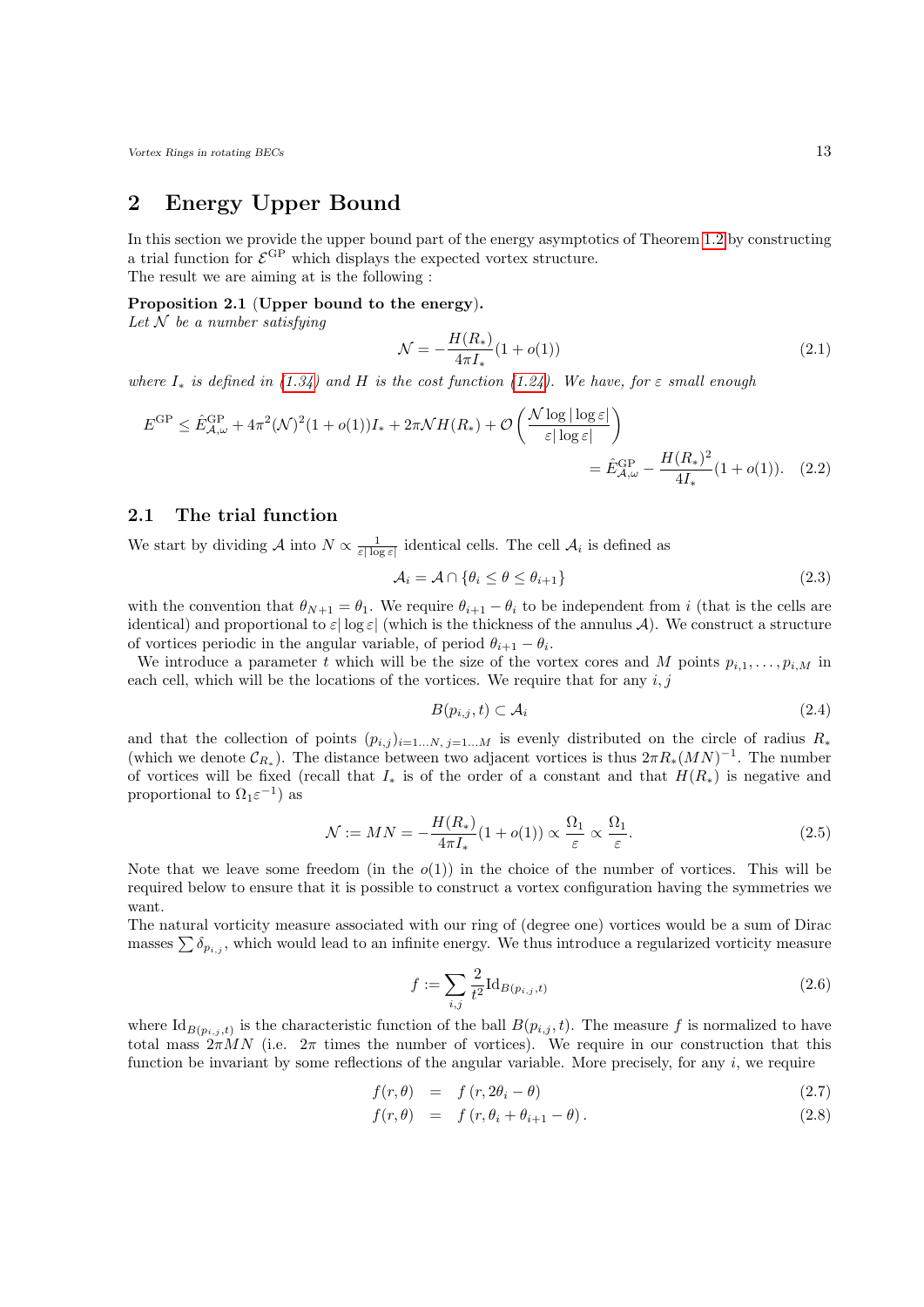## 2 Energy Upper Bound

In this section we provide the upper bound part of the energy asymptotics of Theorem 1.2 by constructing a trial function for $\mathcal{E}^{\mathrm{GP}}$ which displays the expected vortex structure.
The result we are aiming at is the following :

**Proposition 2.1 (Upper bound to the energy).**
*Let $\mathcal{N}$ be a number satisfying*

$$\mathcal{N} = -\frac{H(R_*)}{4\pi I_*}(1+o(1)) \tag{2.1}$$

*where $I_*$ is defined in (1.34) and $H$ is the cost function (1.24). We have, for $\varepsilon$ small enough*

$$\begin{aligned} E^{\mathrm{GP}} \leq \hat{E}^{\mathrm{GP}}_{\mathcal{A},\omega} + 4\pi^2(\mathcal{N})^2(1+o(1))I_* + 2\pi\mathcal{N}H(R_*) + \mathcal{O}\left(\frac{\mathcal{N}\log|\log\varepsilon|}{\varepsilon|\log\varepsilon|}\right) \\ = \hat{E}^{\mathrm{GP}}_{\mathcal{A},\omega} - \frac{H(R_*)^2}{4I_*}(1+o(1)). \end{aligned} \tag{2.2}$$

### 2.1 The trial function

We start by dividing $\mathcal{A}$ into $N \propto \frac{1}{\varepsilon|\log\varepsilon|}$ identical cells. The cell $\mathcal{A}_i$ is defined as

$$\mathcal{A}_i = \mathcal{A} \cap \{\theta_i \leq \theta \leq \theta_{i+1}\} \tag{2.3}$$

with the convention that $\theta_{N+1} = \theta_1$. We require $\theta_{i+1} - \theta_i$ to be independent from $i$ (that is the cells are identical) and proportional to $\varepsilon|\log\varepsilon|$ (which is the thickness of the annulus $\mathcal{A}$). We construct a structure of vortices periodic in the angular variable, of period $\theta_{i+1} - \theta_i$.
We introduce a parameter $t$ which will be the size of the vortex cores and $M$ points $p_{i,1}, \ldots, p_{i,M}$ in each cell, which will be the locations of the vortices. We require that for any $i, j$

$$B(p_{i,j}, t) \subset \mathcal{A}_i \tag{2.4}$$

and that the collection of points $(p_{i,j})_{i=1\ldots N,\, j=1\ldots M}$ is evenly distributed on the circle of radius $R_*$ (which we denote $\mathcal{C}_{R_*}$). The distance between two adjacent vortices is thus $2\pi R_*(MN)^{-1}$. The number of vortices will be fixed (recall that $I_*$ is of the order of a constant and that $H(R_*)$ is negative and proportional to $\Omega_1\varepsilon^{-1}$) as

$$\mathcal{N} := MN = -\frac{H(R_*)}{4\pi I_*}(1+o(1)) \propto \frac{\Omega_1}{\varepsilon} \propto \frac{\Omega_1}{\varepsilon}. \tag{2.5}$$

Note that we leave some freedom (in the $o(1)$) in the choice of the number of vortices. This will be required below to ensure that it is possible to construct a vortex configuration having the symmetries we want.
The natural vorticity measure associated with our ring of (degree one) vortices would be a sum of Dirac masses $\sum \delta_{p_{i,j}}$, which would lead to an infinite energy. We thus introduce a regularized vorticity measure

$$f := \sum_{i,j} \frac{2}{t^2} \mathrm{Id}_{B(p_{i,j},t)} \tag{2.6}$$

where $\mathrm{Id}_{B(p_{i,j},t)}$ is the characteristic function of the ball $B(p_{i,j},t)$. The measure $f$ is normalized to have total mass $2\pi MN$ (i.e. $2\pi$ times the number of vortices). We require in our construction that this function be invariant by some reflections of the angular variable. More precisely, for any $i$, we require

$$f(r,\theta) = f(r, 2\theta_i - \theta) \tag{2.7}$$

$$f(r,\theta) = f(r, \theta_i + \theta_{i+1} - \theta). \tag{2.8}$$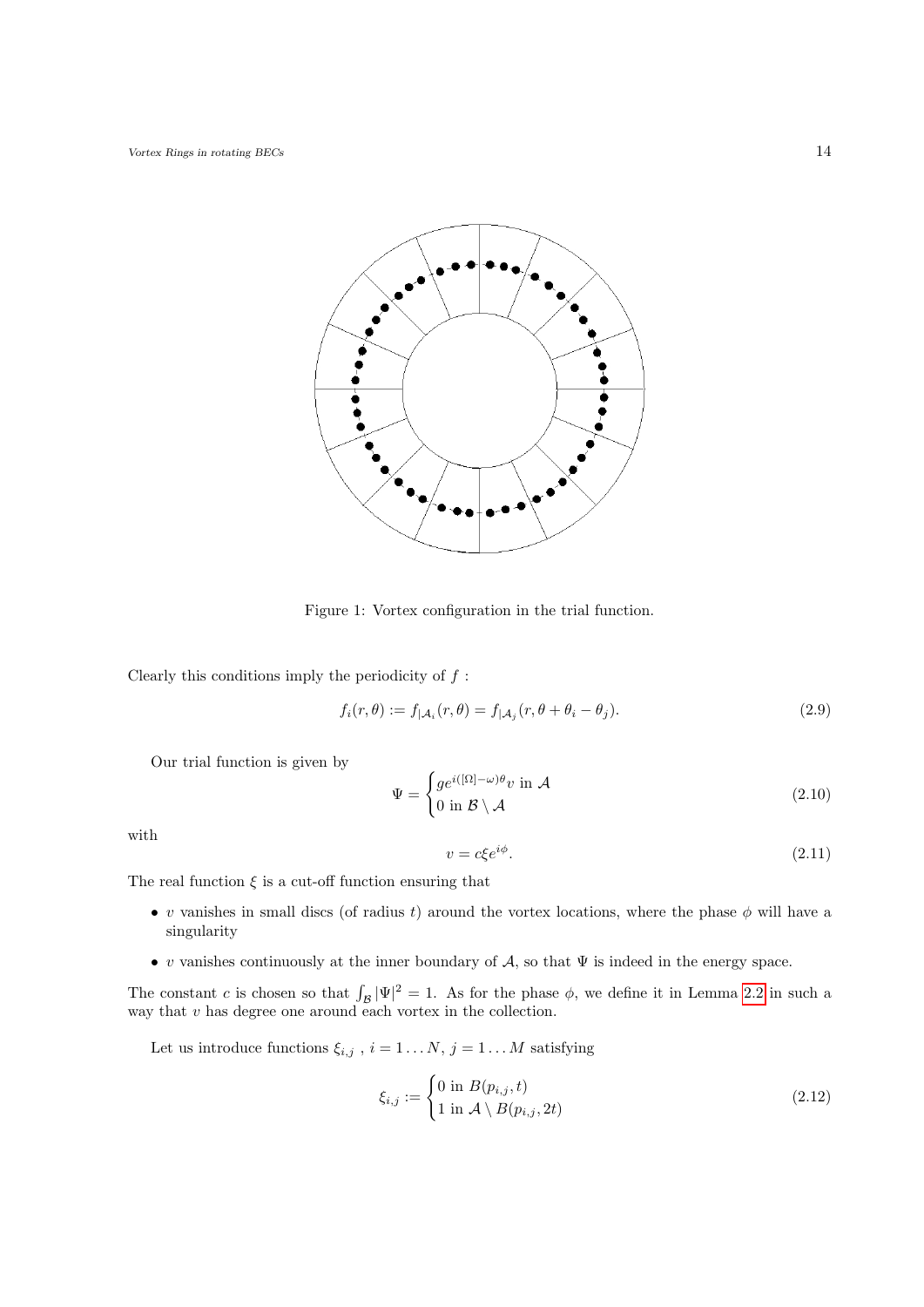Figure 1: Vortex configuration in the trial function.

Clearly this conditions imply the periodicity of $f$ :

$$f_i(r,\theta) := f_{|\mathcal{A}_i}(r,\theta) = f_{|\mathcal{A}_j}(r,\theta+\theta_i-\theta_j). \tag{2.9}$$

Our trial function is given by

$$\Psi = \begin{cases} g e^{i([\Omega]-\omega)\theta} v \text{ in } \mathcal{A} \\ 0 \text{ in } \mathcal{B}\setminus\mathcal{A} \end{cases} \tag{2.10}$$

with

$$v = c\xi e^{i\phi}. \tag{2.11}$$

The real function $\xi$ is a cut-off function ensuring that

- $v$ vanishes in small discs (of radius $t$) around the vortex locations, where the phase $\phi$ will have a singularity
- $v$ vanishes continuously at the inner boundary of $\mathcal{A}$, so that $\Psi$ is indeed in the energy space.

The constant $c$ is chosen so that $\int_{\mathcal{B}} |\Psi|^2 = 1$. As for the phase $\phi$, we define it in Lemma 2.2 in such a way that $v$ has degree one around each vortex in the collection.

Let us introduce functions $\xi_{i,j}$ , $i = 1 \dots N$, $j = 1 \dots M$ satisfying

$$\xi_{i,j} := \begin{cases} 0 \text{ in } B(p_{i,j},t) \\ 1 \text{ in } \mathcal{A}\setminus B(p_{i,j},2t) \end{cases} \tag{2.12}$$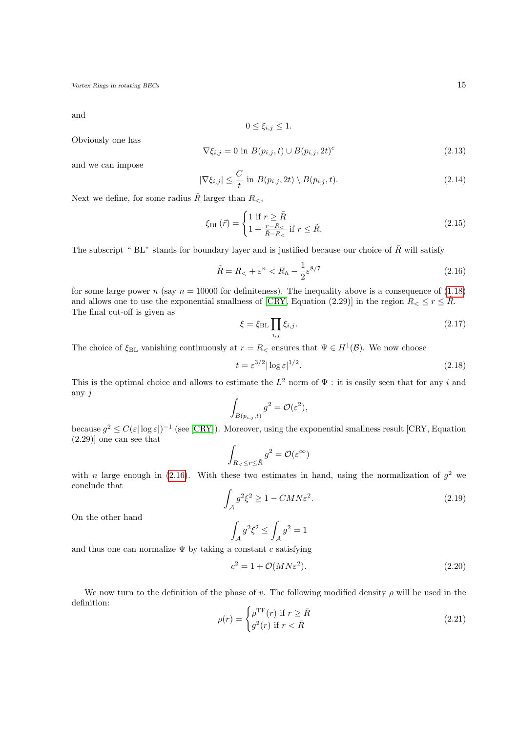and

$$0 \leq \xi_{i,j} \leq 1.$$

Obviously one has

$$\nabla \xi_{i,j} = 0 \text{ in } B(p_{i,j}, t) \cup B(p_{i,j}, 2t)^c \tag{2.13}$$

and we can impose

$$|\nabla \xi_{i,j}| \leq \frac{C}{t} \text{ in } B(p_{i,j}, 2t) \setminus B(p_{i,j}, t). \tag{2.14}$$

Next we define, for some radius $\tilde{R}$ larger than $R_<$,

$$\xi_{\mathrm{BL}}(\vec{r}) = \begin{cases} 1 \text{ if } r \geq \tilde{R} \\ 1 + \frac{r - R_<}{\tilde{R} - R_<} \text{ if } r \leq \tilde{R}. \end{cases} \tag{2.15}$$

The subscript " BL" stands for boundary layer and is justified because our choice of $\tilde{R}$ will satisfy

$$\tilde{R} = R_< + \varepsilon^n < R_h - \frac{1}{2}\varepsilon^{8/7} \tag{2.16}$$

for some large power $n$ (say $n = 10000$ for definiteness). The inequality above is a consequence of (1.18) and allows one to use the exponential smallness of [CRY, Equation (2.29)] in the region $R_< \leq r \leq \tilde{R}$. The final cut-off is given as

$$\xi = \xi_{\mathrm{BL}} \prod_{i,j} \xi_{i,j}. \tag{2.17}$$

The choice of $\xi_{\mathrm{BL}}$ vanishing continuously at $r = R_<$ ensures that $\Psi \in H^1(\mathcal{B})$. We now choose

$$t = \varepsilon^{3/2} |\log \varepsilon|^{1/2}. \tag{2.18}$$

This is the optimal choice and allows to estimate the $L^2$ norm of $\Psi$ : it is easily seen that for any $i$ and any $j$

$$\int_{B(p_{i,j},t)} g^2 = \mathcal{O}(\varepsilon^2),$$

because $g^2 \leq C(\varepsilon|\log \varepsilon|)^{-1}$ (see [CRY]). Moreover, using the exponential smallness result [CRY, Equation (2.29)] one can see that

$$\int_{R_< \leq r \leq \tilde{R}} g^2 = \mathcal{O}(\varepsilon^\infty)$$

with $n$ large enough in (2.16). With these two estimates in hand, using the normalization of $g^2$ we conclude that

$$\int_{\mathcal{A}} g^2 \xi^2 \geq 1 - CMN\varepsilon^2. \tag{2.19}$$

On the other hand

$$\int_{\mathcal{A}} g^2 \xi^2 \leq \int_{\mathcal{A}} g^2 = 1$$

and thus one can normalize $\Psi$ by taking a constant $c$ satisfying

$$c^2 = 1 + \mathcal{O}(MN\varepsilon^2). \tag{2.20}$$

We now turn to the definition of the phase of $v$. The following modified density $\rho$ will be used in the definition:

$$\rho(r) = \begin{cases} \rho^{\mathrm{TF}}(r) \text{ if } r \geq \bar{R} \\ g^2(r) \text{ if } r < \bar{R} \end{cases} \tag{2.21}$$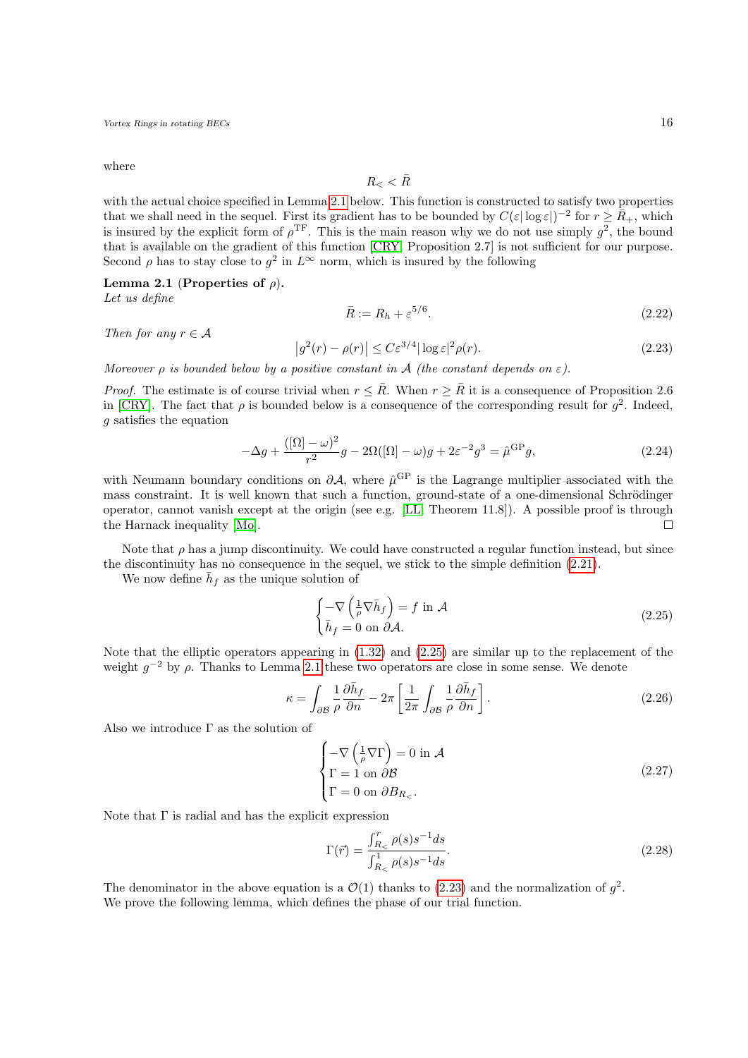where

$$R_< < \bar{R}$$

with the actual choice specified in Lemma 2.1 below. This function is constructed to satisfy two properties that we shall need in the sequel. First its gradient has to be bounded by $C(\varepsilon|\log\varepsilon|)^{-2}$ for $r \geq \bar{R}_+$, which is insured by the explicit form of $\rho^{\mathrm{TF}}$. This is the main reason why we do not use simply $g^2$, the bound that is available on the gradient of this function [CRY, Proposition 2.7] is not sufficient for our purpose. Second $\rho$ has to stay close to $g^2$ in $L^\infty$ norm, which is insured by the following

**Lemma 2.1** (**Properties of $\rho$**).
*Let us define*

$$\bar{R} := R_h + \varepsilon^{5/6}. \tag{2.22}$$

*Then for any $r \in \mathcal{A}$*

$$\left|g^2(r) - \rho(r)\right| \leq C\varepsilon^{3/4}|\log\varepsilon|^2\rho(r). \tag{2.23}$$

*Moreover $\rho$ is bounded below by a positive constant in $\mathcal{A}$ (the constant depends on $\varepsilon$).*

*Proof.* The estimate is of course trivial when $r \leq \bar{R}$. When $r \geq \bar{R}$ it is a consequence of Proposition 2.6 in [CRY]. The fact that $\rho$ is bounded below is a consequence of the corresponding result for $g^2$. Indeed, $g$ satisfies the equation

$$-\Delta g + \frac{([\Omega] - \omega)^2}{r^2}g - 2\Omega([\Omega] - \omega)g + 2\varepsilon^{-2}g^3 = \hat{\mu}^{\mathrm{GP}}g, \tag{2.24}$$

with Neumann boundary conditions on $\partial\mathcal{A}$, where $\hat{\mu}^{\mathrm{GP}}$ is the Lagrange multiplier associated with the mass constraint. It is well known that such a function, ground-state of a one-dimensional Schrödinger operator, cannot vanish except at the origin (see e.g. [LL, Theorem 11.8]). A possible proof is through the Harnack inequality [Mo]. □

Note that $\rho$ has a jump discontinuity. We could have constructed a regular function instead, but since the discontinuity has no consequence in the sequel, we stick to the simple definition (2.21).

We now define $\bar{h}_f$ as the unique solution of

$$\begin{cases} -\nabla\left(\frac{1}{\rho}\nabla\bar{h}_f\right) = f \text{ in } \mathcal{A} \\ \bar{h}_f = 0 \text{ on } \partial\mathcal{A}. \end{cases} \tag{2.25}$$

Note that the elliptic operators appearing in (1.32) and (2.25) are similar up to the replacement of the weight $g^{-2}$ by $\rho$. Thanks to Lemma 2.1 these two operators are close in some sense. We denote

$$\kappa = \int_{\partial\mathcal{B}} \frac{1}{\rho}\frac{\partial\bar{h}_f}{\partial n} - 2\pi\left[\frac{1}{2\pi}\int_{\partial\mathcal{B}}\frac{1}{\rho}\frac{\partial\bar{h}_f}{\partial n}\right]. \tag{2.26}$$

Also we introduce $\Gamma$ as the solution of

$$\begin{cases} -\nabla\left(\frac{1}{\rho}\nabla\Gamma\right) = 0 \text{ in } \mathcal{A} \\ \Gamma = 1 \text{ on } \partial\mathcal{B} \\ \Gamma = 0 \text{ on } \partial B_{R_<}. \end{cases} \tag{2.27}$$

Note that $\Gamma$ is radial and has the explicit expression

$$\Gamma(\vec{r}) = \frac{\int_{R_<}^{r}\rho(s)s^{-1}ds}{\int_{R_<}^{1}\rho(s)s^{-1}ds}. \tag{2.28}$$

The denominator in the above equation is a $\mathcal{O}(1)$ thanks to (2.23) and the normalization of $g^2$. We prove the following lemma, which defines the phase of our trial function.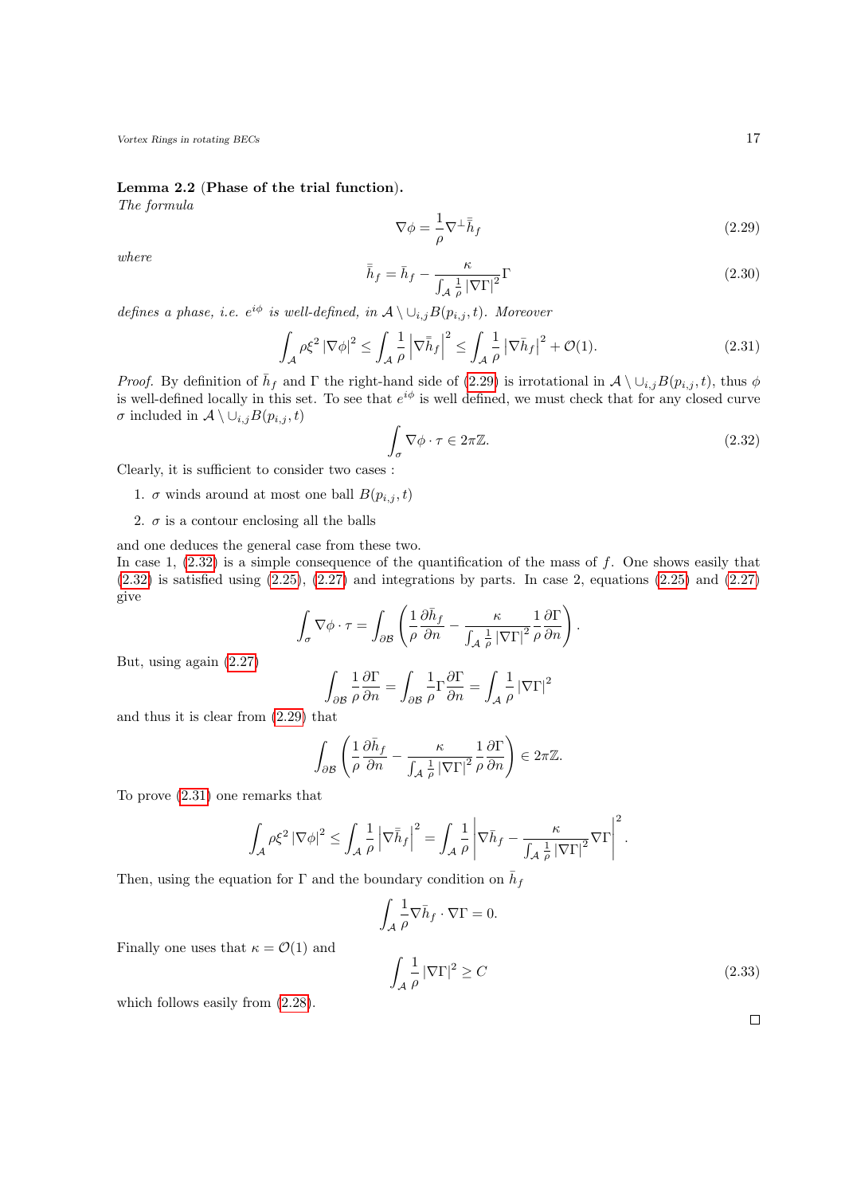**Lemma 2.2** **(Phase of the trial function).**
*The formula*

$$\nabla\phi = \frac{1}{\rho}\nabla^{\perp}\bar{\bar{h}}_f \tag{2.29}$$

*where*

$$\bar{\bar{h}}_f = \bar{h}_f - \frac{\kappa}{\int_{\mathcal{A}} \frac{1}{\rho}|\nabla\Gamma|^2}\Gamma \tag{2.30}$$

*defines a phase, i.e.* $e^{i\phi}$ *is well-defined, in* $\mathcal{A}\setminus\cup_{i,j}B(p_{i,j},t)$*. Moreover*

$$\int_{\mathcal{A}} \rho\xi^2|\nabla\phi|^2 \le \int_{\mathcal{A}}\frac{1}{\rho}\left|\nabla\bar{\bar{h}}_f\right|^2 \le \int_{\mathcal{A}}\frac{1}{\rho}\left|\nabla\bar{h}_f\right|^2 + \mathcal{O}(1). \tag{2.31}$$

*Proof.* By definition of $\bar{h}_f$ and $\Gamma$ the right-hand side of (2.29) is irrotational in $\mathcal{A}\setminus\cup_{i,j}B(p_{i,j},t)$, thus $\phi$ is well-defined locally in this set. To see that $e^{i\phi}$ is well defined, we must check that for any closed curve $\sigma$ included in $\mathcal{A}\setminus\cup_{i,j}B(p_{i,j},t)$

$$\int_{\sigma}\nabla\phi\cdot\tau \in 2\pi\mathbb{Z}. \tag{2.32}$$

Clearly, it is sufficient to consider two cases :

1. $\sigma$ winds around at most one ball $B(p_{i,j},t)$
2. $\sigma$ is a contour enclosing all the balls

and one deduces the general case from these two.
In case 1, (2.32) is a simple consequence of the quantification of the mass of $f$. One shows easily that (2.32) is satisfied using (2.25), (2.27) and integrations by parts. In case 2, equations (2.25) and (2.27) give

$$\int_{\sigma}\nabla\phi\cdot\tau = \int_{\partial\mathcal{B}}\left(\frac{1}{\rho}\frac{\partial\bar{h}_f}{\partial n} - \frac{\kappa}{\int_{\mathcal{A}}\frac{1}{\rho}|\nabla\Gamma|^2}\frac{1}{\rho}\frac{\partial\Gamma}{\partial n}\right).$$

But, using again (2.27)

$$\int_{\partial\mathcal{B}}\frac{1}{\rho}\frac{\partial\Gamma}{\partial n} = \int_{\partial\mathcal{B}}\frac{1}{\rho}\Gamma\frac{\partial\Gamma}{\partial n} = \int_{\mathcal{A}}\frac{1}{\rho}|\nabla\Gamma|^2$$

and thus it is clear from (2.29) that

$$\int_{\partial\mathcal{B}}\left(\frac{1}{\rho}\frac{\partial\bar{h}_f}{\partial n} - \frac{\kappa}{\int_{\mathcal{A}}\frac{1}{\rho}|\nabla\Gamma|^2}\frac{1}{\rho}\frac{\partial\Gamma}{\partial n}\right)\in 2\pi\mathbb{Z}.$$

To prove (2.31) one remarks that

$$\int_{\mathcal{A}}\rho\xi^2|\nabla\phi|^2 \le \int_{\mathcal{A}}\frac{1}{\rho}\left|\nabla\bar{\bar{h}}_f\right|^2 = \int_{\mathcal{A}}\frac{1}{\rho}\left|\nabla\bar{h}_f - \frac{\kappa}{\int_{\mathcal{A}}\frac{1}{\rho}|\nabla\Gamma|^2}\nabla\Gamma\right|^2.$$

Then, using the equation for $\Gamma$ and the boundary condition on $\bar{h}_f$

$$\int_{\mathcal{A}}\frac{1}{\rho}\nabla\bar{h}_f\cdot\nabla\Gamma = 0.$$

Finally one uses that $\kappa = \mathcal{O}(1)$ and

$$\int_{\mathcal{A}}\frac{1}{\rho}|\nabla\Gamma|^2 \ge C \tag{2.33}$$

which follows easily from (2.28).

□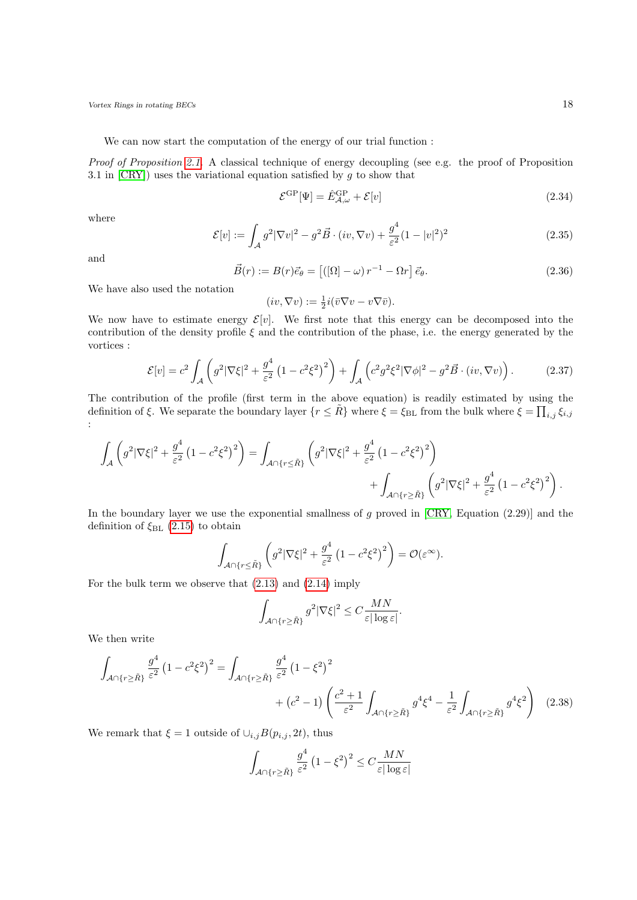We can now start the computation of the energy of our trial function :

*Proof of Proposition 2.1.* A classical technique of energy decoupling (see e.g. the proof of Proposition 3.1 in [CRY]) uses the variational equation satisfied by $g$ to show that

$$\mathcal{E}^{\mathrm{GP}}[\Psi] = \hat{E}^{\mathrm{GP}}_{\mathcal{A},\omega} + \mathcal{E}[v] \tag{2.34}$$

where

$$\mathcal{E}[v] := \int_{\mathcal{A}} g^2 |\nabla v|^2 - g^2 \vec{B} \cdot (iv, \nabla v) + \frac{g^4}{\varepsilon^2}(1-|v|^2)^2 \tag{2.35}$$

and

$$\vec{B}(r) := B(r)\vec{e}_\theta = \left[ ([\Omega] - \omega)\, r^{-1} - \Omega r \right] \vec{e}_\theta. \tag{2.36}$$

We have also used the notation

$$(iv, \nabla v) := \tfrac{1}{2} i (\bar{v} \nabla v - v \nabla \bar{v}).$$

We now have to estimate energy $\mathcal{E}[v]$. We first note that this energy can be decomposed into the contribution of the density profile $\xi$ and the contribution of the phase, i.e. the energy generated by the vortices :

$$\mathcal{E}[v] = c^2 \int_{\mathcal{A}} \left( g^2 |\nabla \xi|^2 + \frac{g^4}{\varepsilon^2}\left(1 - c^2 \xi^2\right)^2 \right) + \int_{\mathcal{A}} \left( c^2 g^2 \xi^2 |\nabla \phi|^2 - g^2 \vec{B} \cdot (iv, \nabla v) \right). \tag{2.37}$$

The contribution of the profile (first term in the above equation) is readily estimated by using the definition of $\xi$. We separate the boundary layer $\{r \leq \tilde{R}\}$ where $\xi = \xi_{\mathrm{BL}}$ from the bulk where $\xi = \prod_{i,j} \xi_{i,j}$ :

$$\int_{\mathcal{A}} \left( g^2 |\nabla \xi|^2 + \frac{g^4}{\varepsilon^2}\left(1 - c^2\xi^2\right)^2 \right) = \int_{\mathcal{A} \cap \{r \leq \tilde{R}\}} \left( g^2 |\nabla \xi|^2 + \frac{g^4}{\varepsilon^2}\left(1 - c^2\xi^2\right)^2 \right) + \int_{\mathcal{A} \cap \{r \geq \tilde{R}\}} \left( g^2 |\nabla \xi|^2 + \frac{g^4}{\varepsilon^2}\left(1 - c^2\xi^2\right)^2 \right).$$

In the boundary layer we use the exponential smallness of $g$ proved in [CRY, Equation (2.29)] and the definition of $\xi_{\mathrm{BL}}$ (2.15) to obtain

$$\int_{\mathcal{A} \cap \{r \leq \tilde{R}\}} \left( g^2 |\nabla \xi|^2 + \frac{g^4}{\varepsilon^2}\left(1 - c^2\xi^2\right)^2 \right) = \mathcal{O}(\varepsilon^\infty).$$

For the bulk term we observe that (2.13) and (2.14) imply

$$\int_{\mathcal{A} \cap \{r \geq \tilde{R}\}} g^2 |\nabla \xi|^2 \leq C \frac{MN}{\varepsilon |\log \varepsilon|}.$$

We then write

$$\int_{\mathcal{A} \cap \{r \geq \tilde{R}\}} \frac{g^4}{\varepsilon^2}\left(1 - c^2\xi^2\right)^2 = \int_{\mathcal{A} \cap \{r \geq \tilde{R}\}} \frac{g^4}{\varepsilon^2}\left(1 - \xi^2\right)^2 + \left(c^2 - 1\right)\left( \frac{c^2+1}{\varepsilon^2} \int_{\mathcal{A} \cap \{r \geq \tilde{R}\}} g^4 \xi^4 - \frac{1}{\varepsilon^2} \int_{\mathcal{A} \cap \{r \geq \tilde{R}\}} g^4 \xi^2 \right) \tag{2.38}$$

We remark that $\xi = 1$ outside of $\cup_{i,j} B(p_{i,j}, 2t)$, thus

$$\int_{\mathcal{A} \cap \{r \geq \tilde{R}\}} \frac{g^4}{\varepsilon^2}\left(1 - \xi^2\right)^2 \leq C \frac{MN}{\varepsilon |\log \varepsilon|}$$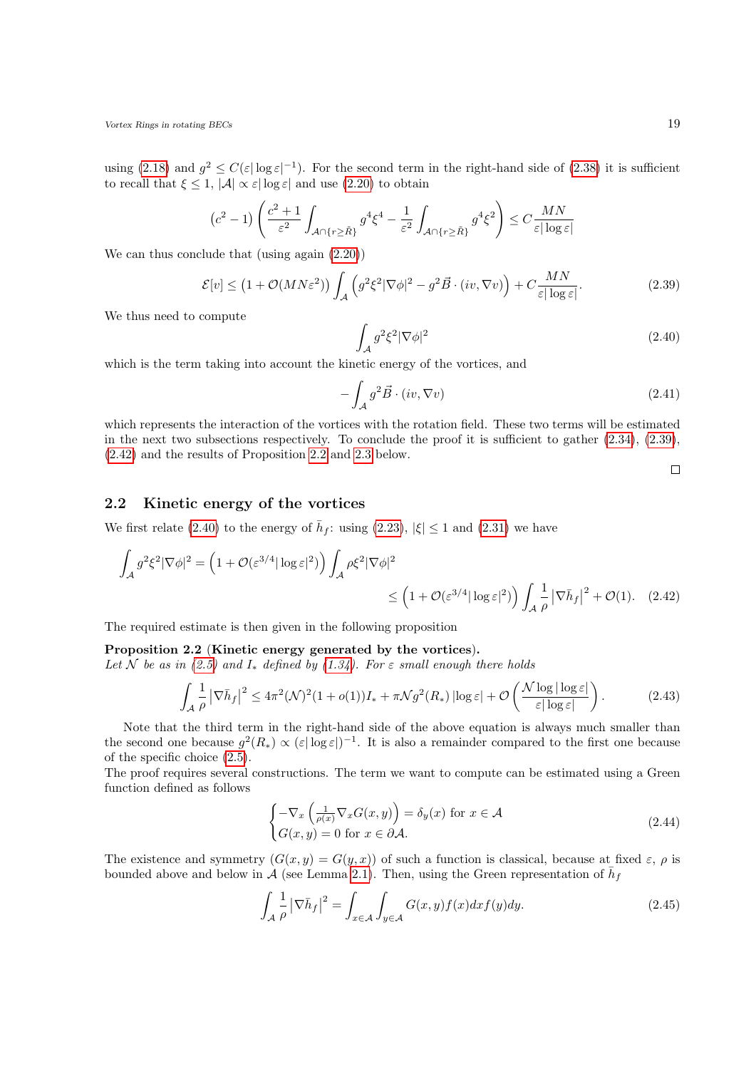using (2.18) and $g^2 \leq C(\varepsilon|\log\varepsilon|^{-1})$. For the second term in the right-hand side of (2.38) it is sufficient to recall that $\xi \leq 1$, $|\mathcal{A}| \propto \varepsilon|\log\varepsilon|$ and use (2.20) to obtain

$$\left(c^2-1\right)\left(\frac{c^2+1}{\varepsilon^2}\int_{\mathcal{A}\cap\{r\geq\bar{R}\}} g^4\xi^4 - \frac{1}{\varepsilon^2}\int_{\mathcal{A}\cap\{r\geq\bar{R}\}} g^4\xi^2\right) \leq C\frac{MN}{\varepsilon|\log\varepsilon|}$$

We can thus conclude that (using again (2.20))

$$\mathcal{E}[v] \leq \left(1+\mathcal{O}(MN\varepsilon^2)\right)\int_{\mathcal{A}}\left(g^2\xi^2|\nabla\phi|^2 - g^2\vec{B}\cdot(iv,\nabla v)\right) + C\frac{MN}{\varepsilon|\log\varepsilon|}. \tag{2.39}$$

We thus need to compute

$$\int_{\mathcal{A}} g^2\xi^2|\nabla\phi|^2 \tag{2.40}$$

which is the term taking into account the kinetic energy of the vortices, and

$$-\int_{\mathcal{A}} g^2\vec{B}\cdot(iv,\nabla v) \tag{2.41}$$

which represents the interaction of the vortices with the rotation field. These two terms will be estimated in the next two subsections respectively. To conclude the proof it is sufficient to gather (2.34), (2.39), (2.42) and the results of Proposition 2.2 and 2.3 below.

□

## 2.2 Kinetic energy of the vortices

We first relate (2.40) to the energy of $\bar{h}_f$: using (2.23), $|\xi| \leq 1$ and (2.31) we have

$$\begin{aligned}\int_{\mathcal{A}} g^2\xi^2|\nabla\phi|^2 &= \left(1+\mathcal{O}(\varepsilon^{3/4}|\log\varepsilon|^2)\right)\int_{\mathcal{A}}\rho\xi^2|\nabla\phi|^2 \\ &\leq \left(1+\mathcal{O}(\varepsilon^{3/4}|\log\varepsilon|^2)\right)\int_{\mathcal{A}}\frac{1}{\rho}\left|\nabla\bar{h}_f\right|^2 + \mathcal{O}(1).\end{aligned} \tag{2.42}$$

The required estimate is then given in the following proposition

**Proposition 2.2 (Kinetic energy generated by the vortices).**
*Let $\mathcal{N}$ be as in (2.5) and $I_*$ defined by (1.34). For $\varepsilon$ small enough there holds*

$$\int_{\mathcal{A}}\frac{1}{\rho}\left|\nabla\bar{h}_f\right|^2 \leq 4\pi^2(\mathcal{N})^2(1+o(1))I_* + \pi\mathcal{N}g^2(R_*)\left|\log\varepsilon\right| + \mathcal{O}\left(\frac{\mathcal{N}\log|\log\varepsilon|}{\varepsilon|\log\varepsilon|}\right). \tag{2.43}$$

Note that the third term in the right-hand side of the above equation is always much smaller than the second one because $g^2(R_*) \propto (\varepsilon|\log\varepsilon|)^{-1}$. It is also a remainder compared to the first one because of the specific choice (2.5).

The proof requires several constructions. The term we want to compute can be estimated using a Green function defined as follows

$$\begin{cases}-\nabla_x\left(\frac{1}{\rho(x)}\nabla_x G(x,y)\right) = \delta_y(x) \text{ for } x\in\mathcal{A} \\ G(x,y) = 0 \text{ for } x\in\partial\mathcal{A}.\end{cases} \tag{2.44}$$

The existence and symmetry ($G(x,y) = G(y,x)$) of such a function is classical, because at fixed $\varepsilon$, $\rho$ is bounded above and below in $\mathcal{A}$ (see Lemma 2.1). Then, using the Green representation of $\bar{h}_f$

$$\int_{\mathcal{A}}\frac{1}{\rho}\left|\nabla\bar{h}_f\right|^2 = \int_{x\in\mathcal{A}}\int_{y\in\mathcal{A}} G(x,y)f(x)dxf(y)dy. \tag{2.45}$$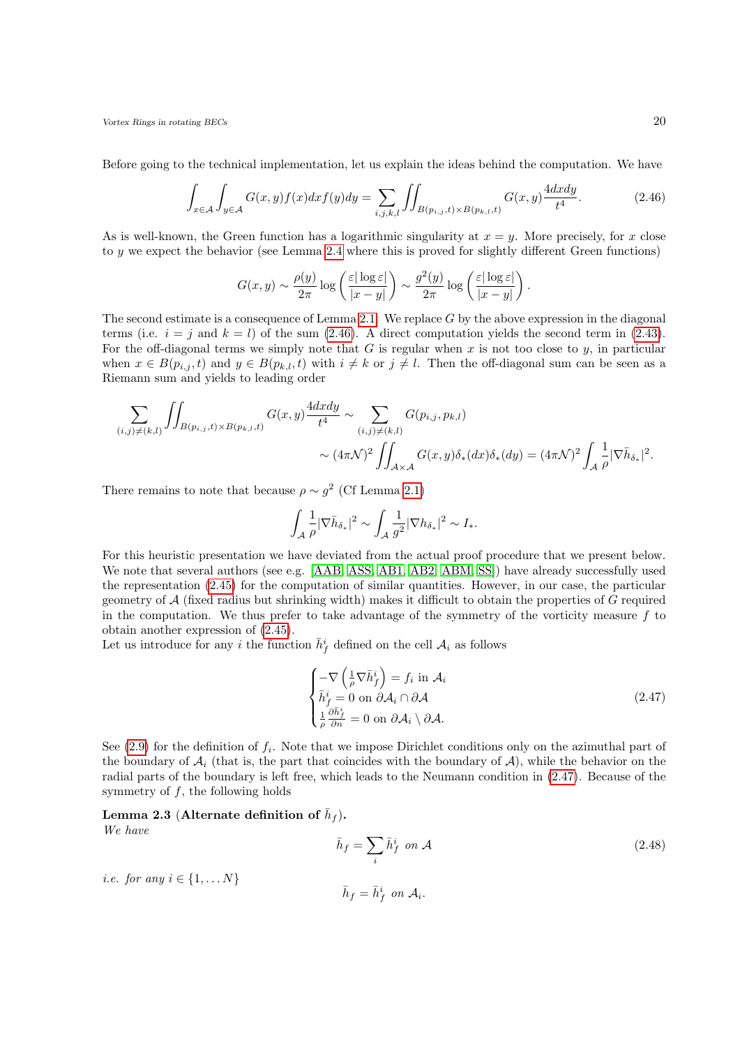Before going to the technical implementation, let us explain the ideas behind the computation. We have

$$\int_{x\in\mathcal{A}}\int_{y\in\mathcal{A}} G(x,y)f(x)dxf(y)dy = \sum_{i,j,k,l}\iint_{B(p_{i,j},t)\times B(p_{k,l},t)} G(x,y)\frac{4dxdy}{t^4}. \tag{2.46}$$

As is well-known, the Green function has a logarithmic singularity at $x=y$. More precisely, for $x$ close to $y$ we expect the behavior (see Lemma 2.4 where this is proved for slightly different Green functions)

$$G(x,y) \sim \frac{\rho(y)}{2\pi}\log\left(\frac{\varepsilon|\log\varepsilon|}{|x-y|}\right) \sim \frac{g^2(y)}{2\pi}\log\left(\frac{\varepsilon|\log\varepsilon|}{|x-y|}\right).$$

The second estimate is a consequence of Lemma 2.1. We replace $G$ by the above expression in the diagonal terms (i.e. $i=j$ and $k=l$) of the sum (2.46). A direct computation yields the second term in (2.43). For the off-diagonal terms we simply note that $G$ is regular when $x$ is not too close to $y$, in particular when $x\in B(p_{i,j},t)$ and $y\in B(p_{k,l},t)$ with $i\neq k$ or $j\neq l$. Then the off-diagonal sum can be seen as a Riemann sum and yields to leading order

$$\begin{aligned}\sum_{(i,j)\neq(k,l)}\iint_{B(p_{i,j},t)\times B(p_{k,l},t)} G(x,y)\frac{4dxdy}{t^4} &\sim \sum_{(i,j)\neq(k,l)} G(p_{i,j},p_{k,l})\\ &\sim (4\pi\mathcal{N})^2\iint_{\mathcal{A}\times\mathcal{A}} G(x,y)\delta_*(dx)\delta_*(dy) = (4\pi\mathcal{N})^2\int_{\mathcal{A}}\frac{1}{\rho}|\nabla\bar{h}_{\delta_*}|^2.\end{aligned}$$

There remains to note that because $\rho\sim g^2$ (Cf Lemma 2.1)

$$\int_{\mathcal{A}}\frac{1}{\rho}|\nabla\bar{h}_{\delta_*}|^2 \sim \int_{\mathcal{A}}\frac{1}{g^2}|\nabla h_{\delta_*}|^2 \sim I_*.$$

For this heuristic presentation we have deviated from the actual proof procedure that we present below. We note that several authors (see e.g. [AAB, ASS, AB1, AB2, ABM, SS]) have already successfully used the representation (2.45) for the computation of similar quantities. However, in our case, the particular geometry of $\mathcal{A}$ (fixed radius but shrinking width) makes it difficult to obtain the properties of $G$ required in the computation. We thus prefer to take advantage of the symmetry of the vorticity measure $f$ to obtain another expression of (2.45).

Let us introduce for any $i$ the function $\bar{h}_f^i$ defined on the cell $\mathcal{A}_i$ as follows

$$\begin{cases}-\nabla\left(\frac{1}{\rho}\nabla\bar{h}_f^i\right) = f_i \text{ in } \mathcal{A}_i\\ \bar{h}_f^i = 0 \text{ on } \partial\mathcal{A}_i\cap\partial\mathcal{A}\\ \frac{1}{\rho}\frac{\partial\bar{h}_f^i}{\partial n} = 0 \text{ on } \partial\mathcal{A}_i\setminus\partial\mathcal{A}.\end{cases} \tag{2.47}$$

See (2.9) for the definition of $f_i$. Note that we impose Dirichlet conditions only on the azimuthal part of the boundary of $\mathcal{A}_i$ (that is, the part that coincides with the boundary of $\mathcal{A}$), while the behavior on the radial parts of the boundary is left free, which leads to the Neumann condition in (2.47). Because of the symmetry of $f$, the following holds

**Lemma 2.3 (Alternate definition of $\bar{h}_f$).**
*We have*

$$\bar{h}_f = \sum_i \bar{h}_f^i \text{ on } \mathcal{A} \tag{2.48}$$

*i.e. for any $i\in\{1,\dots N\}$*

$$\bar{h}_f = \bar{h}_f^i \text{ on } \mathcal{A}_i.$$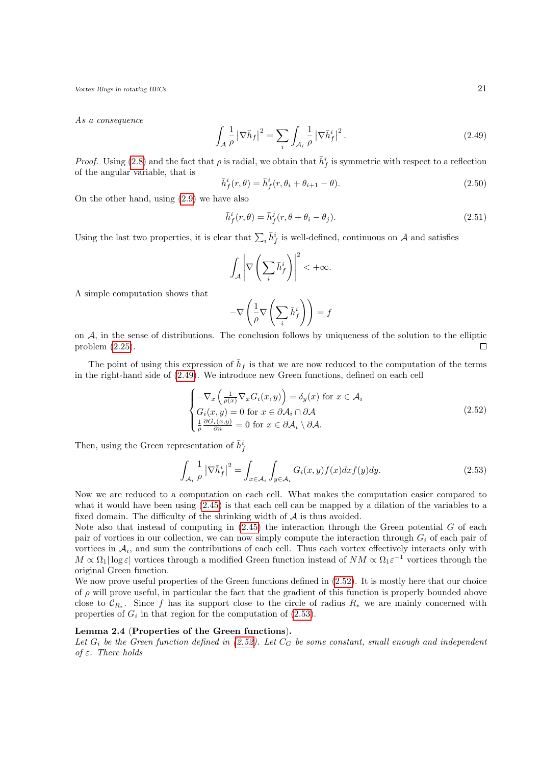*As a consequence*

$$\int_{\mathcal{A}} \frac{1}{\rho} |\nabla \bar{h}_f|^2 = \sum_i \int_{\mathcal{A}_i} \frac{1}{\rho} |\nabla \bar{h}_f^i|^2 . \tag{2.49}$$

*Proof.* Using (2.8) and the fact that $\rho$ is radial, we obtain that $\bar{h}_f^i$ is symmetric with respect to a reflection of the angular variable, that is

$$\bar{h}_f^i(r,\theta) = \bar{h}_f^i(r, \theta_i + \theta_{i+1} - \theta). \tag{2.50}$$

On the other hand, using (2.9) we have also

$$\bar{h}_f^i(r,\theta) = \bar{h}_f^j(r, \theta + \theta_i - \theta_j). \tag{2.51}$$

Using the last two properties, it is clear that $\sum_i \bar{h}_f^i$ is well-defined, continuous on $\mathcal{A}$ and satisfies

$$\int_{\mathcal{A}} \left| \nabla \left( \sum_i \bar{h}_f^i \right) \right|^2 < +\infty.$$

A simple computation shows that

$$-\nabla \left( \frac{1}{\rho} \nabla \left( \sum_i \bar{h}_f^i \right) \right) = f$$

on $\mathcal{A}$, in the sense of distributions. The conclusion follows by uniqueness of the solution to the elliptic problem (2.25). □

The point of using this expression of $\bar{h}_f$ is that we are now reduced to the computation of the terms in the right-hand side of (2.49). We introduce new Green functions, defined on each cell

$$\begin{cases} -\nabla_x \left( \frac{1}{\rho(x)} \nabla_x G_i(x,y) \right) = \delta_y(x) \text{ for } x \in \mathcal{A}_i \\ G_i(x,y) = 0 \text{ for } x \in \partial \mathcal{A}_i \cap \partial \mathcal{A} \\ \frac{1}{\rho} \frac{\partial G_i(x,y)}{\partial n} = 0 \text{ for } x \in \partial \mathcal{A}_i \setminus \partial \mathcal{A}. \end{cases} \tag{2.52}$$

Then, using the Green representation of $\bar{h}_f^i$

$$\int_{\mathcal{A}_i} \frac{1}{\rho} |\nabla \bar{h}_f^i|^2 = \int_{x \in \mathcal{A}_i} \int_{y \in \mathcal{A}_i} G_i(x,y) f(x) dx f(y) dy. \tag{2.53}$$

Now we are reduced to a computation on each cell. What makes the computation easier compared to what it would have been using (2.45) is that each cell can be mapped by a dilation of the variables to a fixed domain. The difficulty of the shrinking width of $\mathcal{A}$ is thus avoided.
Note also that instead of computing in (2.45) the interaction through the Green potential $G$ of each pair of vortices in our collection, we can now simply compute the interaction through $G_i$ of each pair of vortices in $\mathcal{A}_i$, and sum the contributions of each cell. Thus each vortex effectively interacts only with $M \propto \Omega_1 |\log \varepsilon|$ vortices through a modified Green function instead of $NM \propto \Omega_1 \varepsilon^{-1}$ vortices through the original Green function.
We now prove useful properties of the Green functions defined in (2.52). It is mostly here that our choice of $\rho$ will prove useful, in particular the fact that the gradient of this function is properly bounded above close to $\mathcal{C}_{R_*}$. Since $f$ has its support close to the circle of radius $R_*$ we are mainly concerned with properties of $G_i$ in that region for the computation of (2.53).

**Lemma 2.4 (Properties of the Green functions).**
*Let $G_i$ be the Green function defined in (2.52). Let $C_G$ be some constant, small enough and independent of $\varepsilon$. There holds*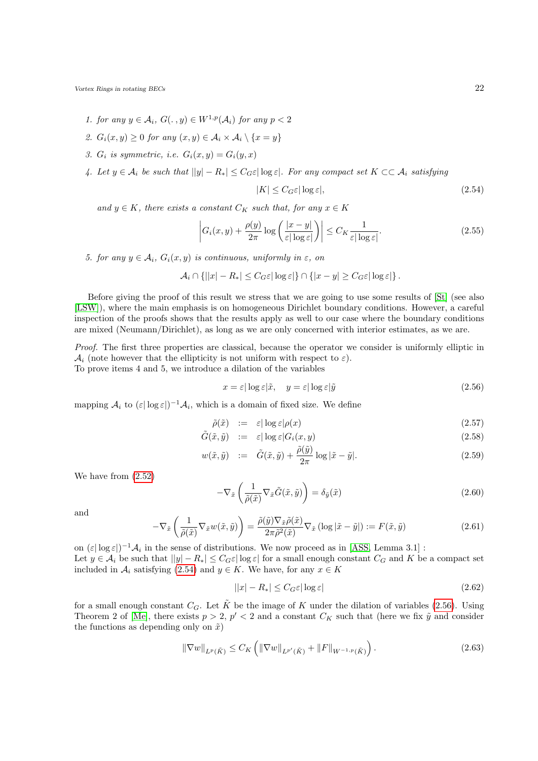1. *for any* $y \in \mathcal{A}_i$, $G(.\,,y) \in W^{1,p}(\mathcal{A}_i)$ *for any* $p < 2$
2. $G_i(x,y) \geq 0$ *for any* $(x,y) \in \mathcal{A}_i \times \mathcal{A}_i \setminus \{x = y\}$
3. $G_i$ *is symmetric, i.e.* $G_i(x,y) = G_i(y,x)$
4. *Let* $y \in \mathcal{A}_i$ *be such that* $||y| - R_*| \leq C_G \varepsilon |\log \varepsilon|$. *For any compact set* $K \subset\subset \mathcal{A}_i$ *satisfying*

$$|K| \leq C_G \varepsilon |\log \varepsilon|, \tag{2.54}$$

*and* $y \in K$, *there exists a constant* $C_K$ *such that, for any* $x \in K$

$$\left| G_i(x,y) + \frac{\rho(y)}{2\pi} \log\left( \frac{|x-y|}{\varepsilon |\log \varepsilon|} \right) \right| \leq C_K \frac{1}{\varepsilon |\log \varepsilon|}. \tag{2.55}$$

5. *for any* $y \in \mathcal{A}_i$, $G_i(x,y)$ *is continuous, uniformly in* $\varepsilon$, *on*

$$\mathcal{A}_i \cap \{||x| - R_*| \leq C_G \varepsilon |\log \varepsilon|\} \cap \{|x-y| \geq C_G \varepsilon |\log \varepsilon|\}.$$

Before giving the proof of this result we stress that we are going to use some results of [St] (see also [LSW]), where the main emphasis is on homogeneous Dirichlet boundary conditions. However, a careful inspection of the proofs shows that the results apply as well to our case where the boundary conditions are mixed (Neumann/Dirichlet), as long as we are only concerned with interior estimates, as we are.

*Proof.* The first three properties are classical, because the operator we consider is uniformly elliptic in $\mathcal{A}_i$ (note however that the ellipticity is not uniform with respect to $\varepsilon$).
To prove items 4 and 5, we introduce a dilation of the variables

$$x = \varepsilon |\log \varepsilon| \tilde{x}, \quad y = \varepsilon |\log \varepsilon| \tilde{y} \tag{2.56}$$

mapping $\mathcal{A}_i$ to $(\varepsilon |\log \varepsilon|)^{-1} \mathcal{A}_i$, which is a domain of fixed size. We define

$$\tilde{\rho}(\tilde{x}) := \varepsilon |\log \varepsilon| \rho(x) \tag{2.57}$$

$$\tilde{G}(\tilde{x},\tilde{y}) := \varepsilon |\log \varepsilon| G_i(x,y) \tag{2.58}$$

$$w(\tilde{x},\tilde{y}) := \tilde{G}(\tilde{x},\tilde{y}) + \frac{\tilde{\rho}(\tilde{y})}{2\pi} \log |\tilde{x} - \tilde{y}|. \tag{2.59}$$

We have from (2.52)

$$-\nabla_{\tilde{x}} \left( \frac{1}{\tilde{\rho}(\tilde{x})} \nabla_{\tilde{x}} \tilde{G}(\tilde{x},\tilde{y}) \right) = \delta_{\tilde{y}}(\tilde{x}) \tag{2.60}$$

and

$$-\nabla_{\tilde{x}} \left( \frac{1}{\tilde{\rho}(\tilde{x})} \nabla_{\tilde{x}} w(\tilde{x},\tilde{y}) \right) = \frac{\tilde{\rho}(\tilde{y}) \nabla_{\tilde{x}} \tilde{\rho}(\tilde{x})}{2\pi \tilde{\rho}^2(\tilde{x})} \nabla_{\tilde{x}} \left( \log |\tilde{x} - \tilde{y}| \right) := F(\tilde{x},\tilde{y}) \tag{2.61}$$

on $(\varepsilon |\log \varepsilon|)^{-1} \mathcal{A}_i$ in the sense of distributions. We now proceed as in [ASS, Lemma 3.1] :
Let $y \in \mathcal{A}_i$ be such that $||y| - R_*| \leq C_G \varepsilon |\log \varepsilon|$ for a small enough constant $C_G$ and $K$ be a compact set included in $\mathcal{A}_i$ satisfying (2.54) and $y \in K$. We have, for any $x \in K$

$$||x| - R_*| \leq C_G \varepsilon |\log \varepsilon| \tag{2.62}$$

for a small enough constant $C_G$. Let $\tilde{K}$ be the image of $K$ under the dilation of variables (2.56). Using Theorem 2 of [Me], there exists $p > 2$, $p' < 2$ and a constant $C_K$ such that (here we fix $\tilde{y}$ and consider the functions as depending only on $\tilde{x}$)

$$\|\nabla w\|_{L^p(\tilde{K})} \leq C_K \left( \|\nabla w\|_{L^{p'}(\tilde{K})} + \|F\|_{W^{-1,p}(\tilde{K})} \right). \tag{2.63}$$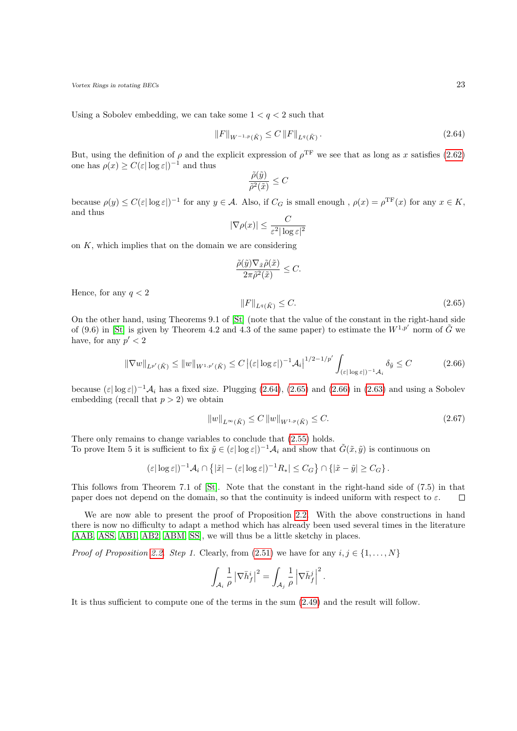Using a Sobolev embedding, we can take some $1 < q < 2$ such that

$$\|F\|_{W^{-1,p}(\tilde{K})} \leq C \|F\|_{L^q(\tilde{K})}. \tag{2.64}$$

But, using the definition of $\rho$ and the explicit expression of $\rho^{\rm TF}$ we see that as long as $x$ satisfies (2.62) one has $\rho(x) \geq C(\varepsilon|\log\varepsilon|)^{-1}$ and thus

$$\frac{\tilde{\rho}(\tilde{y})}{\tilde{\rho}^2(\tilde{x})} \leq C$$

because $\rho(y) \leq C(\varepsilon|\log\varepsilon|)^{-1}$ for any $y \in \mathcal{A}$. Also, if $C_G$ is small enough , $\rho(x) = \rho^{\rm TF}(x)$ for any $x \in K$, and thus

$$|\nabla\rho(x)| \leq \frac{C}{\varepsilon^2|\log\varepsilon|^2}$$

on $K$, which implies that on the domain we are considering

$$\frac{\tilde{\rho}(\tilde{y})\nabla_{\tilde{x}}\tilde{\rho}(\tilde{x})}{2\pi\tilde{\rho}^2(\tilde{x})} \leq C.$$

Hence, for any $q < 2$

$$\|F\|_{L^q(\tilde{K})} \leq C. \tag{2.65}$$

On the other hand, using Theorems 9.1 of [St] (note that the value of the constant in the right-hand side of (9.6) in [St] is given by Theorem 4.2 and 4.3 of the same paper) to estimate the $W^{1,p'}$ norm of $\tilde{G}$ we have, for any $p' < 2$

$$\|\nabla w\|_{L^{p'}(\tilde{K})} \leq \|w\|_{W^{1,p'}(\tilde{K})} \leq C\left|(\varepsilon|\log\varepsilon|)^{-1}\mathcal{A}_i\right|^{1/2-1/p'} \int_{(\varepsilon|\log\varepsilon|)^{-1}\mathcal{A}_i} \delta_{\tilde{y}} \leq C \tag{2.66}$$

because $(\varepsilon|\log\varepsilon|)^{-1}\mathcal{A}_i$ has a fixed size. Plugging (2.64), (2.65) and (2.66) in (2.63) and using a Sobolev embedding (recall that $p > 2$) we obtain

$$\|w\|_{L^\infty(\tilde{K})} \leq C\|w\|_{W^{1,p}(\tilde{K})} \leq C. \tag{2.67}$$

There only remains to change variables to conclude that (2.55) holds.
To prove Item 5 it is sufficient to fix $\tilde{y} \in (\varepsilon|\log\varepsilon|)^{-1}\mathcal{A}_i$ and show that $\tilde{G}(\tilde{x},\tilde{y})$ is continuous on

$$(\varepsilon|\log\varepsilon|)^{-1}\mathcal{A}_i \cap \left\{|\tilde{x}| - (\varepsilon|\log\varepsilon|)^{-1}R_*| \leq C_G\right\} \cap \left\{|\tilde{x} - \tilde{y}| \geq C_G\right\}.$$

This follows from Theorem 7.1 of [St]. Note that the constant in the right-hand side of (7.5) in that paper does not depend on the domain, so that the continuity is indeed uniform with respect to $\varepsilon$. □

We are now able to present the proof of Proposition 2.2. With the above constructions in hand there is now no difficulty to adapt a method which has already been used several times in the literature [AAB, ASS, AB1, AB2, ABM, SS], we will thus be a little sketchy in places.

*Proof of Proposition 2.2. Step 1.* Clearly, from (2.51) we have for any $i,j \in \{1,\ldots,N\}$

$$\int_{\mathcal{A}_i} \frac{1}{\rho}\left|\nabla\bar{h}_f^i\right|^2 = \int_{\mathcal{A}_j} \frac{1}{\rho}\left|\nabla\bar{h}_f^j\right|^2.$$

It is thus sufficient to compute one of the terms in the sum (2.49) and the result will follow.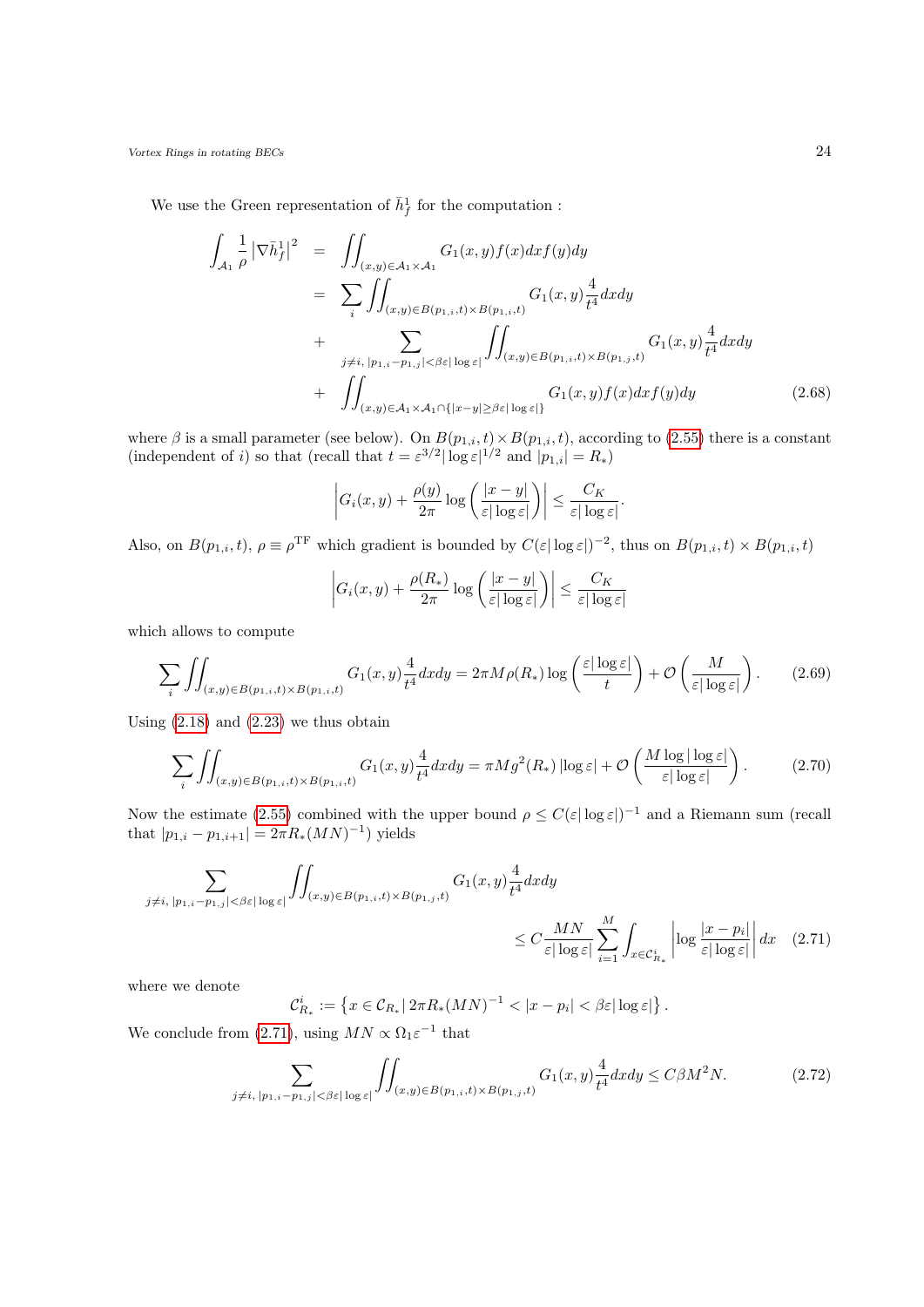We use the Green representation of $\bar{h}_f^1$ for the computation :

$$
\begin{aligned}
\int_{\mathcal{A}_1} \frac{1}{\rho} \left|\nabla \bar{h}_f^1\right|^2 &= \iint_{(x,y)\in\mathcal{A}_1\times\mathcal{A}_1} G_1(x,y) f(x)dx f(y)dy \\
&= \sum_i \iint_{(x,y)\in B(p_{1,i},t)\times B(p_{1,i},t)} G_1(x,y)\frac{4}{t^4}dxdy \\
&+ \sum_{j\neq i,\, |p_{1,i}-p_{1,j}|<\beta\varepsilon|\log\varepsilon|} \iint_{(x,y)\in B(p_{1,i},t)\times B(p_{1,j},t)} G_1(x,y)\frac{4}{t^4}dxdy \\
&+ \iint_{(x,y)\in\mathcal{A}_1\times\mathcal{A}_1\cap\{|x-y|\geq\beta\varepsilon|\log\varepsilon|\}} G_1(x,y)f(x)dxf(y)dy
\end{aligned} \tag{2.68}
$$

where $\beta$ is a small parameter (see below). On $B(p_{1,i},t)\times B(p_{1,i},t)$, according to (2.55) there is a constant (independent of $i$) so that (recall that $t=\varepsilon^{3/2}|\log\varepsilon|^{1/2}$ and $|p_{1,i}|=R_*$)

$$
\left| G_i(x,y) + \frac{\rho(y)}{2\pi}\log\left(\frac{|x-y|}{\varepsilon|\log\varepsilon|}\right)\right| \leq \frac{C_K}{\varepsilon|\log\varepsilon|}.
$$

Also, on $B(p_{1,i},t)$, $\rho\equiv\rho^{\mathrm{TF}}$ which gradient is bounded by $C(\varepsilon|\log\varepsilon|)^{-2}$, thus on $B(p_{1,i},t)\times B(p_{1,i},t)$

$$
\left| G_i(x,y) + \frac{\rho(R_*)}{2\pi}\log\left(\frac{|x-y|}{\varepsilon|\log\varepsilon|}\right)\right| \leq \frac{C_K}{\varepsilon|\log\varepsilon|}
$$

which allows to compute

$$
\sum_i \iint_{(x,y)\in B(p_{1,i},t)\times B(p_{1,i},t)} G_1(x,y)\frac{4}{t^4}dxdy = 2\pi M\rho(R_*)\log\left(\frac{\varepsilon|\log\varepsilon|}{t}\right) + \mathcal{O}\left(\frac{M}{\varepsilon|\log\varepsilon|}\right). \tag{2.69}
$$

Using (2.18) and (2.23) we thus obtain

$$
\sum_i \iint_{(x,y)\in B(p_{1,i},t)\times B(p_{1,i},t)} G_1(x,y)\frac{4}{t^4}dxdy = \pi M g^2(R_*)\left|\log\varepsilon\right| + \mathcal{O}\left(\frac{M\log|\log\varepsilon|}{\varepsilon|\log\varepsilon|}\right). \tag{2.70}
$$

Now the estimate (2.55) combined with the upper bound $\rho\leq C(\varepsilon|\log\varepsilon|)^{-1}$ and a Riemann sum (recall that $|p_{1,i}-p_{1,i+1}|=2\pi R_*(MN)^{-1}$) yields

$$
\begin{aligned}
&\sum_{j\neq i,\, |p_{1,i}-p_{1,j}|<\beta\varepsilon|\log\varepsilon|} \iint_{(x,y)\in B(p_{1,i},t)\times B(p_{1,j},t)} G_1(x,y)\frac{4}{t^4}dxdy \\
&\qquad\qquad \leq C\frac{MN}{\varepsilon|\log\varepsilon|}\sum_{i=1}^{M}\int_{x\in\mathcal{C}^i_{R_*}}\left|\log\frac{|x-p_i|}{\varepsilon|\log\varepsilon|}\right|dx
\end{aligned} \tag{2.71}
$$

where we denote

$$
\mathcal{C}^i_{R_*} := \left\{x\in\mathcal{C}_{R_*}\,|\, 2\pi R_*(MN)^{-1} < |x-p_i| < \beta\varepsilon|\log\varepsilon|\right\}.
$$

We conclude from (2.71), using $MN\propto\Omega_1\varepsilon^{-1}$ that

$$
\sum_{j\neq i,\, |p_{1,i}-p_{1,j}|<\beta\varepsilon|\log\varepsilon|} \iint_{(x,y)\in B(p_{1,i},t)\times B(p_{1,j},t)} G_1(x,y)\frac{4}{t^4}dxdy \leq C\beta M^2 N. \tag{2.72}
$$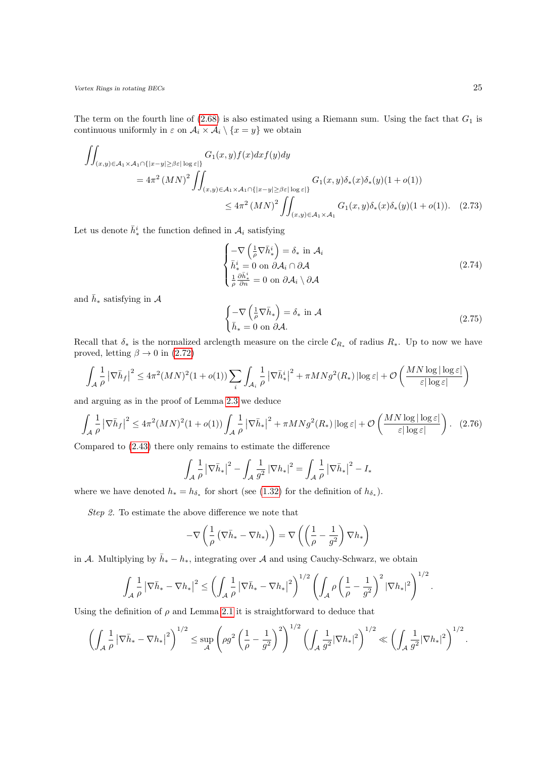The term on the fourth line of (2.68) is also estimated using a Riemann sum. Using the fact that $G_1$ is continuous uniformly in $\varepsilon$ on $\mathcal{A}_i \times \mathcal{A}_i \setminus \{x = y\}$ we obtain

$$
\begin{aligned}
\iint_{(x,y)\in\mathcal{A}_1\times\mathcal{A}_1\cap\{|x-y|\geq\beta\varepsilon|\log\varepsilon|\}} & G_1(x,y)f(x)dxf(y)dy \\
&= 4\pi^2 (MN)^2 \iint_{(x,y)\in\mathcal{A}_1\times\mathcal{A}_1\cap\{|x-y|\geq\beta\varepsilon|\log\varepsilon|\}} G_1(x,y)\delta_*(x)\delta_*(y)(1+o(1)) \\
&\leq 4\pi^2 (MN)^2 \iint_{(x,y)\in\mathcal{A}_1\times\mathcal{A}_1} G_1(x,y)\delta_*(x)\delta_*(y)(1+o(1)). \quad (2.73)
\end{aligned}
$$

Let us denote $\bar{h}_*^i$ the function defined in $\mathcal{A}_i$ satisfying

$$
\begin{cases}
-\nabla\left(\frac{1}{\rho}\nabla\bar{h}_*^i\right) = \delta_* \text{ in } \mathcal{A}_i \\
\bar{h}_*^i = 0 \text{ on } \partial\mathcal{A}_i \cap \partial\mathcal{A} \\
\frac{1}{\rho}\frac{\partial\bar{h}_*^i}{\partial n} = 0 \text{ on } \partial\mathcal{A}_i \setminus \partial\mathcal{A}
\end{cases}
\tag{2.74}
$$

and $\bar{h}_*$ satisfying in $\mathcal{A}$

$$
\begin{cases}
-\nabla\left(\frac{1}{\rho}\nabla\bar{h}_*\right) = \delta_* \text{ in } \mathcal{A} \\
\bar{h}_* = 0 \text{ on } \partial\mathcal{A}.
\end{cases}
\tag{2.75}
$$

Recall that $\delta_*$ is the normalized arclength measure on the circle $\mathcal{C}_{R_*}$ of radius $R_*$. Up to now we have proved, letting $\beta \to 0$ in (2.72)

$$
\int_{\mathcal{A}} \frac{1}{\rho}\left|\nabla\bar{h}_f\right|^2 \leq 4\pi^2(MN)^2(1+o(1))\sum_i \int_{\mathcal{A}_i}\frac{1}{\rho}\left|\nabla\bar{h}_*^i\right|^2 + \pi MNg^2(R_*)\left|\log\varepsilon\right| + \mathcal{O}\left(\frac{MN\log|\log\varepsilon|}{\varepsilon|\log\varepsilon|}\right)
$$

and arguing as in the proof of Lemma 2.3 we deduce

$$
\int_{\mathcal{A}} \frac{1}{\rho}\left|\nabla\bar{h}_f\right|^2 \leq 4\pi^2(MN)^2(1+o(1))\int_{\mathcal{A}}\frac{1}{\rho}\left|\nabla\bar{h}_*\right|^2 + \pi MNg^2(R_*)\left|\log\varepsilon\right| + \mathcal{O}\left(\frac{MN\log|\log\varepsilon|}{\varepsilon|\log\varepsilon|}\right). \quad (2.76)
$$

Compared to (2.43) there only remains to estimate the difference

$$
\int_{\mathcal{A}} \frac{1}{\rho}\left|\nabla\bar{h}_*\right|^2 - \int_{\mathcal{A}}\frac{1}{g^2}\left|\nabla h_*\right|^2 = \int_{\mathcal{A}}\frac{1}{\rho}\left|\nabla\bar{h}_*\right|^2 - I_*
$$

where we have denoted $h_* = h_{\delta_*}$ for short (see (1.32) for the definition of $h_{\delta_*}$).

*Step 2.* To estimate the above difference we note that

$$
-\nabla\left(\frac{1}{\rho}\left(\nabla\bar{h}_* - \nabla h_*\right)\right) = \nabla\left(\left(\frac{1}{\rho} - \frac{1}{g^2}\right)\nabla h_*\right)
$$

in $\mathcal{A}$. Multiplying by $\bar{h}_* - h_*$, integrating over $\mathcal{A}$ and using Cauchy-Schwarz, we obtain

$$
\int_{\mathcal{A}} \frac{1}{\rho}\left|\nabla\bar{h}_* - \nabla h_*\right|^2 \leq \left(\int_{\mathcal{A}}\frac{1}{\rho}\left|\nabla\bar{h}_* - \nabla h_*\right|^2\right)^{1/2}\left(\int_{\mathcal{A}}\rho\left(\frac{1}{\rho}-\frac{1}{g^2}\right)^2|\nabla h_*|^2\right)^{1/2}.
$$

Using the definition of $\rho$ and Lemma 2.1 it is straightforward to deduce that

$$
\left(\int_{\mathcal{A}}\frac{1}{\rho}\left|\nabla\bar{h}_* - \nabla h_*\right|^2\right)^{1/2} \leq \sup_{\mathcal{A}}\left(\rho g^2\left(\frac{1}{\rho}-\frac{1}{g^2}\right)^2\right)^{1/2}\left(\int_{\mathcal{A}}\frac{1}{g^2}|\nabla h_*|^2\right)^{1/2} \ll \left(\int_{\mathcal{A}}\frac{1}{g^2}|\nabla h_*|^2\right)^{1/2}.
$$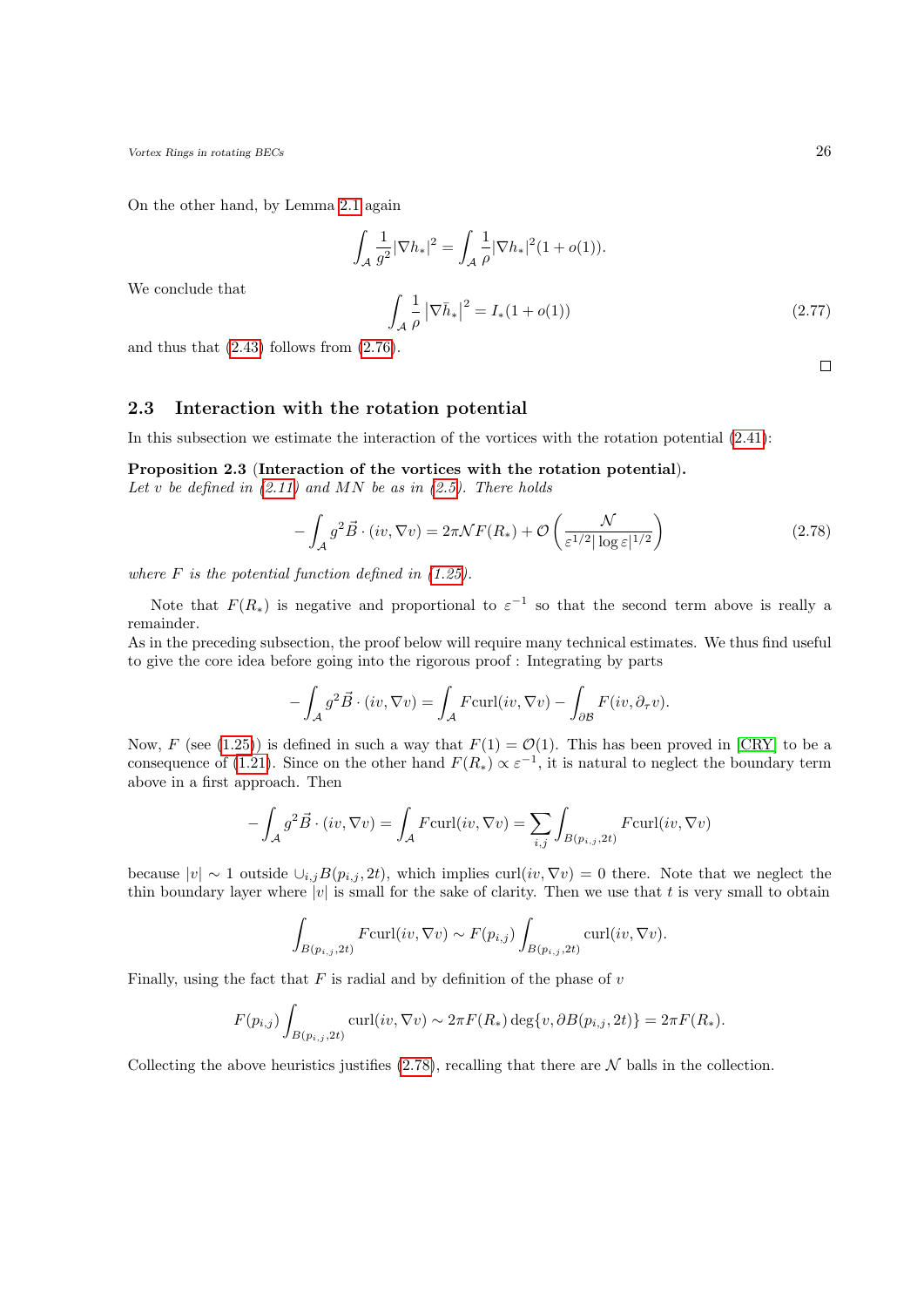On the other hand, by Lemma 2.1 again

$$\int_{\mathcal{A}} \frac{1}{g^2} |\nabla h_*|^2 = \int_{\mathcal{A}} \frac{1}{\rho} |\nabla h_*|^2 (1 + o(1)).$$

We conclude that

$$\int_{\mathcal{A}} \frac{1}{\rho} \left|\nabla \bar{h}_*\right|^2 = I_*(1 + o(1)) \tag{2.77}$$

and thus that (2.43) follows from (2.76).

□

### 2.3 Interaction with the rotation potential

In this subsection we estimate the interaction of the vortices with the rotation potential (2.41):

**Proposition 2.3** (**Interaction of the vortices with the rotation potential**).
*Let $v$ be defined in (2.11) and $MN$ be as in (2.5). There holds*

$$-\int_{\mathcal{A}} g^2 \vec{B} \cdot (iv, \nabla v) = 2\pi \mathcal{N} F(R_*) + \mathcal{O}\left(\frac{\mathcal{N}}{\varepsilon^{1/2} |\log \varepsilon|^{1/2}}\right) \tag{2.78}$$

*where $F$ is the potential function defined in (1.25).*

Note that $F(R_*)$ is negative and proportional to $\varepsilon^{-1}$ so that the second term above is really a remainder.

As in the preceding subsection, the proof below will require many technical estimates. We thus find useful to give the core idea before going into the rigorous proof : Integrating by parts

$$-\int_{\mathcal{A}} g^2 \vec{B} \cdot (iv, \nabla v) = \int_{\mathcal{A}} F \mathrm{curl}(iv, \nabla v) - \int_{\partial \mathcal{B}} F(iv, \partial_\tau v).$$

Now, $F$ (see (1.25)) is defined in such a way that $F(1) = \mathcal{O}(1)$. This has been proved in [CRY] to be a consequence of (1.21). Since on the other hand $F(R_*) \propto \varepsilon^{-1}$, it is natural to neglect the boundary term above in a first approach. Then

$$-\int_{\mathcal{A}} g^2 \vec{B} \cdot (iv, \nabla v) = \int_{\mathcal{A}} F \mathrm{curl}(iv, \nabla v) = \sum_{i,j} \int_{B(p_{i,j}, 2t)} F \mathrm{curl}(iv, \nabla v)$$

because $|v| \sim 1$ outside $\cup_{i,j} B(p_{i,j}, 2t)$, which implies $\mathrm{curl}(iv, \nabla v) = 0$ there. Note that we neglect the thin boundary layer where $|v|$ is small for the sake of clarity. Then we use that $t$ is very small to obtain

$$\int_{B(p_{i,j}, 2t)} F \mathrm{curl}(iv, \nabla v) \sim F(p_{i,j}) \int_{B(p_{i,j}, 2t)} \mathrm{curl}(iv, \nabla v).$$

Finally, using the fact that $F$ is radial and by definition of the phase of $v$

$$F(p_{i,j}) \int_{B(p_{i,j}, 2t)} \mathrm{curl}(iv, \nabla v) \sim 2\pi F(R_*) \deg\{v, \partial B(p_{i,j}, 2t)\} = 2\pi F(R_*).$$

Collecting the above heuristics justifies (2.78), recalling that there are $\mathcal{N}$ balls in the collection.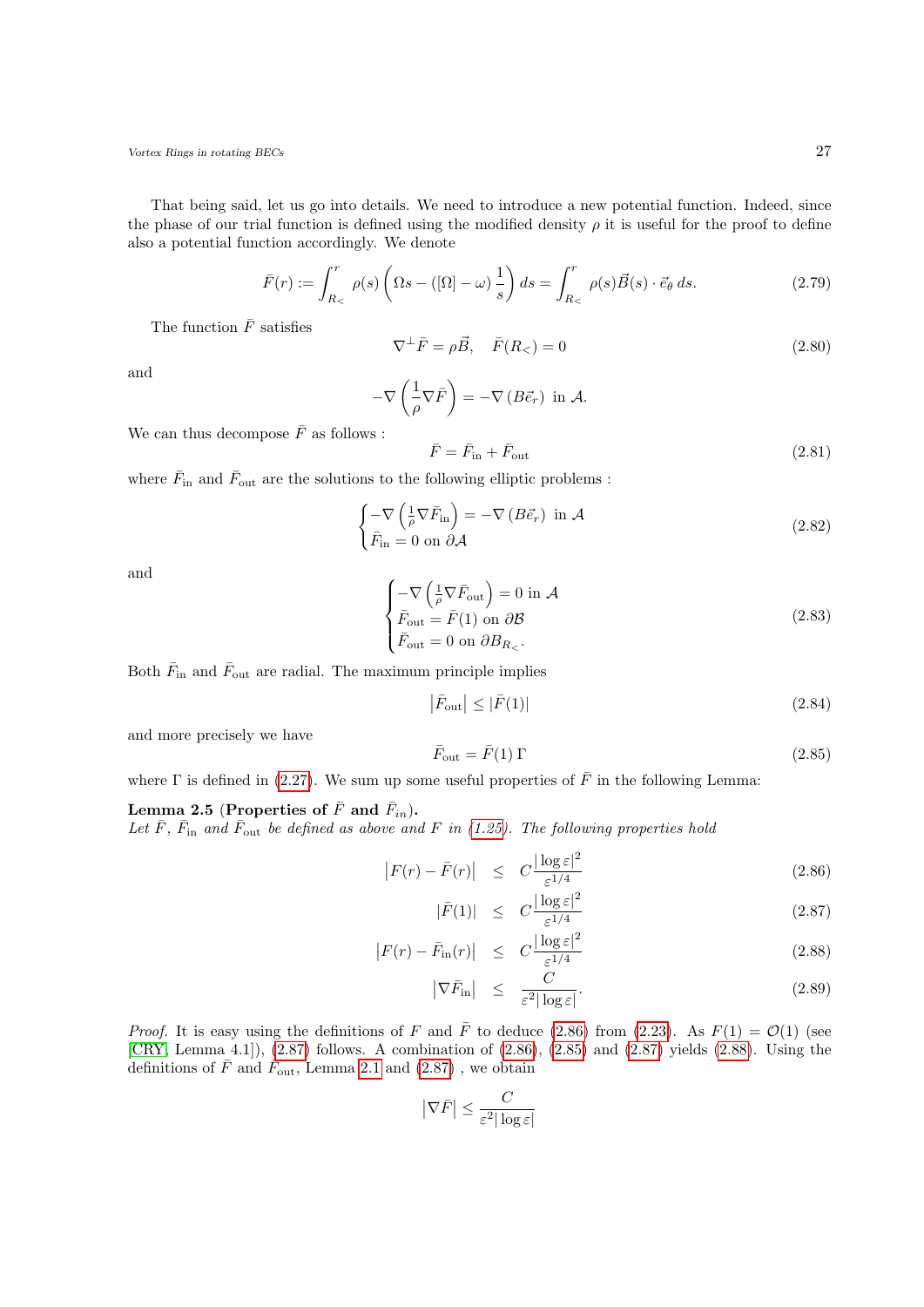That being said, let us go into details. We need to introduce a new potential function. Indeed, since the phase of our trial function is defined using the modified density $\rho$ it is useful for the proof to define also a potential function accordingly. We denote

$$\bar{F}(r) := \int_{R_<}^{r} \rho(s) \left( \Omega s - ([\Omega] - \omega) \frac{1}{s} \right) ds = \int_{R_<}^{r} \rho(s) \vec{B}(s) \cdot \vec{e}_\theta \, ds. \tag{2.79}$$

The function $\bar{F}$ satisfies

$$\nabla^\perp \bar{F} = \rho \vec{B}, \quad \bar{F}(R_<) = 0 \tag{2.80}$$

and

$$-\nabla \left( \frac{1}{\rho} \nabla \bar{F} \right) = -\nabla \left( B \vec{e}_r \right) \text{ in } \mathcal{A}.$$

We can thus decompose $\bar{F}$ as follows :

$$\bar{F} = \bar{F}_{\text{in}} + \bar{F}_{\text{out}} \tag{2.81}$$

where $\bar{F}_{\text{in}}$ and $\bar{F}_{\text{out}}$ are the solutions to the following elliptic problems :

$$\begin{cases} -\nabla \left( \frac{1}{\rho} \nabla \bar{F}_{\text{in}} \right) = -\nabla \left( B \vec{e}_r \right) \text{ in } \mathcal{A} \\ \bar{F}_{\text{in}} = 0 \text{ on } \partial \mathcal{A} \end{cases} \tag{2.82}$$

and

$$\begin{cases} -\nabla \left( \frac{1}{\rho} \nabla \bar{F}_{\text{out}} \right) = 0 \text{ in } \mathcal{A} \\ \bar{F}_{\text{out}} = \bar{F}(1) \text{ on } \partial \mathcal{B} \\ \bar{F}_{\text{out}} = 0 \text{ on } \partial B_{R_<}. \end{cases} \tag{2.83}$$

Both $\bar{F}_{\text{in}}$ and $\bar{F}_{\text{out}}$ are radial. The maximum principle implies

$$\left| \bar{F}_{\text{out}} \right| \leq \left| \bar{F}(1) \right| \tag{2.84}$$

and more precisely we have

$$\bar{F}_{\text{out}} = \bar{F}(1)\, \Gamma \tag{2.85}$$

where $\Gamma$ is defined in (2.27). We sum up some useful properties of $\bar{F}$ in the following Lemma:

**Lemma 2.5 (Properties of $\bar{F}$ and $\bar{F}_{in}$).**
*Let $\bar{F}$, $\bar{F}_{\text{in}}$ and $\bar{F}_{\text{out}}$ be defined as above and $F$ in (1.25). The following properties hold*

$$\left| F(r) - \bar{F}(r) \right| \leq C \frac{|\log \varepsilon|^2}{\varepsilon^{1/4}} \tag{2.86}$$

$$\left| \bar{F}(1) \right| \leq C \frac{|\log \varepsilon|^2}{\varepsilon^{1/4}} \tag{2.87}$$

$$\left| F(r) - \bar{F}_{\text{in}}(r) \right| \leq C \frac{|\log \varepsilon|^2}{\varepsilon^{1/4}} \tag{2.88}$$

$$\left| \nabla \bar{F}_{\text{in}} \right| \leq \frac{C}{\varepsilon^2 |\log \varepsilon|}. \tag{2.89}$$

*Proof.* It is easy using the definitions of $F$ and $\bar{F}$ to deduce (2.86) from (2.23). As $F(1) = \mathcal{O}(1)$ (see [CRY, Lemma 4.1]), (2.87) follows. A combination of (2.86), (2.85) and (2.87) yields (2.88). Using the definitions of $\bar{F}$ and $\bar{F}_{\text{out}}$, Lemma 2.1 and (2.87) , we obtain

$$\left| \nabla \bar{F} \right| \leq \frac{C}{\varepsilon^2 |\log \varepsilon|}$$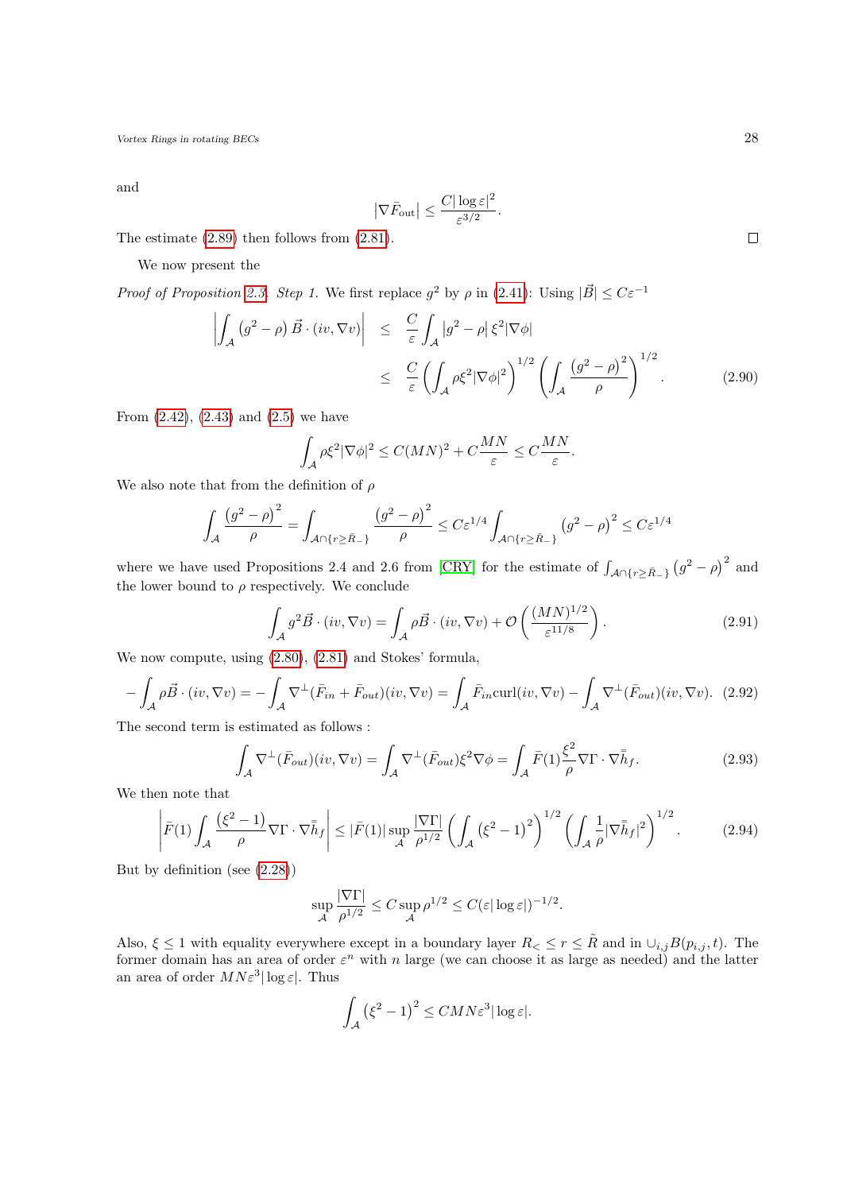and

$$|\nabla \bar{F}_{\rm out}| \leq \frac{C|\log\varepsilon|^2}{\varepsilon^{3/2}}.$$

The estimate (2.89) then follows from (2.81). $\square$

We now present the

*Proof of Proposition 2.3.* *Step 1.* We first replace $g^2$ by $\rho$ in (2.41): Using $|\vec{B}| \leq C\varepsilon^{-1}$

$$\begin{aligned}
\left|\int_{\mathcal{A}} \left(g^2-\rho\right) \vec{B}\cdot(iv,\nabla v)\right| &\leq \frac{C}{\varepsilon}\int_{\mathcal{A}} \left|g^2-\rho\right| \xi^2|\nabla\phi| \\
&\leq \frac{C}{\varepsilon}\left(\int_{\mathcal{A}} \rho\xi^2|\nabla\phi|^2\right)^{1/2}\left(\int_{\mathcal{A}} \frac{\left(g^2-\rho\right)^2}{\rho}\right)^{1/2}. \qquad (2.90)
\end{aligned}$$

From (2.42), (2.43) and (2.5) we have

$$\int_{\mathcal{A}} \rho\xi^2|\nabla\phi|^2 \leq C(MN)^2 + C\frac{MN}{\varepsilon} \leq C\frac{MN}{\varepsilon}.$$

We also note that from the definition of $\rho$

$$\int_{\mathcal{A}} \frac{\left(g^2-\rho\right)^2}{\rho} = \int_{\mathcal{A}\cap\{r\geq \bar{R}_-\}} \frac{\left(g^2-\rho\right)^2}{\rho} \leq C\varepsilon^{1/4}\int_{\mathcal{A}\cap\{r\geq\bar{R}_-\}} \left(g^2-\rho\right)^2 \leq C\varepsilon^{1/4}$$

where we have used Propositions 2.4 and 2.6 from [CRY] for the estimate of $\int_{\mathcal{A}\cap\{r\geq\bar{R}_-\}} \left(g^2-\rho\right)^2$ and the lower bound to $\rho$ respectively. We conclude

$$\int_{\mathcal{A}} g^2\vec{B}\cdot(iv,\nabla v) = \int_{\mathcal{A}} \rho\vec{B}\cdot(iv,\nabla v) + \mathcal{O}\left(\frac{(MN)^{1/2}}{\varepsilon^{11/8}}\right). \qquad (2.91)$$

We now compute, using (2.80), (2.81) and Stokes' formula,

$$-\int_{\mathcal{A}} \rho\vec{B}\cdot(iv,\nabla v) = -\int_{\mathcal{A}} \nabla^{\perp}(\bar{F}_{in}+\bar{F}_{out})(iv,\nabla v) = \int_{\mathcal{A}} \bar{F}_{in}\mathrm{curl}(iv,\nabla v) - \int_{\mathcal{A}} \nabla^{\perp}(\bar{F}_{out})(iv,\nabla v). \quad (2.92)$$

The second term is estimated as follows :

$$\int_{\mathcal{A}} \nabla^{\perp}(\bar{F}_{out})(iv,\nabla v) = \int_{\mathcal{A}} \nabla^{\perp}(\bar{F}_{out})\xi^2\nabla\phi = \int_{\mathcal{A}} \bar{F}(1)\frac{\xi^2}{\rho}\nabla\Gamma\cdot\nabla\bar{\bar{h}}_f. \qquad (2.93)$$

We then note that

$$\left|\bar{F}(1)\int_{\mathcal{A}} \frac{(\xi^2-1)}{\rho}\nabla\Gamma\cdot\nabla\bar{\bar{h}}_f\right| \leq |\bar{F}(1)|\sup_{\mathcal{A}}\frac{|\nabla\Gamma|}{\rho^{1/2}}\left(\int_{\mathcal{A}}\left(\xi^2-1\right)^2\right)^{1/2}\left(\int_{\mathcal{A}}\frac{1}{\rho}|\nabla\bar{\bar{h}}_f|^2\right)^{1/2}. \qquad (2.94)$$

But by definition (see (2.28))

$$\sup_{\mathcal{A}}\frac{|\nabla\Gamma|}{\rho^{1/2}} \leq C\sup_{\mathcal{A}}\rho^{1/2} \leq C(\varepsilon|\log\varepsilon|)^{-1/2}.$$

Also, $\xi\leq 1$ with equality everywhere except in a boundary layer $R_< \leq r \leq \tilde{R}$ and in $\cup_{i,j}B(p_{i,j},t)$. The former domain has an area of order $\varepsilon^n$ with $n$ large (we can choose it as large as needed) and the latter an area of order $MN\varepsilon^3|\log\varepsilon|$. Thus

$$\int_{\mathcal{A}}\left(\xi^2-1\right)^2 \leq CMN\varepsilon^3|\log\varepsilon|.$$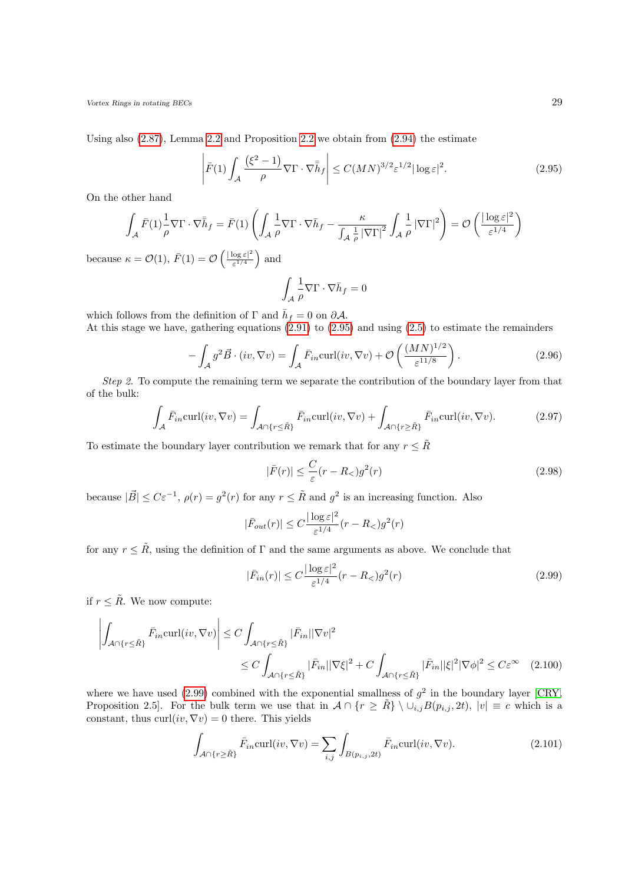Using also (2.87), Lemma 2.2 and Proposition 2.2 we obtain from (2.94) the estimate

$$\left| \bar{F}(1) \int_{\mathcal{A}} \frac{(\xi^2 - 1)}{\rho} \nabla \Gamma \cdot \nabla \bar{\bar{h}}_f \right| \leq C(MN)^{3/2} \varepsilon^{1/2} |\log \varepsilon|^2. \tag{2.95}$$

On the other hand

$$\int_{\mathcal{A}} \bar{F}(1) \frac{1}{\rho} \nabla \Gamma \cdot \nabla \bar{\bar{h}}_f = \bar{F}(1) \left( \int_{\mathcal{A}} \frac{1}{\rho} \nabla \Gamma \cdot \nabla \bar{h}_f - \frac{\kappa}{\int_{\mathcal{A}} \frac{1}{\rho} |\nabla \Gamma|^2} \int_{\mathcal{A}} \frac{1}{\rho} |\nabla \Gamma|^2 \right) = \mathcal{O}\left( \frac{|\log \varepsilon|^2}{\varepsilon^{1/4}} \right)$$

because $\kappa = \mathcal{O}(1)$, $\bar{F}(1) = \mathcal{O}\left( \frac{|\log \varepsilon|^2}{\varepsilon^{1/4}} \right)$ and

$$\int_{\mathcal{A}} \frac{1}{\rho} \nabla \Gamma \cdot \nabla \bar{h}_f = 0$$

which follows from the definition of $\Gamma$ and $\bar{h}_f = 0$ on $\partial \mathcal{A}$.
At this stage we have, gathering equations (2.91) to (2.95) and using (2.5) to estimate the remainders

$$- \int_{\mathcal{A}} g^2 \vec{B} \cdot (iv, \nabla v) = \int_{\mathcal{A}} \bar{F}_{in} \mathrm{curl}(iv, \nabla v) + \mathcal{O}\left( \frac{(MN)^{1/2}}{\varepsilon^{11/8}} \right). \tag{2.96}$$

*Step 2.* To compute the remaining term we separate the contribution of the boundary layer from that of the bulk:

$$\int_{\mathcal{A}} \bar{F}_{in} \mathrm{curl}(iv, \nabla v) = \int_{\mathcal{A} \cap \{r \leq \tilde{R}\}} \bar{F}_{in} \mathrm{curl}(iv, \nabla v) + \int_{\mathcal{A} \cap \{r \geq \tilde{R}\}} \bar{F}_{in} \mathrm{curl}(iv, \nabla v). \tag{2.97}$$

To estimate the boundary layer contribution we remark that for any $r \leq \tilde{R}$

$$|\bar{F}(r)| \leq \frac{C}{\varepsilon} (r - R_<) g^2(r) \tag{2.98}$$

because $|\vec{B}| \leq C \varepsilon^{-1}$, $\rho(r) = g^2(r)$ for any $r \leq \tilde{R}$ and $g^2$ is an increasing function. Also

$$|\bar{F}_{out}(r)| \leq C \frac{|\log \varepsilon|^2}{\varepsilon^{1/4}} (r - R_<) g^2(r)$$

for any $r \leq \tilde{R}$, using the definition of $\Gamma$ and the same arguments as above. We conclude that

$$|\bar{F}_{in}(r)| \leq C \frac{|\log \varepsilon|^2}{\varepsilon^{1/4}} (r - R_<) g^2(r) \tag{2.99}$$

if $r \leq \tilde{R}$. We now compute:

$$\begin{aligned}
\left| \int_{\mathcal{A} \cap \{r \leq \tilde{R}\}} \bar{F}_{in} \mathrm{curl}(iv, \nabla v) \right| &\leq C \int_{\mathcal{A} \cap \{r \leq \tilde{R}\}} |\bar{F}_{in}| |\nabla v|^2 \\
&\leq C \int_{\mathcal{A} \cap \{r \leq \tilde{R}\}} |\bar{F}_{in}| |\nabla \xi|^2 + C \int_{\mathcal{A} \cap \{r \leq \tilde{R}\}} |\bar{F}_{in}| |\xi|^2 |\nabla \phi|^2 \leq C \varepsilon^{\infty}
\end{aligned} \tag{2.100}$$

where we have used (2.99) combined with the exponential smallness of $g^2$ in the boundary layer [CRY, Proposition 2.5]. For the bulk term we use that in $\mathcal{A} \cap \{r \geq \tilde{R}\} \setminus \cup_{i,j} B(p_{i,j}, 2t)$, $|v| \equiv c$ which is a constant, thus $\mathrm{curl}(iv, \nabla v) = 0$ there. This yields

$$\int_{\mathcal{A} \cap \{r \geq \tilde{R}\}} \bar{F}_{in} \mathrm{curl}(iv, \nabla v) = \sum_{i,j} \int_{B(p_{i,j}, 2t)} \bar{F}_{in} \mathrm{curl}(iv, \nabla v). \tag{2.101}$$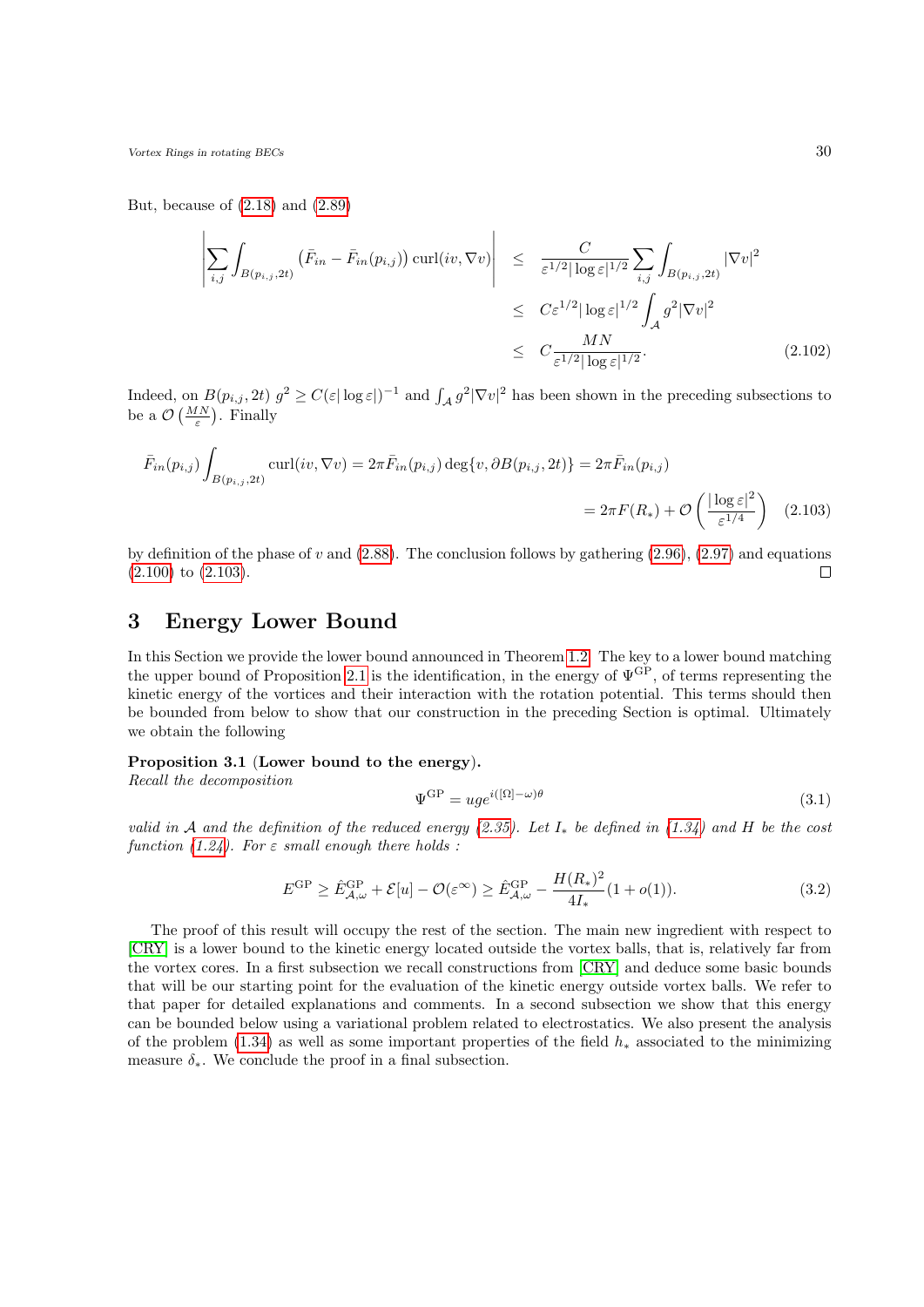But, because of (2.18) and (2.89)

$$
\begin{aligned}
\left| \sum_{i,j} \int_{B(p_{i,j},2t)} \left( \bar{F}_{in} - \bar{F}_{in}(p_{i,j}) \right) \operatorname{curl}(iv, \nabla v) \right| &\leq \frac{C}{\varepsilon^{1/2} |\log \varepsilon|^{1/2}} \sum_{i,j} \int_{B(p_{i,j},2t)} |\nabla v|^2 \\
&\leq C \varepsilon^{1/2} |\log \varepsilon|^{1/2} \int_{\mathcal{A}} g^2 |\nabla v|^2 \\
&\leq C \frac{MN}{\varepsilon^{1/2} |\log \varepsilon|^{1/2}}.
\end{aligned} \tag{2.102}
$$

Indeed, on $B(p_{i,j}, 2t)$ $g^2 \geq C(\varepsilon |\log \varepsilon|)^{-1}$ and $\int_{\mathcal{A}} g^2 |\nabla v|^2$ has been shown in the preceding subsections to be a $\mathcal{O}\left(\frac{MN}{\varepsilon}\right)$. Finally

$$
\begin{aligned}
\bar{F}_{in}(p_{i,j}) \int_{B(p_{i,j},2t)} \operatorname{curl}(iv, \nabla v) = 2\pi \bar{F}_{in}(p_{i,j}) \deg\{v, \partial B(p_{i,j}, 2t)\} = 2\pi \bar{F}_{in}(p_{i,j}) \\
= 2\pi F(R_*) + \mathcal{O}\left( \frac{|\log \varepsilon|^2}{\varepsilon^{1/4}} \right)
\end{aligned} \tag{2.103}
$$

by definition of the phase of $v$ and (2.88). The conclusion follows by gathering (2.96), (2.97) and equations (2.100) to (2.103). $\square$

# 3 Energy Lower Bound

In this Section we provide the lower bound announced in Theorem 1.2. The key to a lower bound matching the upper bound of Proposition 2.1 is the identification, in the energy of $\Psi^{\mathrm{GP}}$, of terms representing the kinetic energy of the vortices and their interaction with the rotation potential. This terms should then be bounded from below to show that our construction in the preceding Section is optimal. Ultimately we obtain the following

**Proposition 3.1 (Lower bound to the energy).**
*Recall the decomposition*

$$
\Psi^{\mathrm{GP}} = u g e^{i([\Omega] - \omega)\theta} \tag{3.1}
$$

*valid in $\mathcal{A}$ and the definition of the reduced energy (2.35). Let $I_*$ be defined in (1.34) and $H$ be the cost function (1.24). For $\varepsilon$ small enough there holds :*

$$
E^{\mathrm{GP}} \geq \hat{E}^{\mathrm{GP}}_{\mathcal{A},\omega} + \mathcal{E}[u] - \mathcal{O}(\varepsilon^\infty) \geq \hat{E}^{\mathrm{GP}}_{\mathcal{A},\omega} - \frac{H(R_*)^2}{4 I_*}(1 + o(1)). \tag{3.2}
$$

The proof of this result will occupy the rest of the section. The main new ingredient with respect to [CRY] is a lower bound to the kinetic energy located outside the vortex balls, that is, relatively far from the vortex cores. In a first subsection we recall constructions from [CRY] and deduce some basic bounds that will be our starting point for the evaluation of the kinetic energy outside vortex balls. We refer to that paper for detailed explanations and comments. In a second subsection we show that this energy can be bounded below using a variational problem related to electrostatics. We also present the analysis of the problem (1.34) as well as some important properties of the field $h_*$ associated to the minimizing measure $\delta_*$. We conclude the proof in a final subsection.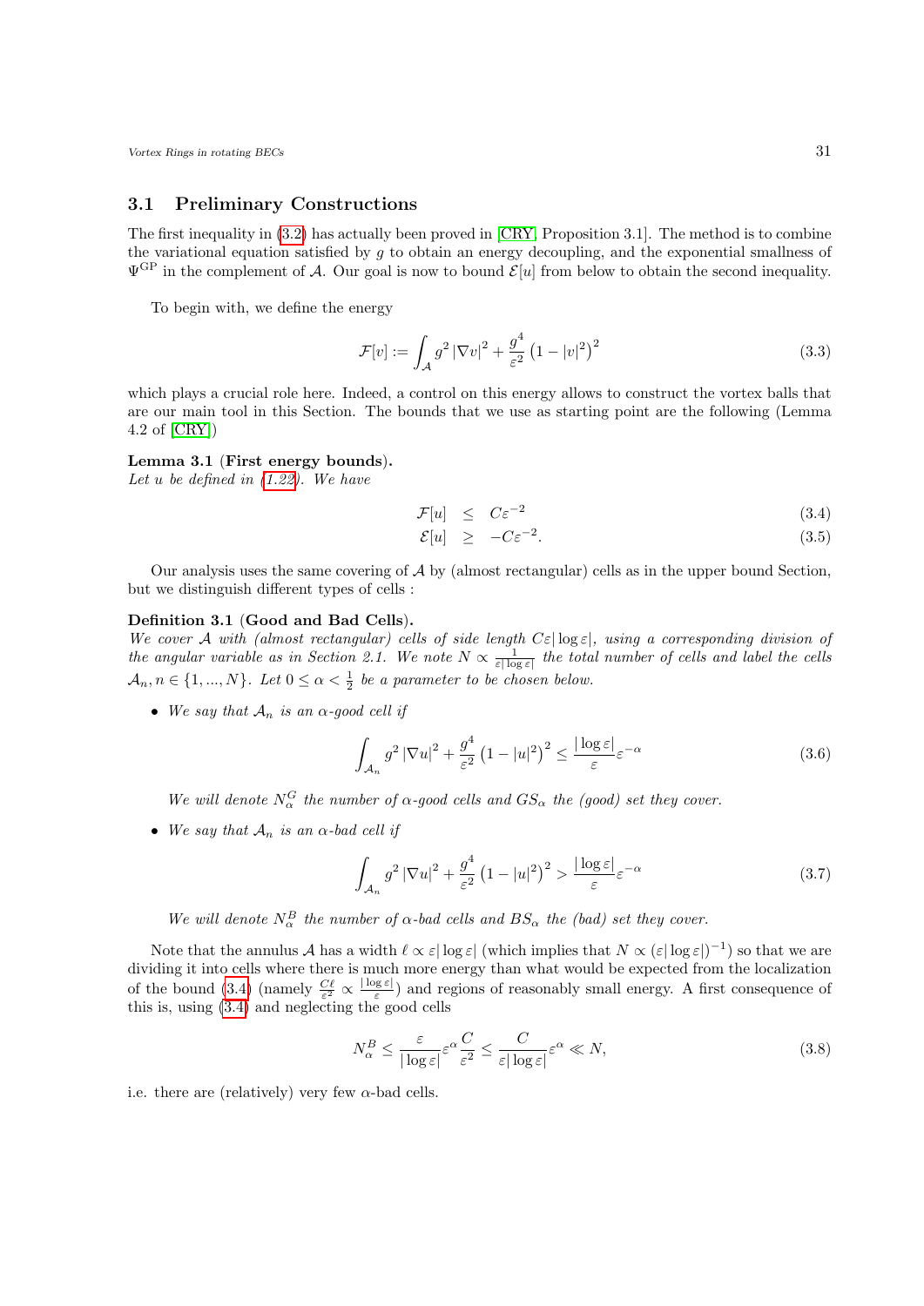## 3.1 Preliminary Constructions

The first inequality in (3.2) has actually been proved in [CRY, Proposition 3.1]. The method is to combine the variational equation satisfied by $g$ to obtain an energy decoupling, and the exponential smallness of $\Psi^{\mathrm{GP}}$ in the complement of $\mathcal{A}$. Our goal is now to bound $\mathcal{E}[u]$ from below to obtain the second inequality.

To begin with, we define the energy

$$\mathcal{F}[v] := \int_{\mathcal{A}} g^2 |\nabla v|^2 + \frac{g^4}{\varepsilon^2}\left(1 - |v|^2\right)^2 \tag{3.3}$$

which plays a crucial role here. Indeed, a control on this energy allows to construct the vortex balls that are our main tool in this Section. The bounds that we use as starting point are the following (Lemma 4.2 of [CRY])

**Lemma 3.1 (First energy bounds).**
*Let $u$ be defined in (1.22). We have*

$$\mathcal{F}[u] \leq C\varepsilon^{-2} \tag{3.4}$$

$$\mathcal{E}[u] \geq -C\varepsilon^{-2}. \tag{3.5}$$

Our analysis uses the same covering of $\mathcal{A}$ by (almost rectangular) cells as in the upper bound Section, but we distinguish different types of cells :

**Definition 3.1 (Good and Bad Cells).**
*We cover $\mathcal{A}$ with (almost rectangular) cells of side length $C\varepsilon|\log\varepsilon|$, using a corresponding division of the angular variable as in Section 2.1. We note $N \propto \frac{1}{\varepsilon|\log\varepsilon|}$ the total number of cells and label the cells $\mathcal{A}_n, n \in \{1, ..., N\}$. Let $0 \leq \alpha < \frac{1}{2}$ be a parameter to be chosen below.*

- *We say that $\mathcal{A}_n$ is an $\alpha$-good cell if*

$$\int_{\mathcal{A}_n} g^2 |\nabla u|^2 + \frac{g^4}{\varepsilon^2}\left(1 - |u|^2\right)^2 \leq \frac{|\log\varepsilon|}{\varepsilon}\varepsilon^{-\alpha} \tag{3.6}$$

  *We will denote $N_\alpha^G$ the number of $\alpha$-good cells and $GS_\alpha$ the (good) set they cover.*

- *We say that $\mathcal{A}_n$ is an $\alpha$-bad cell if*

$$\int_{\mathcal{A}_n} g^2 |\nabla u|^2 + \frac{g^4}{\varepsilon^2}\left(1 - |u|^2\right)^2 > \frac{|\log\varepsilon|}{\varepsilon}\varepsilon^{-\alpha} \tag{3.7}$$

  *We will denote $N_\alpha^B$ the number of $\alpha$-bad cells and $BS_\alpha$ the (bad) set they cover.*

Note that the annulus $\mathcal{A}$ has a width $\ell \propto \varepsilon|\log\varepsilon|$ (which implies that $N \propto (\varepsilon|\log\varepsilon|)^{-1}$) so that we are dividing it into cells where there is much more energy than what would be expected from the localization of the bound (3.4) (namely $\frac{C\ell}{\varepsilon^2} \propto \frac{|\log\varepsilon|}{\varepsilon}$) and regions of reasonably small energy. A first consequence of this is, using (3.4) and neglecting the good cells

$$N_\alpha^B \leq \frac{\varepsilon}{|\log\varepsilon|}\varepsilon^{\alpha}\frac{C}{\varepsilon^2} \leq \frac{C}{\varepsilon|\log\varepsilon|}\varepsilon^{\alpha} \ll N, \tag{3.8}$$

i.e. there are (relatively) very few $\alpha$-bad cells.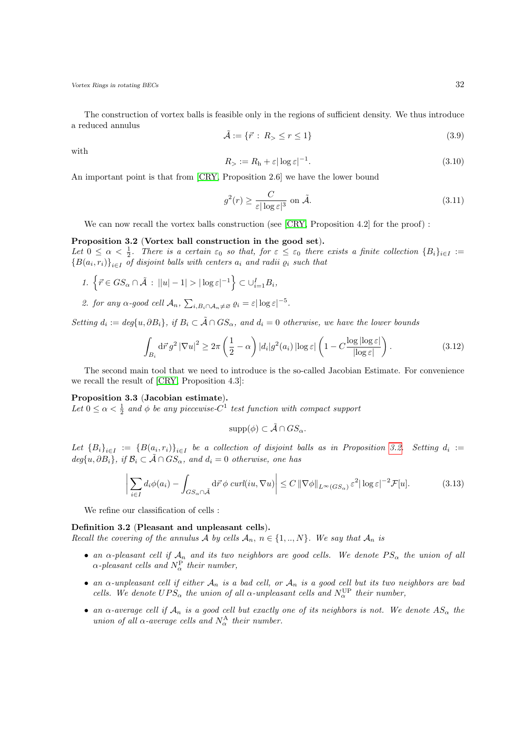The construction of vortex balls is feasible only in the regions of sufficient density. We thus introduce a reduced annulus

$$\tilde{\mathcal{A}} := \{\vec{r} \,:\, R_{>} \le r \le 1\} \tag{3.9}$$

with

$$R_{>} := R_{\mathrm{h}} + \varepsilon |\log \varepsilon|^{-1}. \tag{3.10}$$

An important point is that from [CRY, Proposition 2.6] we have the lower bound

$$g^2(r) \ge \frac{C}{\varepsilon |\log \varepsilon|^3} \text{ on } \tilde{\mathcal{A}}. \tag{3.11}$$

We can now recall the vortex balls construction (see [CRY, Proposition 4.2] for the proof) :

**Proposition 3.2** (**Vortex ball construction in the good set**).
*Let $0 \le \alpha < \frac{1}{2}$. There is a certain $\varepsilon_0$ so that, for $\varepsilon \le \varepsilon_0$ there exists a finite collection $\{B_i\}_{i\in I} := \{B(a_i, r_i)\}_{i\in I}$ of disjoint balls with centers $a_i$ and radii $\varrho_i$ such that*

1. $\left\{\vec{r} \in GS_\alpha \cap \tilde{\mathcal{A}} \,:\, \left||u| - 1\right| > |\log \varepsilon|^{-1}\right\} \subset \cup_{i=1}^{I} B_i$,
2. *for any $\alpha$-good cell $\mathcal{A}_n$, $\sum_{i, B_i \cap \mathcal{A}_n \neq \varnothing} \varrho_i = \varepsilon |\log \varepsilon|^{-5}$.*

*Setting $d_i := deg\{u, \partial B_i\}$, if $B_i \subset \tilde{\mathcal{A}} \cap GS_\alpha$, and $d_i = 0$ otherwise, we have the lower bounds*

$$\int_{B_i} \mathrm{d}\vec{r}\, g^2 \left|\nabla u\right|^2 \ge 2\pi \left(\frac{1}{2} - \alpha\right) |d_i| g^2(a_i) \left|\log \varepsilon\right| \left(1 - C \frac{\log|\log \varepsilon|}{|\log \varepsilon|}\right). \tag{3.12}$$

The second main tool that we need to introduce is the so-called Jacobian Estimate. For convenience we recall the result of [CRY, Proposition 4.3]:

**Proposition 3.3** (**Jacobian estimate**).
*Let $0 \le \alpha < \frac{1}{2}$ and $\phi$ be any piecewise-$C^1$ test function with compact support*

$$\mathrm{supp}(\phi) \subset \tilde{\mathcal{A}} \cap GS_\alpha.$$

*Let $\{B_i\}_{i\in I} := \{B(a_i, r_i)\}_{i\in I}$ be a collection of disjoint balls as in Proposition 3.2. Setting $d_i := deg\{u, \partial B_i\}$, if $\mathcal{B}_i \subset \tilde{\mathcal{A}} \cap GS_\alpha$, and $d_i = 0$ otherwise, one has*

$$\left| \sum_{i\in I} d_i \phi(a_i) - \int_{GS_\alpha \cap \tilde{\mathcal{A}}} \mathrm{d}\vec{r}\, \phi \; curl(iu, \nabla u) \right| \le C \left\|\nabla \phi\right\|_{L^\infty(GS_\alpha)} \varepsilon^2 |\log \varepsilon|^{-2} \mathcal{F}[u]. \tag{3.13}$$

We refine our classification of cells :

**Definition 3.2** (**Pleasant and unpleasant cells**).
*Recall the covering of the annulus $\mathcal{A}$ by cells $\mathcal{A}_n$, $n \in \{1, .., N\}$. We say that $\mathcal{A}_n$ is*

- *an $\alpha$-pleasant cell if $\mathcal{A}_n$ and its two neighbors are good cells. We denote $PS_\alpha$ the union of all $\alpha$-pleasant cells and $N_\alpha^{\mathrm{P}}$ their number,*
- *an $\alpha$-unpleasant cell if either $\mathcal{A}_n$ is a bad cell, or $\mathcal{A}_n$ is a good cell but its two neighbors are bad cells. We denote $UPS_\alpha$ the union of all $\alpha$-unpleasant cells and $N_\alpha^{\mathrm{UP}}$ their number,*
- *an $\alpha$-average cell if $\mathcal{A}_n$ is a good cell but exactly one of its neighbors is not. We denote $AS_\alpha$ the union of all $\alpha$-average cells and $N_\alpha^{\mathrm{A}}$ their number.*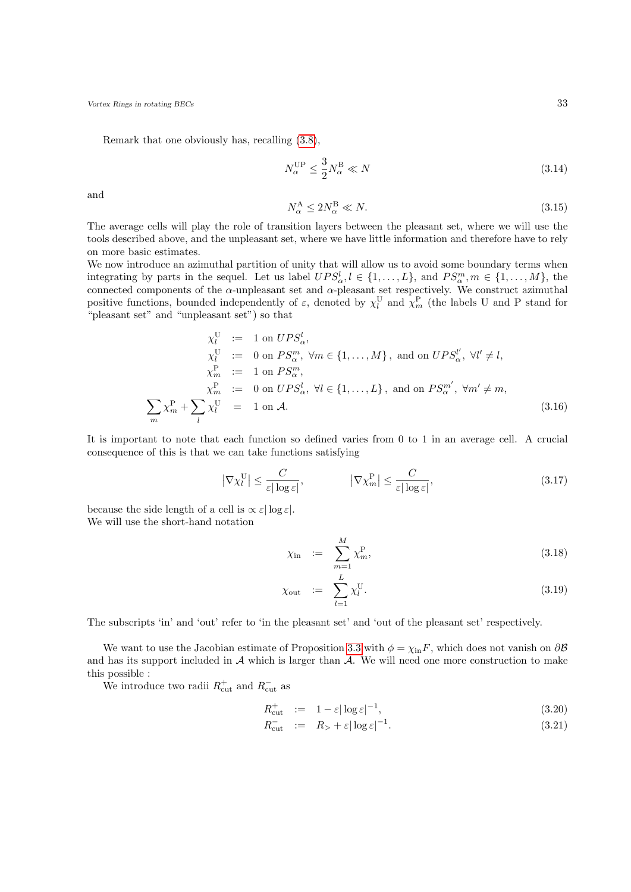Remark that one obviously has, recalling (3.8),

$$N_\alpha^{\mathrm{UP}} \leq \frac{3}{2} N_\alpha^{\mathrm{B}} \ll N \tag{3.14}$$

and

$$N_\alpha^{\mathrm{A}} \leq 2 N_\alpha^{\mathrm{B}} \ll N. \tag{3.15}$$

The average cells will play the role of transition layers between the pleasant set, where we will use the tools described above, and the unpleasant set, where we have little information and therefore have to rely on more basic estimates.
We now introduce an azimuthal partition of unity that will allow us to avoid some boundary terms when integrating by parts in the sequel. Let us label $UPS_\alpha^l, l \in \{1, \ldots, L\}$, and $PS_\alpha^m, m \in \{1, \ldots, M\}$, the connected components of the $\alpha$-unpleasant set and $\alpha$-pleasant set respectively. We construct azimuthal positive functions, bounded independently of $\varepsilon$, denoted by $\chi_l^{\mathrm{U}}$ and $\chi_m^{\mathrm{P}}$ (the labels U and P stand for "pleasant set" and "unpleasant set") so that

$$\begin{aligned}
\chi_l^{\mathrm{U}} &:= 1 \text{ on } UPS_\alpha^l, \\
\chi_l^{\mathrm{U}} &:= 0 \text{ on } PS_\alpha^m, \ \forall m \in \{1, \ldots, M\}, \text{ and on } UPS_\alpha^{l'}, \ \forall l' \neq l, \\
\chi_m^{\mathrm{P}} &:= 1 \text{ on } PS_\alpha^m, \\
\chi_m^{\mathrm{P}} &:= 0 \text{ on } UPS_\alpha^l, \ \forall l \in \{1, \ldots, L\}, \text{ and on } PS_\alpha^{m'}, \ \forall m' \neq m, \\
\sum_m \chi_m^{\mathrm{P}} + \sum_l \chi_l^{\mathrm{U}} &= 1 \text{ on } \mathcal{A}.
\end{aligned} \tag{3.16}$$

It is important to note that each function so defined varies from 0 to 1 in an average cell. A crucial consequence of this is that we can take functions satisfying

$$\left|\nabla \chi_l^{\mathrm{U}}\right| \leq \frac{C}{\varepsilon |\log \varepsilon|}, \qquad \left|\nabla \chi_m^{\mathrm{P}}\right| \leq \frac{C}{\varepsilon |\log \varepsilon|}, \tag{3.17}$$

because the side length of a cell is $\propto \varepsilon |\log \varepsilon|$.
We will use the short-hand notation

$$\chi_{\mathrm{in}} := \sum_{m=1}^{M} \chi_m^{\mathrm{P}}, \tag{3.18}$$

$$\chi_{\mathrm{out}} := \sum_{l=1}^{L} \chi_l^{\mathrm{U}}. \tag{3.19}$$

The subscripts 'in' and 'out' refer to 'in the pleasant set' and 'out of the pleasant set' respectively.

We want to use the Jacobian estimate of Proposition 3.3 with $\phi = \chi_{\mathrm{in}} F$, which does not vanish on $\partial \mathcal{B}$ and has its support included in $\mathcal{A}$ which is larger than $\mathcal{A}$. We will need one more construction to make this possible :
We introduce two radii $R_{\mathrm{cut}}^+$ and $R_{\mathrm{cut}}^-$ as

$$R_{\mathrm{cut}}^+ := 1 - \varepsilon |\log \varepsilon|^{-1}, \tag{3.20}$$

$$R_{\mathrm{cut}}^- := R_> + \varepsilon |\log \varepsilon|^{-1}. \tag{3.21}$$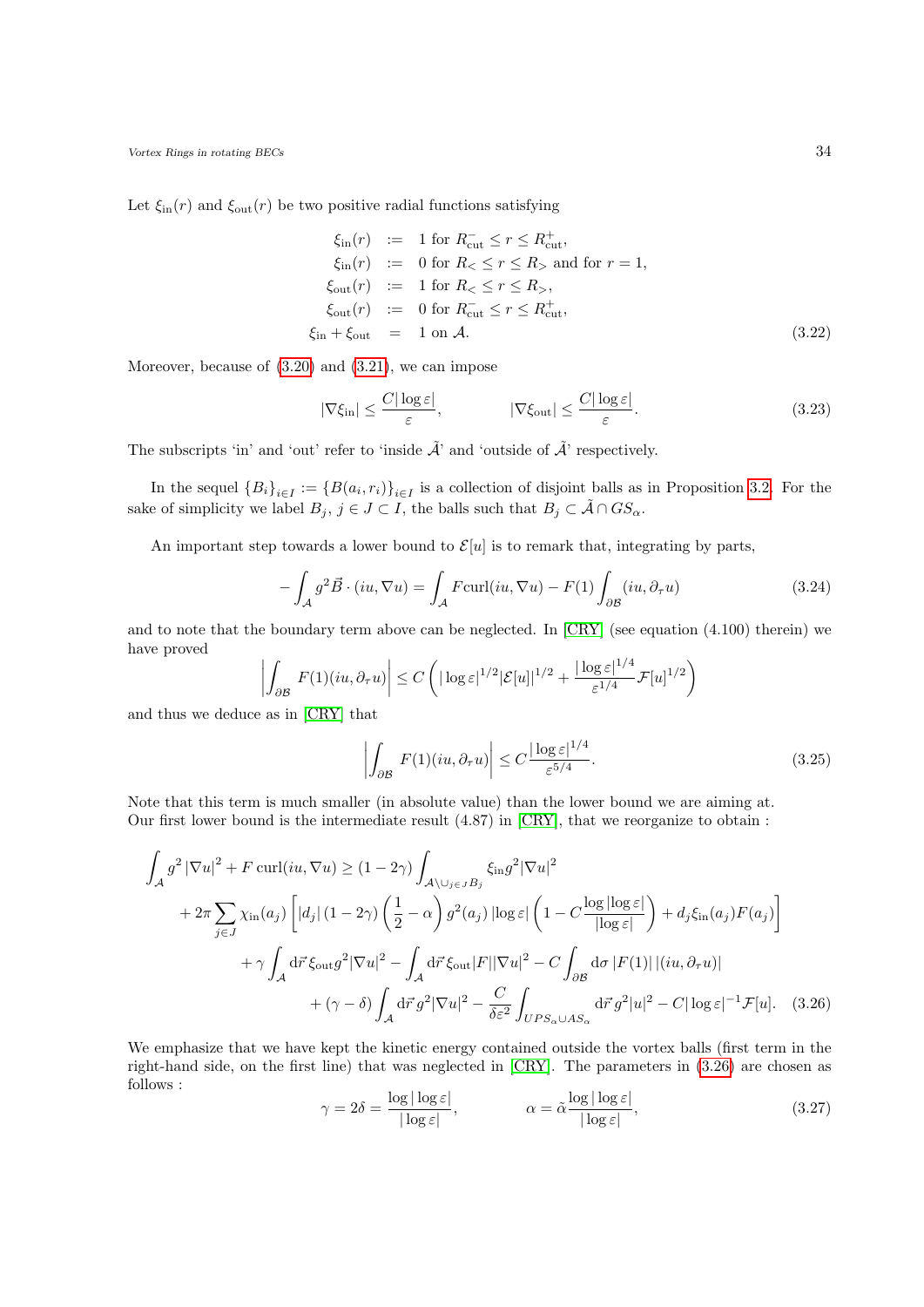Let $\xi_{\rm in}(r)$ and $\xi_{\rm out}(r)$ be two positive radial functions satisfying

$$
\begin{aligned}
\xi_{\rm in}(r) &:= 1 \text{ for } R_{\rm cut}^- \leq r \leq R_{\rm cut}^+, \\
\xi_{\rm in}(r) &:= 0 \text{ for } R_< \leq r \leq R_> \text{ and for } r=1, \\
\xi_{\rm out}(r) &:= 1 \text{ for } R_< \leq r \leq R_>, \\
\xi_{\rm out}(r) &:= 0 \text{ for } R_{\rm cut}^- \leq r \leq R_{\rm cut}^+, \\
\xi_{\rm in} + \xi_{\rm out} &= 1 \text{ on } \mathcal{A}.
\end{aligned} \tag{3.22}
$$

Moreover, because of (3.20) and (3.21), we can impose

$$
|\nabla \xi_{\rm in}| \leq \frac{C|\log \varepsilon|}{\varepsilon}, \qquad |\nabla \xi_{\rm out}| \leq \frac{C|\log \varepsilon|}{\varepsilon}. \tag{3.23}
$$

The subscripts 'in' and 'out' refer to 'inside $\tilde{\mathcal{A}}$' and 'outside of $\tilde{\mathcal{A}}$' respectively.

In the sequel $\{B_i\}_{i\in I} := \{B(a_i, r_i)\}_{i\in I}$ is a collection of disjoint balls as in Proposition 3.2. For the sake of simplicity we label $B_j$, $j \in J \subset I$, the balls such that $B_j \subset \tilde{\mathcal{A}} \cap GS_\alpha$.

An important step towards a lower bound to $\mathcal{E}[u]$ is to remark that, integrating by parts,

$$
-\int_{\mathcal{A}} g^2 \vec{B} \cdot (iu, \nabla u) = \int_{\mathcal{A}} F \mathrm{curl}(iu, \nabla u) - F(1) \int_{\partial \mathcal{B}} (iu, \partial_\tau u) \tag{3.24}
$$

and to note that the boundary term above can be neglected. In [CRY] (see equation (4.100) therein) we have proved

$$
\left| \int_{\partial \mathcal{B}} F(1)(iu, \partial_\tau u) \right| \leq C \left( |\log \varepsilon|^{1/2} |\mathcal{E}[u]|^{1/2} + \frac{|\log \varepsilon|^{1/4}}{\varepsilon^{1/4}} \mathcal{F}[u]^{1/2} \right)
$$

and thus we deduce as in [CRY] that

$$
\left| \int_{\partial \mathcal{B}} F(1)(iu, \partial_\tau u) \right| \leq C \frac{|\log \varepsilon|^{1/4}}{\varepsilon^{5/4}}. \tag{3.25}
$$

Note that this term is much smaller (in absolute value) than the lower bound we are aiming at. Our first lower bound is the intermediate result (4.87) in [CRY], that we reorganize to obtain :

$$
\begin{aligned}
\int_{\mathcal{A}} g^2 |\nabla u|^2 + F \,\mathrm{curl}(iu, \nabla u) \geq{}& (1 - 2\gamma) \int_{\mathcal{A} \setminus \cup_{j\in J} B_j} \xi_{\rm in} g^2 |\nabla u|^2 \\
&+ 2\pi \sum_{j \in J} \chi_{\rm in}(a_j) \left[ |d_j| (1-2\gamma) \left( \frac{1}{2} - \alpha \right) g^2(a_j) |\log \varepsilon| \left( 1 - C \frac{\log |\log \varepsilon|}{|\log \varepsilon|} \right) + d_j \xi_{\rm in}(a_j) F(a_j) \right] \\
&+ \gamma \int_{\mathcal{A}} \mathrm{d}\vec{r}\, \xi_{\rm out} g^2 |\nabla u|^2 - \int_{\mathcal{A}} \mathrm{d}\vec{r}\, \xi_{\rm out} |F| |\nabla u|^2 - C \int_{\partial \mathcal{B}} \mathrm{d}\sigma\, |F(1)|\, |(iu, \partial_\tau u)| \\
&+ (\gamma - \delta) \int_{\mathcal{A}} \mathrm{d}\vec{r}\, g^2 |\nabla u|^2 - \frac{C}{\delta \varepsilon^2} \int_{UPS_\alpha \cup AS_\alpha} \mathrm{d}\vec{r}\, g^2 |u|^2 - C |\log \varepsilon|^{-1} \mathcal{F}[u].
\end{aligned} \tag{3.26}
$$

We emphasize that we have kept the kinetic energy contained outside the vortex balls (first term in the right-hand side, on the first line) that was neglected in [CRY]. The parameters in (3.26) are chosen as follows :

$$
\gamma = 2\delta = \frac{\log |\log \varepsilon|}{|\log \varepsilon|}, \qquad \alpha = \tilde{\alpha} \frac{\log |\log \varepsilon|}{|\log \varepsilon|}, \tag{3.27}
$$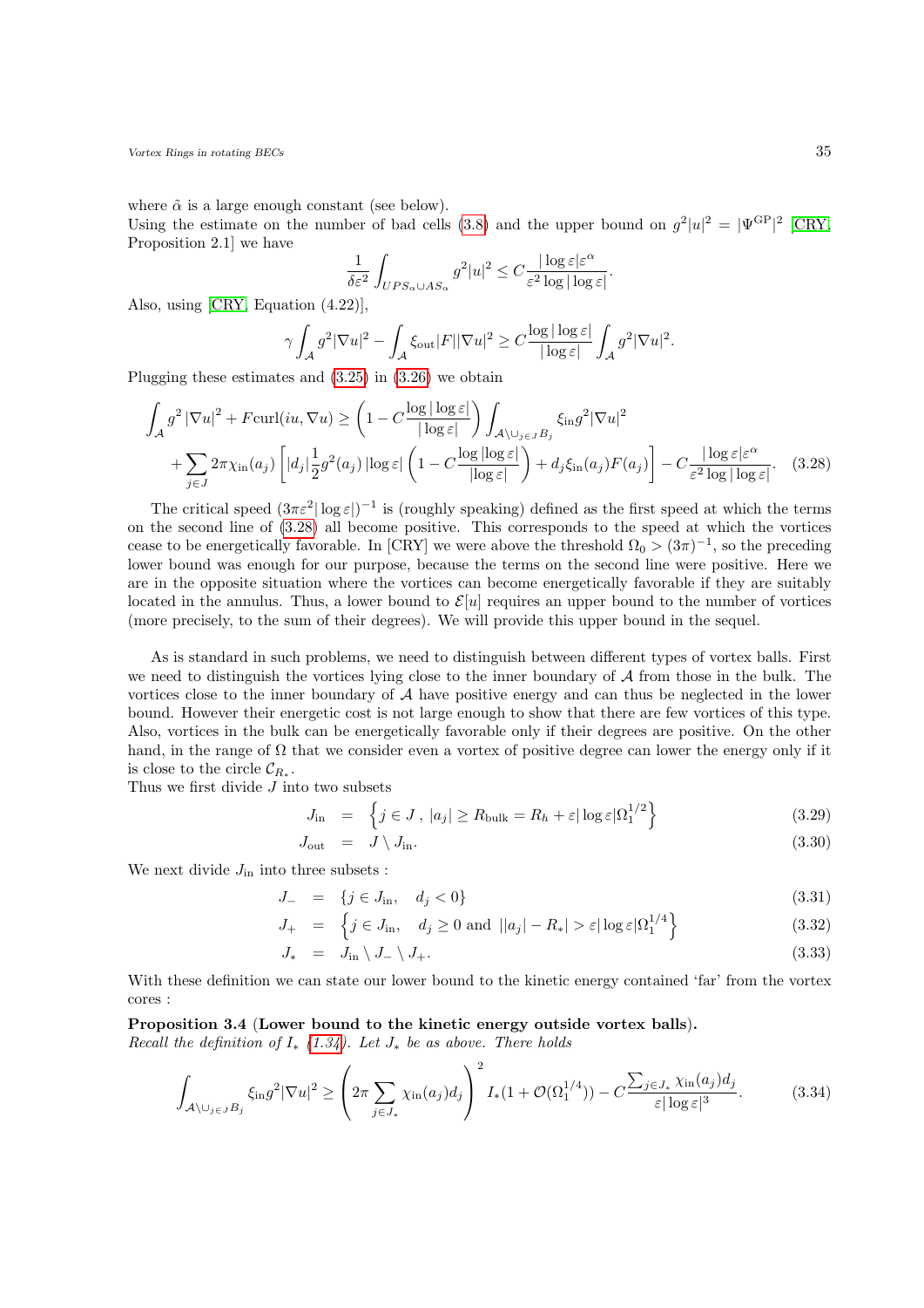where $\tilde{\alpha}$ is a large enough constant (see below).
Using the estimate on the number of bad cells (3.8) and the upper bound on $g^2|u|^2 = |\Psi^{\rm GP}|^2$ [CRY, Proposition 2.1] we have

$$\frac{1}{\delta\varepsilon^2}\int_{UPS_\alpha\cup AS_\alpha} g^2|u|^2 \leq C\frac{|\log\varepsilon|\varepsilon^\alpha}{\varepsilon^2\log|\log\varepsilon|}.$$

Also, using [CRY, Equation (4.22)],

$$\gamma\int_{\mathcal{A}} g^2|\nabla u|^2 - \int_{\mathcal{A}}\xi_{\rm out}|F||\nabla u|^2 \geq C\frac{\log|\log\varepsilon|}{|\log\varepsilon|}\int_{\mathcal{A}} g^2|\nabla u|^2.$$

Plugging these estimates and (3.25) in (3.26) we obtain

$$\begin{aligned}\int_{\mathcal{A}} g^2\left|\nabla u\right|^2 + F\mathrm{curl}(iu,\nabla u) &\geq \left(1 - C\frac{\log|\log\varepsilon|}{|\log\varepsilon|}\right)\int_{\mathcal{A}\setminus\cup_{j\in J}B_j}\xi_{\rm in}g^2|\nabla u|^2 \\ &+\sum_{j\in J}2\pi\chi_{\rm in}(a_j)\left[|d_j|\frac{1}{2}g^2(a_j)\left|\log\varepsilon\right|\left(1-C\frac{\log\left|\log\varepsilon\right|}{\left|\log\varepsilon\right|}\right)+d_j\xi_{\rm in}(a_j)F(a_j)\right] - C\frac{|\log\varepsilon|\varepsilon^\alpha}{\varepsilon^2\log|\log\varepsilon|}. \end{aligned} \tag{3.28}$$

The critical speed $(3\pi\varepsilon^2|\log\varepsilon|)^{-1}$ is (roughly speaking) defined as the first speed at which the terms on the second line of (3.28) all become positive. This corresponds to the speed at which the vortices cease to be energetically favorable. In [CRY] we were above the threshold $\Omega_0 > (3\pi)^{-1}$, so the preceding lower bound was enough for our purpose, because the terms on the second line were positive. Here we are in the opposite situation where the vortices can become energetically favorable if they are suitably located in the annulus. Thus, a lower bound to $\mathcal{E}[u]$ requires an upper bound to the number of vortices (more precisely, to the sum of their degrees). We will provide this upper bound in the sequel.

As is standard in such problems, we need to distinguish between different types of vortex balls. First we need to distinguish the vortices lying close to the inner boundary of $\mathcal{A}$ from those in the bulk. The vortices close to the inner boundary of $\mathcal{A}$ have positive energy and can thus be neglected in the lower bound. However their energetic cost is not large enough to show that there are few vortices of this type. Also, vortices in the bulk can be energetically favorable only if their degrees are positive. On the other hand, in the range of $\Omega$ that we consider even a vortex of positive degree can lower the energy only if it is close to the circle $\mathcal{C}_{R_*}$.
Thus we first divide $J$ into two subsets

$$J_{\rm in} = \left\{j\in J\,,\,|a_j|\geq R_{\rm bulk} = R_h + \varepsilon|\log\varepsilon|\Omega_1^{1/2}\right\} \tag{3.29}$$

$$J_{\rm out} = J\setminus J_{\rm in}. \tag{3.30}$$

We next divide $J_{\rm in}$ into three subsets :

$$J_- = \{j\in J_{\rm in},\quad d_j < 0\} \tag{3.31}$$

$$J_+ = \left\{j\in J_{\rm in},\quad d_j\geq 0 \text{ and } ||a_j| - R_*| > \varepsilon|\log\varepsilon|\Omega_1^{1/4}\right\} \tag{3.32}$$

$$J_* = J_{\rm in}\setminus J_-\setminus J_+. \tag{3.33}$$

With these definition we can state our lower bound to the kinetic energy contained 'far' from the vortex cores :

**Proposition 3.4 (Lower bound to the kinetic energy outside vortex balls).**
*Recall the definition of $I_*$ (1.34). Let $J_*$ be as above. There holds*

$$\int_{\mathcal{A}\setminus\cup_{j\in J}B_j}\xi_{\rm in}g^2|\nabla u|^2 \geq \left(2\pi\sum_{j\in J_*}\chi_{\rm in}(a_j)d_j\right)^2 I_*(1+\mathcal{O}(\Omega_1^{1/4})) - C\frac{\sum_{j\in J_*}\chi_{\rm in}(a_j)d_j}{\varepsilon|\log\varepsilon|^3}. \tag{3.34}$$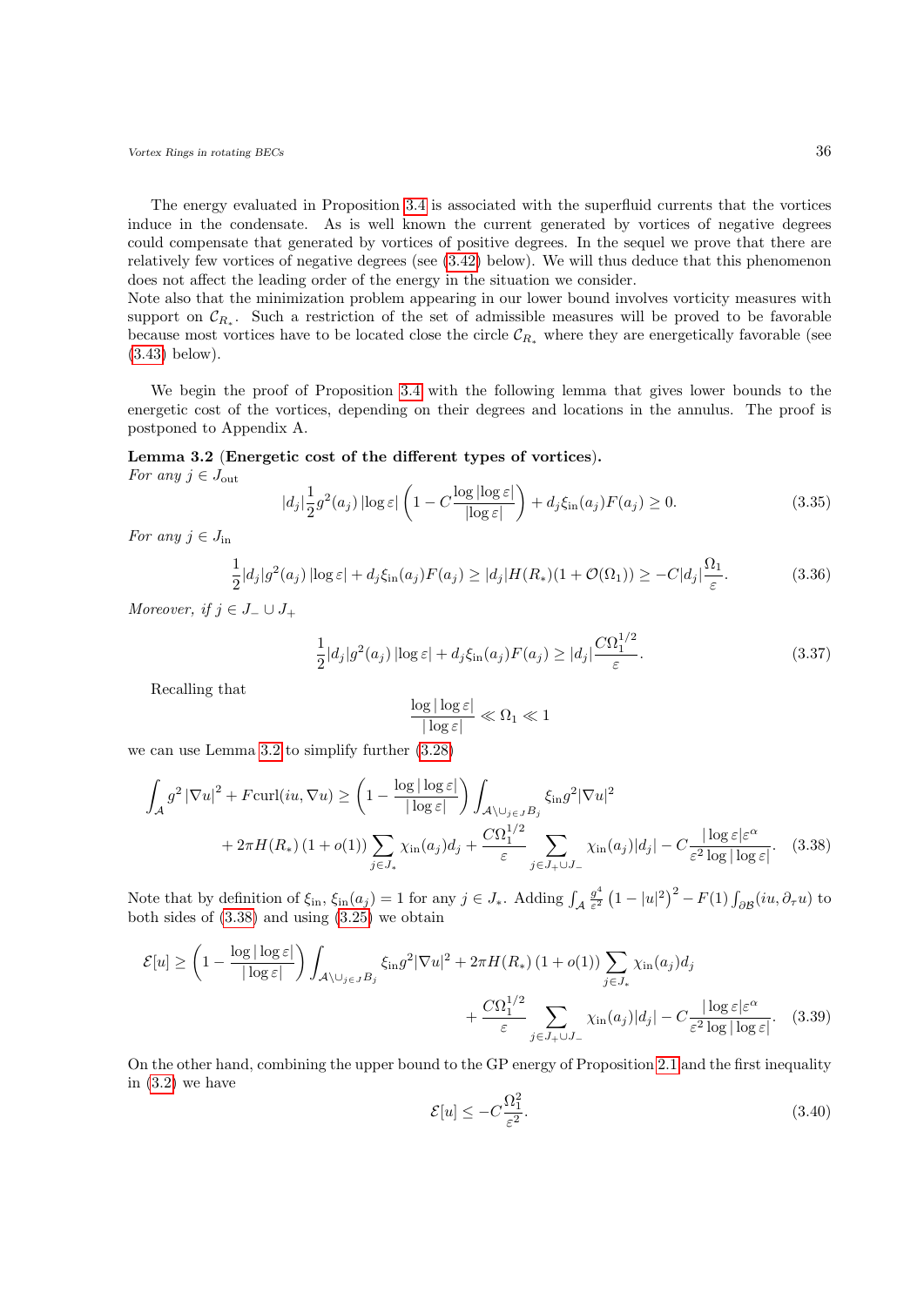The energy evaluated in Proposition 3.4 is associated with the superfluid currents that the vortices induce in the condensate. As is well known the current generated by vortices of negative degrees could compensate that generated by vortices of positive degrees. In the sequel we prove that there are relatively few vortices of negative degrees (see (3.42) below). We will thus deduce that this phenomenon does not affect the leading order of the energy in the situation we consider.
Note also that the minimization problem appearing in our lower bound involves vorticity measures with support on $\mathcal{C}_{R_*}$. Such a restriction of the set of admissible measures will be proved to be favorable because most vortices have to be located close the circle $\mathcal{C}_{R_*}$ where they are energetically favorable (see (3.43) below).

We begin the proof of Proposition 3.4 with the following lemma that gives lower bounds to the energetic cost of the vortices, depending on their degrees and locations in the annulus. The proof is postponed to Appendix A.

**Lemma 3.2 (Energetic cost of the different types of vortices).**
*For any $j \in J_{\mathrm{out}}$*

$$|d_j|\frac{1}{2}g^2(a_j)\,|\log\varepsilon|\left(1 - C\frac{\log|\log\varepsilon|}{|\log\varepsilon|}\right) + d_j\xi_{\mathrm{in}}(a_j)F(a_j) \geq 0. \tag{3.35}$$

*For any $j \in J_{\mathrm{in}}$*

$$\frac{1}{2}|d_j|g^2(a_j)\,|\log\varepsilon| + d_j\xi_{\mathrm{in}}(a_j)F(a_j) \geq |d_j|H(R_*)(1+\mathcal{O}(\Omega_1)) \geq -C|d_j|\frac{\Omega_1}{\varepsilon}. \tag{3.36}$$

*Moreover, if $j \in J_- \cup J_+$*

$$\frac{1}{2}|d_j|g^2(a_j)\,|\log\varepsilon| + d_j\xi_{\mathrm{in}}(a_j)F(a_j) \geq |d_j|\frac{C\Omega_1^{1/2}}{\varepsilon}. \tag{3.37}$$

Recalling that

$$\frac{\log|\log\varepsilon|}{|\log\varepsilon|} \ll \Omega_1 \ll 1$$

we can use Lemma 3.2 to simplify further (3.28)

$$\int_{\mathcal{A}} g^2\,|\nabla u|^2 + F\mathrm{curl}(iu,\nabla u) \geq \left(1 - \frac{\log|\log\varepsilon|}{|\log\varepsilon|}\right)\int_{\mathcal{A}\setminus\cup_{j\in J}B_j} \xi_{\mathrm{in}}g^2|\nabla u|^2$$
$$+ 2\pi H(R_*)\,(1+o(1))\sum_{j\in J_*}\chi_{\mathrm{in}}(a_j)d_j + \frac{C\Omega_1^{1/2}}{\varepsilon}\sum_{j\in J_+\cup J_-}\chi_{\mathrm{in}}(a_j)|d_j| - C\frac{|\log\varepsilon|\varepsilon^{\alpha}}{\varepsilon^2\log|\log\varepsilon|}. \tag{3.38}$$

Note that by definition of $\xi_{\mathrm{in}}$, $\xi_{\mathrm{in}}(a_j) = 1$ for any $j \in J_*$. Adding $\int_{\mathcal{A}}\frac{g^4}{\varepsilon^2}\left(1-|u|^2\right)^2 - F(1)\int_{\partial\mathcal{B}}(iu,\partial_\tau u)$ to both sides of (3.38) and using (3.25) we obtain

$$\mathcal{E}[u] \geq \left(1 - \frac{\log|\log\varepsilon|}{|\log\varepsilon|}\right)\int_{\mathcal{A}\setminus\cup_{j\in J}B_j} \xi_{\mathrm{in}}g^2|\nabla u|^2 + 2\pi H(R_*)\,(1+o(1))\sum_{j\in J_*}\chi_{\mathrm{in}}(a_j)d_j$$
$$+ \frac{C\Omega_1^{1/2}}{\varepsilon}\sum_{j\in J_+\cup J_-}\chi_{\mathrm{in}}(a_j)|d_j| - C\frac{|\log\varepsilon|\varepsilon^{\alpha}}{\varepsilon^2\log|\log\varepsilon|}. \tag{3.39}$$

On the other hand, combining the upper bound to the GP energy of Proposition 2.1 and the first inequality in (3.2) we have

$$\mathcal{E}[u] \leq -C\frac{\Omega_1^2}{\varepsilon^2}. \tag{3.40}$$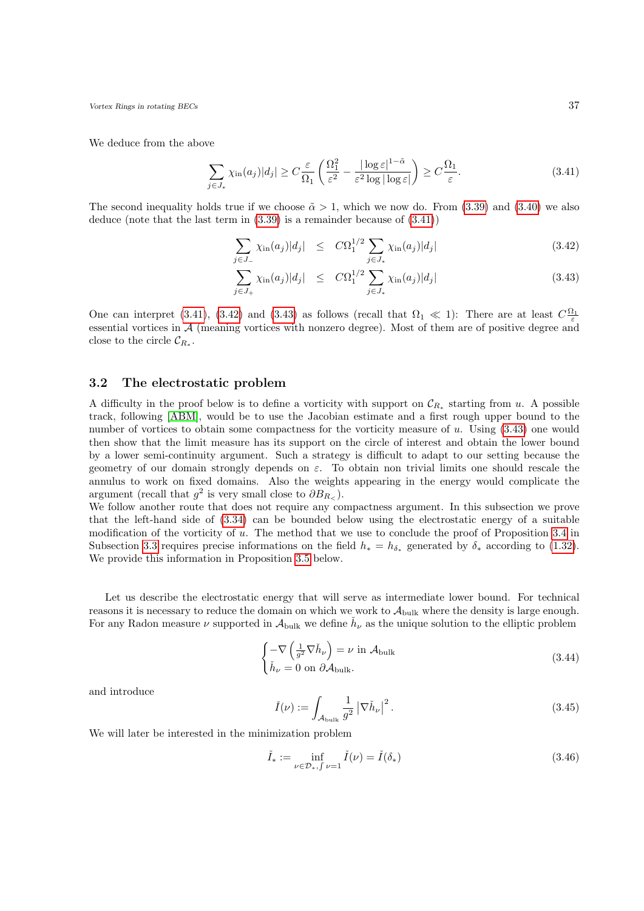We deduce from the above

$$\sum_{j\in J_*} \chi_{\rm in}(a_j)|d_j| \geq C\frac{\varepsilon}{\Omega_1}\left(\frac{\Omega_1^2}{\varepsilon^2} - \frac{|\log\varepsilon|^{1-\tilde{\alpha}}}{\varepsilon^2 \log|\log\varepsilon|}\right) \geq C\frac{\Omega_1}{\varepsilon}. \tag{3.41}$$

The second inequality holds true if we choose $\tilde{\alpha} > 1$, which we now do. From (3.39) and (3.40) we also deduce (note that the last term in (3.39) is a remainder because of (3.41))

$$\sum_{j\in J_-} \chi_{\rm in}(a_j)|d_j| \leq C\Omega_1^{1/2} \sum_{j\in J_*} \chi_{\rm in}(a_j)|d_j| \tag{3.42}$$

$$\sum_{j\in J_+} \chi_{\rm in}(a_j)|d_j| \leq C\Omega_1^{1/2} \sum_{j\in J_*} \chi_{\rm in}(a_j)|d_j| \tag{3.43}$$

One can interpret (3.41), (3.42) and (3.43) as follows (recall that $\Omega_1 \ll 1$): There are at least $C\frac{\Omega_1}{\varepsilon}$ essential vortices in $\mathcal{A}$ (meaning vortices with nonzero degree). Most of them are of positive degree and close to the circle $\mathcal{C}_{R_*}$.

## 3.2 The electrostatic problem

A difficulty in the proof below is to define a vorticity with support on $\mathcal{C}_{R_*}$ starting from $u$. A possible track, following [ABM], would be to use the Jacobian estimate and a first rough upper bound to the number of vortices to obtain some compactness for the vorticity measure of $u$. Using (3.43) one would then show that the limit measure has its support on the circle of interest and obtain the lower bound by a lower semi-continuity argument. Such a strategy is difficult to adapt to our setting because the geometry of our domain strongly depends on $\varepsilon$. To obtain non trivial limits one should rescale the annulus to work on fixed domains. Also the weights appearing in the energy would complicate the argument (recall that $g^2$ is very small close to $\partial B_{R_<}$).

We follow another route that does not require any compactness argument. In this subsection we prove that the left-hand side of (3.34) can be bounded below using the electrostatic energy of a suitable modification of the vorticity of $u$. The method that we use to conclude the proof of Proposition 3.4 in Subsection 3.3 requires precise informations on the field $h_* = h_{\delta_*}$ generated by $\delta_*$ according to (1.32). We provide this information in Proposition 3.5 below.

Let us describe the electrostatic energy that will serve as intermediate lower bound. For technical reasons it is necessary to reduce the domain on which we work to $\mathcal{A}_{\rm bulk}$ where the density is large enough. For any Radon measure $\nu$ supported in $\mathcal{A}_{\rm bulk}$ we define $\check{h}_\nu$ as the unique solution to the elliptic problem

$$\begin{cases} -\nabla\left(\frac{1}{g^2}\nabla\check{h}_\nu\right) = \nu \text{ in } \mathcal{A}_{\rm bulk} \\ \check{h}_\nu = 0 \text{ on } \partial\mathcal{A}_{\rm bulk}. \end{cases} \tag{3.44}$$

and introduce

$$\check{I}(\nu) := \int_{\mathcal{A}_{\rm bulk}} \frac{1}{g^2}\left|\nabla\check{h}_\nu\right|^2. \tag{3.45}$$

We will later be interested in the minimization problem

$$\check{I}_* := \inf_{\nu\in\mathcal{D}_*, \int\nu=1} \check{I}(\nu) = \check{I}(\delta_*) \tag{3.46}$$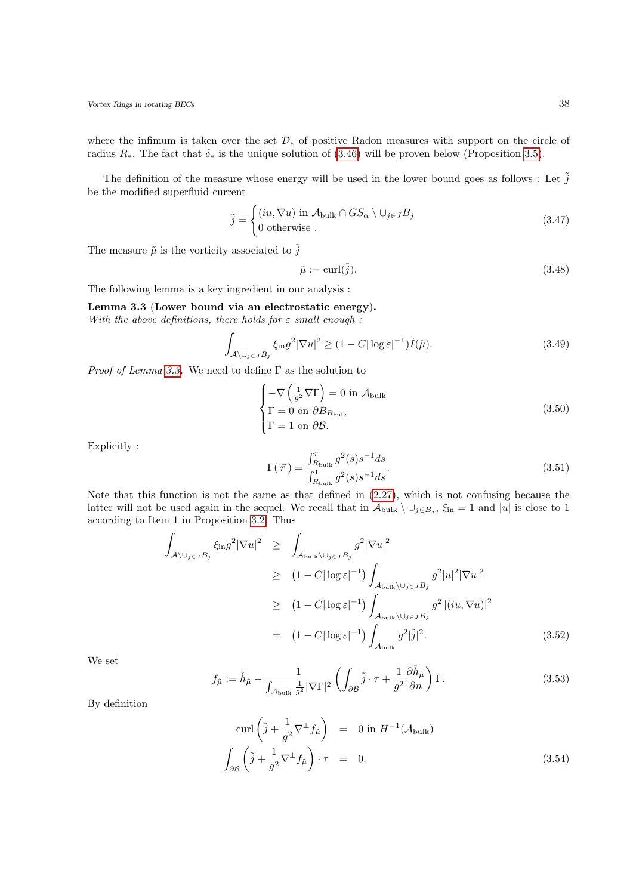where the infimum is taken over the set $\mathcal{D}_*$ of positive Radon measures with support on the circle of radius $R_*$. The fact that $\delta_*$ is the unique solution of (3.46) will be proven below (Proposition 3.5).

The definition of the measure whose energy will be used in the lower bound goes as follows : Let $\tilde{j}$ be the modified superfluid current

$$\tilde{j} = \begin{cases} (iu, \nabla u) \text{ in } \mathcal{A}_{\mathrm{bulk}} \cap GS_\alpha \setminus \cup_{j \in J} B_j \\ 0 \text{ otherwise .} \end{cases} \tag{3.47}$$

The measure $\tilde{\mu}$ is the vorticity associated to $\tilde{j}$

$$\tilde{\mu} := \mathrm{curl}(\tilde{j}). \tag{3.48}$$

The following lemma is a key ingredient in our analysis :

**Lemma 3.3** (**Lower bound via an electrostatic energy**).
*With the above definitions, there holds for $\varepsilon$ small enough :*

$$\int_{\mathcal{A} \setminus \cup_{j \in J} B_j} \xi_{\mathrm{in}} g^2 |\nabla u|^2 \geq (1 - C|\log \varepsilon|^{-1}) \check{I}(\tilde{\mu}). \tag{3.49}$$

*Proof of Lemma 3.3.* We need to define $\Gamma$ as the solution to

$$\begin{cases} -\nabla \left( \frac{1}{g^2} \nabla \Gamma \right) = 0 \text{ in } \mathcal{A}_{\mathrm{bulk}} \\ \Gamma = 0 \text{ on } \partial B_{R_{\mathrm{bulk}}} \\ \Gamma = 1 \text{ on } \partial \mathcal{B}. \end{cases} \tag{3.50}$$

Explicitly :

$$\Gamma(\vec{r}\,) = \frac{\int_{R_{\mathrm{bulk}}}^{r} g^2(s) s^{-1} ds}{\int_{R_{\mathrm{bulk}}}^{1} g^2(s) s^{-1} ds}. \tag{3.51}$$

Note that this function is not the same as that defined in (2.27), which is not confusing because the latter will not be used again in the sequel. We recall that in $\mathcal{A}_{\mathrm{bulk}} \setminus \cup_{j \in B_j}$, $\xi_{\mathrm{in}} = 1$ and $|u|$ is close to 1 according to Item 1 in Proposition 3.2. Thus

$$\begin{aligned}
\int_{\mathcal{A} \setminus \cup_{j \in J} B_j} \xi_{\mathrm{in}} g^2 |\nabla u|^2 &\geq \int_{\mathcal{A}_{\mathrm{bulk}} \setminus \cup_{j \in J} B_j} g^2 |\nabla u|^2 \\
&\geq \left(1 - C|\log \varepsilon|^{-1}\right) \int_{\mathcal{A}_{\mathrm{bulk}} \setminus \cup_{j \in J} B_j} g^2 |u|^2 |\nabla u|^2 \\
&\geq \left(1 - C|\log \varepsilon|^{-1}\right) \int_{\mathcal{A}_{\mathrm{bulk}} \setminus \cup_{j \in J} B_j} g^2 \left|(iu, \nabla u)\right|^2 \\
&= \left(1 - C|\log \varepsilon|^{-1}\right) \int_{\mathcal{A}_{\mathrm{bulk}}} g^2 |\tilde{j}|^2.
\end{aligned} \tag{3.52}$$

We set

$$f_{\tilde{\mu}} := \check{h}_{\tilde{\mu}} - \frac{1}{\int_{\mathcal{A}_{\mathrm{bulk}}} \frac{1}{g^2} |\nabla \Gamma|^2} \left( \int_{\partial \mathcal{B}} \tilde{j} \cdot \tau + \frac{1}{g^2} \frac{\partial \check{h}_{\tilde{\mu}}}{\partial n} \right) \Gamma. \tag{3.53}$$

By definition

$$\begin{aligned}
\mathrm{curl} \left( \tilde{j} + \frac{1}{g^2} \nabla^\perp f_{\tilde{\mu}} \right) &= 0 \text{ in } H^{-1}(\mathcal{A}_{\mathrm{bulk}}) \\
\int_{\partial \mathcal{B}} \left( \tilde{j} + \frac{1}{g^2} \nabla^\perp f_{\tilde{\mu}} \right) \cdot \tau &= 0.
\end{aligned} \tag{3.54}$$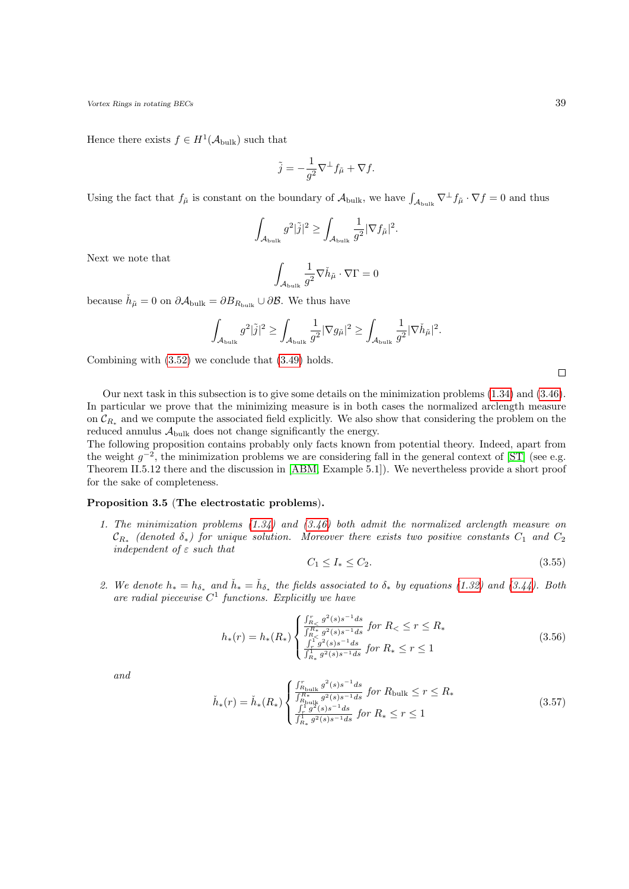Hence there exists $f \in H^1(\mathcal{A}_{\rm bulk})$ such that

$$\tilde{j} = -\frac{1}{g^2}\nabla^\perp f_{\tilde{\mu}} + \nabla f.$$

Using the fact that $f_{\tilde{\mu}}$ is constant on the boundary of $\mathcal{A}_{\rm bulk}$, we have $\int_{\mathcal{A}_{\rm bulk}} \nabla^\perp f_{\tilde{\mu}} \cdot \nabla f = 0$ and thus

$$\int_{\mathcal{A}_{\rm bulk}} g^2 |\tilde{j}|^2 \geq \int_{\mathcal{A}_{\rm bulk}} \frac{1}{g^2} |\nabla f_{\tilde{\mu}}|^2.$$

Next we note that

$$\int_{\mathcal{A}_{\rm bulk}} \frac{1}{g^2} \nabla \check{h}_{\tilde{\mu}} \cdot \nabla \Gamma = 0$$

because $\check{h}_{\tilde{\mu}} = 0$ on $\partial \mathcal{A}_{\rm bulk} = \partial B_{R_{\rm bulk}} \cup \partial \mathcal{B}$. We thus have

$$\int_{\mathcal{A}_{\rm bulk}} g^2 |\tilde{j}|^2 \geq \int_{\mathcal{A}_{\rm bulk}} \frac{1}{g^2} |\nabla g_{\tilde{\mu}}|^2 \geq \int_{\mathcal{A}_{\rm bulk}} \frac{1}{g^2} |\nabla \check{h}_{\tilde{\mu}}|^2.$$

Combining with (3.52) we conclude that (3.49) holds.

□

Our next task in this subsection is to give some details on the minimization problems (1.34) and (3.46). In particular we prove that the minimizing measure is in both cases the normalized arclength measure on $\mathcal{C}_{R_*}$ and we compute the associated field explicitly. We also show that considering the problem on the reduced annulus $\mathcal{A}_{\rm bulk}$ does not change significantly the energy.
The following proposition contains probably only facts known from potential theory. Indeed, apart from the weight $g^{-2}$, the minimization problems we are considering fall in the general context of [ST] (see e.g. Theorem II.5.12 there and the discussion in [ABM, Example 5.1]). We nevertheless provide a short proof for the sake of completeness.

**Proposition 3.5** (**The electrostatic problems**).

1. *The minimization problems (1.34) and (3.46) both admit the normalized arclength measure on $\mathcal{C}_{R_*}$ (denoted $\delta_*$) for unique solution. Moreover there exists two positive constants $C_1$ and $C_2$ independent of $\varepsilon$ such that*
$$C_1 \leq I_* \leq C_2. \tag{3.55}$$

2. *We denote $h_* = h_{\delta_*}$ and $\check{h}_* = \check{h}_{\delta_*}$ the fields associated to $\delta_*$ by equations (1.32) and (3.44). Both are radial piecewise $C^1$ functions. Explicitly we have*
$$h_*(r) = h_*(R_*) \begin{cases} \dfrac{\int_{R_<}^{r} g^2(s) s^{-1} ds}{\int_{R_<}^{R_*} g^2(s) s^{-1} ds} & \text{for } R_< \leq r \leq R_* \\[2ex] \dfrac{\int_{r}^{1} g^2(s) s^{-1} ds}{\int_{R_*}^{1} g^2(s) s^{-1} ds} & \text{for } R_* \leq r \leq 1 \end{cases} \tag{3.56}$$
*and*
$$\check{h}_*(r) = \check{h}_*(R_*) \begin{cases} \dfrac{\int_{R_{\rm bulk}}^{r} g^2(s) s^{-1} ds}{\int_{R_{\rm bulk}}^{R_*} g^2(s) s^{-1} ds} & \text{for } R_{\rm bulk} \leq r \leq R_* \\[2ex] \dfrac{\int_{r}^{1} g^2(s) s^{-1} ds}{\int_{R_*}^{1} g^2(s) s^{-1} ds} & \text{for } R_* \leq r \leq 1 \end{cases} \tag{3.57}$$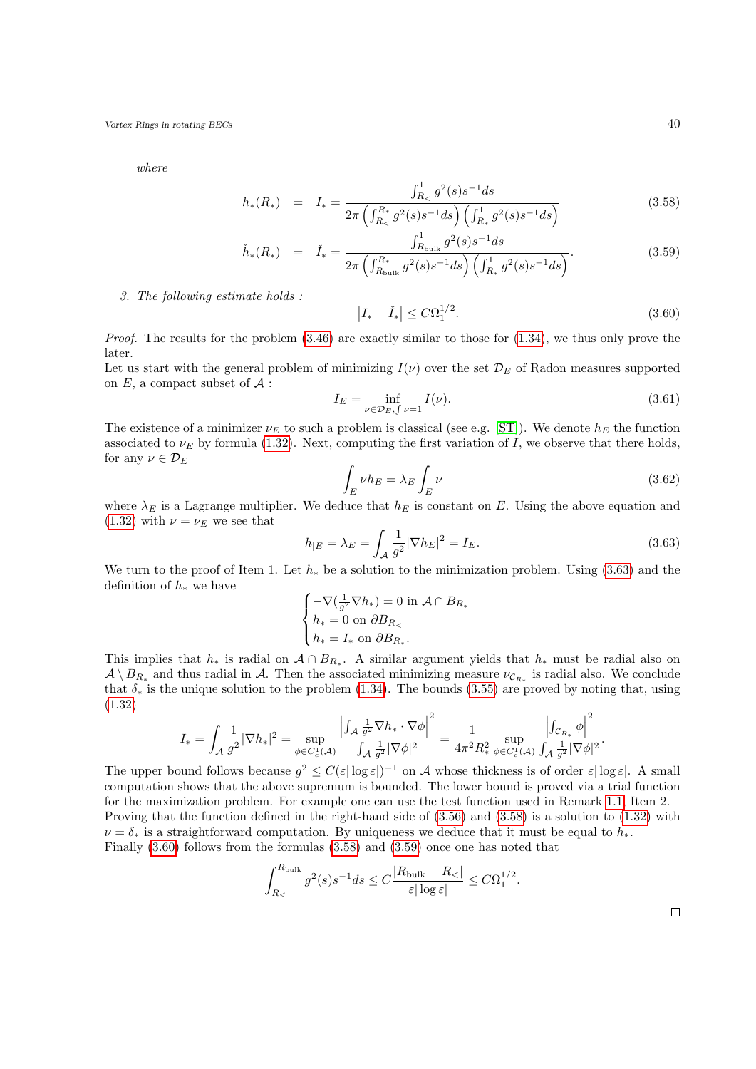*where*

$$h_*(R_*) \quad = \quad I_* = \frac{\int_{R_<}^1 g^2(s)s^{-1}ds}{2\pi\left(\int_{R_<}^{R_*} g^2(s)s^{-1}ds\right)\left(\int_{R_*}^1 g^2(s)s^{-1}ds\right)} \tag{3.58}$$

$$\check{h}_*(R_*) \quad = \quad \check{I}_* = \frac{\int_{R_{\rm bulk}}^1 g^2(s)s^{-1}ds}{2\pi\left(\int_{R_{\rm bulk}}^{R_*} g^2(s)s^{-1}ds\right)\left(\int_{R_*}^1 g^2(s)s^{-1}ds\right)}. \tag{3.59}$$

*3. The following estimate holds :*

$$\left|I_* - \check{I}_*\right| \leq C\Omega_1^{1/2}. \tag{3.60}$$

*Proof.* The results for the problem (3.46) are exactly similar to those for (1.34), we thus only prove the later.
Let us start with the general problem of minimizing $I(\nu)$ over the set $\mathcal{D}_E$ of Radon measures supported on $E$, a compact subset of $\mathcal{A}$ :

$$I_E = \inf_{\nu\in\mathcal{D}_E, \int \nu=1} I(\nu). \tag{3.61}$$

The existence of a minimizer $\nu_E$ to such a problem is classical (see e.g. [ST]). We denote $h_E$ the function associated to $\nu_E$ by formula (1.32). Next, computing the first variation of $I$, we observe that there holds, for any $\nu \in \mathcal{D}_E$

$$\int_E \nu h_E = \lambda_E \int_E \nu \tag{3.62}$$

where $\lambda_E$ is a Lagrange multiplier. We deduce that $h_E$ is constant on $E$. Using the above equation and (1.32) with $\nu = \nu_E$ we see that

$$h_{|E} = \lambda_E = \int_{\mathcal{A}} \frac{1}{g^2}|\nabla h_E|^2 = I_E. \tag{3.63}$$

We turn to the proof of Item 1. Let $h_*$ be a solution to the minimization problem. Using (3.63) and the definition of $h_*$ we have

$$\begin{cases} -\nabla(\frac{1}{g^2}\nabla h_*) = 0 \text{ in } \mathcal{A}\cap B_{R_*} \\ h_* = 0 \text{ on } \partial B_{R_<} \\ h_* = I_* \text{ on } \partial B_{R_*}. \end{cases}$$

This implies that $h_*$ is radial on $\mathcal{A}\cap B_{R_*}$. A similar argument yields that $h_*$ must be radial also on $\mathcal{A}\setminus B_{R_*}$ and thus radial in $\mathcal{A}$. Then the associated minimizing measure $\nu_{\mathcal{C}_{R_*}}$ is radial also. We conclude that $\delta_*$ is the unique solution to the problem (1.34). The bounds (3.55) are proved by noting that, using (1.32)

$$I_* = \int_{\mathcal{A}} \frac{1}{g^2}|\nabla h_*|^2 = \sup_{\phi\in C_c^1(\mathcal{A})} \frac{\left|\int_{\mathcal{A}} \frac{1}{g^2}\nabla h_* \cdot \nabla\phi\right|^2}{\int_{\mathcal{A}} \frac{1}{g^2}|\nabla\phi|^2} = \frac{1}{4\pi^2 R_*^2}\sup_{\phi\in C_c^1(\mathcal{A})} \frac{\left|\int_{\mathcal{C}_{R_*}} \phi\right|^2}{\int_{\mathcal{A}} \frac{1}{g^2}|\nabla\phi|^2}.$$

The upper bound follows because $g^2 \leq C(\varepsilon|\log\varepsilon|)^{-1}$ on $\mathcal{A}$ whose thickness is of order $\varepsilon|\log\varepsilon|$. A small computation shows that the above supremum is bounded. The lower bound is proved via a trial function for the maximization problem. For example one can use the test function used in Remark 1.1, Item 2.
Proving that the function defined in the right-hand side of (3.56) and (3.58) is a solution to (1.32) with $\nu = \delta_*$ is a straightforward computation. By uniqueness we deduce that it must be equal to $h_*$.
Finally (3.60) follows from the formulas (3.58) and (3.59) once one has noted that

$$\int_{R_<}^{R_{\rm bulk}} g^2(s)s^{-1}ds \leq C\frac{|R_{\rm bulk}-R_<|}{\varepsilon|\log\varepsilon|} \leq C\Omega_1^{1/2}.$$

□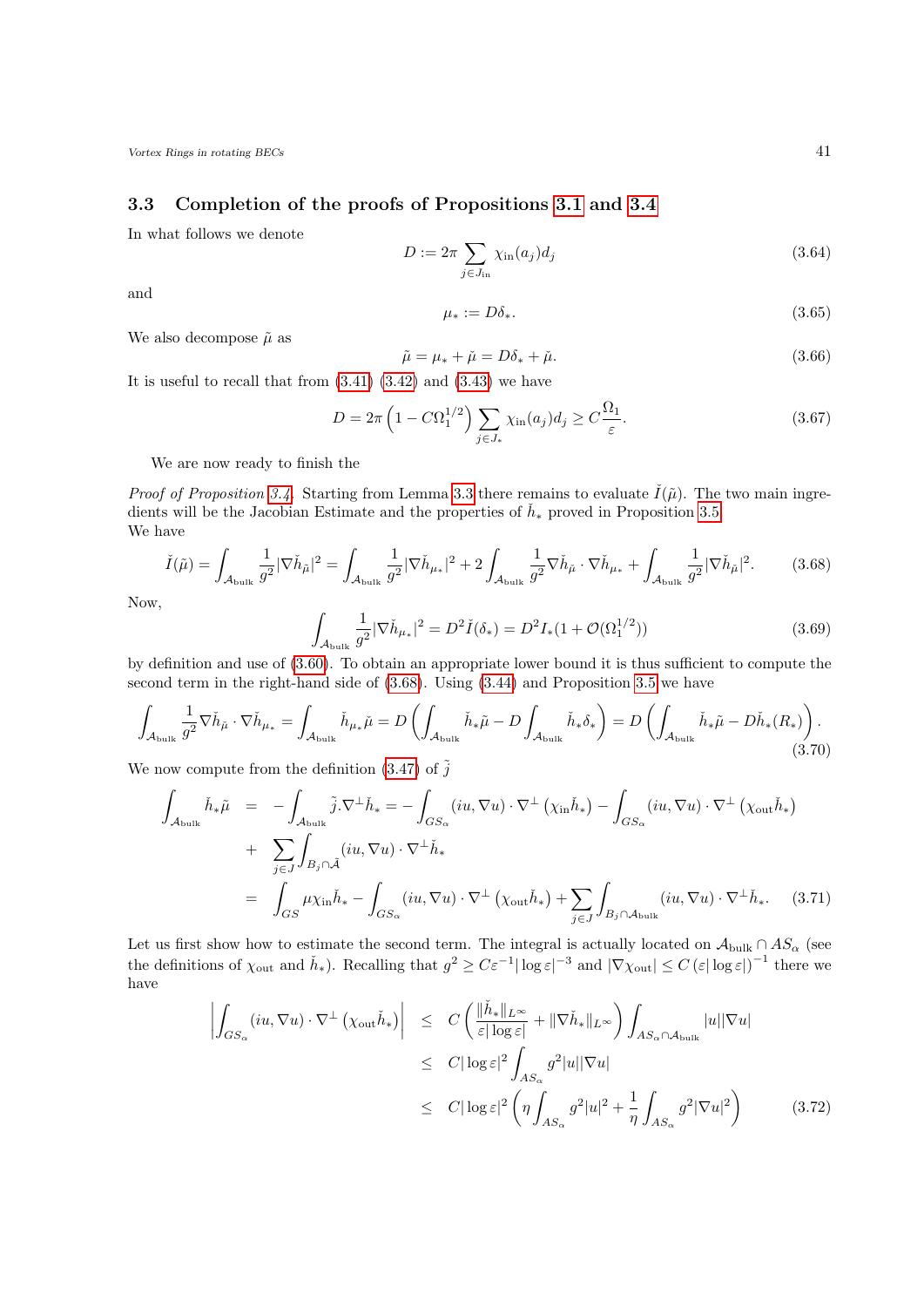### 3.3 Completion of the proofs of Propositions 3.1 and 3.4

In what follows we denote

$$D := 2\pi \sum_{j \in J_{\text{in}}} \chi_{\text{in}}(a_j) d_j \tag{3.64}$$

and

$$\mu_* := D\delta_*. \tag{3.65}$$

We also decompose $\tilde{\mu}$ as

$$\tilde{\mu} = \mu_* + \check{\mu} = D\delta_* + \check{\mu}. \tag{3.66}$$

It is useful to recall that from (3.41) (3.42) and (3.43) we have

$$D = 2\pi \left(1 - C\Omega_1^{1/2}\right) \sum_{j \in J_*} \chi_{\text{in}}(a_j) d_j \geq C\frac{\Omega_1}{\varepsilon}. \tag{3.67}$$

We are now ready to finish the

*Proof of Proposition 3.4.* Starting from Lemma 3.3 there remains to evaluate $\check{I}(\tilde{\mu})$. The two main ingredients will be the Jacobian Estimate and the properties of $\check{h}_*$ proved in Proposition 3.5.
We have

$$\check{I}(\tilde{\mu}) = \int_{\mathcal{A}_{\text{bulk}}} \frac{1}{g^2} |\nabla \check{h}_{\tilde{\mu}}|^2 = \int_{\mathcal{A}_{\text{bulk}}} \frac{1}{g^2} |\nabla \check{h}_{\mu_*}|^2 + 2\int_{\mathcal{A}_{\text{bulk}}} \frac{1}{g^2} \nabla \check{h}_{\check{\mu}} \cdot \nabla \check{h}_{\mu_*} + \int_{\mathcal{A}_{\text{bulk}}} \frac{1}{g^2} |\nabla \check{h}_{\check{\mu}}|^2. \tag{3.68}$$

Now,

$$\int_{\mathcal{A}_{\text{bulk}}} \frac{1}{g^2} |\nabla \check{h}_{\mu_*}|^2 = D^2 \check{I}(\delta_*) = D^2 I_* (1 + \mathcal{O}(\Omega_1^{1/2})) \tag{3.69}$$

by definition and use of (3.60). To obtain an appropriate lower bound it is thus sufficient to compute the second term in the right-hand side of (3.68). Using (3.44) and Proposition 3.5 we have

$$\int_{\mathcal{A}_{\text{bulk}}} \frac{1}{g^2} \nabla \check{h}_{\check{\mu}} \cdot \nabla \check{h}_{\mu_*} = \int_{\mathcal{A}_{\text{bulk}}} \check{h}_{\mu_*} \check{\mu} = D\left(\int_{\mathcal{A}_{\text{bulk}}} \check{h}_* \tilde{\mu} - D\int_{\mathcal{A}_{\text{bulk}}} \check{h}_* \delta_*\right) = D\left(\int_{\mathcal{A}_{\text{bulk}}} \check{h}_* \tilde{\mu} - D\check{h}_*(R_*)\right). \tag{3.70}$$

We now compute from the definition (3.47) of $\tilde{j}$

$$\begin{aligned}
\int_{\mathcal{A}_{\text{bulk}}} \check{h}_* \tilde{\mu} &= -\int_{\mathcal{A}_{\text{bulk}}} \tilde{j} . \nabla^{\perp} \check{h}_* = -\int_{GS_\alpha} (iu, \nabla u) \cdot \nabla^{\perp} \left(\chi_{\text{in}} \check{h}_*\right) - \int_{GS_\alpha} (iu, \nabla u) \cdot \nabla^{\perp} \left(\chi_{\text{out}} \check{h}_*\right) \\
&+ \sum_{j \in J} \int_{B_j \cap \tilde{\mathcal{A}}} (iu, \nabla u) \cdot \nabla^{\perp} \check{h}_* \\
&= \int_{GS} \mu \chi_{\text{in}} \check{h}_* - \int_{GS_\alpha} (iu, \nabla u) \cdot \nabla^{\perp} \left(\chi_{\text{out}} \check{h}_*\right) + \sum_{j \in J} \int_{B_j \cap \mathcal{A}_{\text{bulk}}} (iu, \nabla u) \cdot \nabla^{\perp} \check{h}_*.
\end{aligned} \tag{3.71}$$

Let us first show how to estimate the second term. The integral is actually located on $\mathcal{A}_{\text{bulk}} \cap AS_\alpha$ (see the definitions of $\chi_{\text{out}}$ and $\check{h}_*$). Recalling that $g^2 \geq C\varepsilon^{-1} |\log \varepsilon|^{-3}$ and $|\nabla \chi_{\text{out}}| \leq C \left(\varepsilon |\log \varepsilon|\right)^{-1}$ there we have

$$\begin{aligned}
\left| \int_{GS_\alpha} (iu, \nabla u) \cdot \nabla^{\perp} \left(\chi_{\text{out}} \check{h}_*\right) \right| &\leq C\left(\frac{\|\check{h}_*\|_{L^\infty}}{\varepsilon |\log \varepsilon|} + \|\nabla \check{h}_*\|_{L^\infty}\right) \int_{AS_\alpha \cap \mathcal{A}_{\text{bulk}}} |u| |\nabla u| \\
&\leq C |\log \varepsilon|^2 \int_{AS_\alpha} g^2 |u| |\nabla u| \\
&\leq C |\log \varepsilon|^2 \left(\eta \int_{AS_\alpha} g^2 |u|^2 + \frac{1}{\eta} \int_{AS_\alpha} g^2 |\nabla u|^2\right)
\end{aligned} \tag{3.72}$$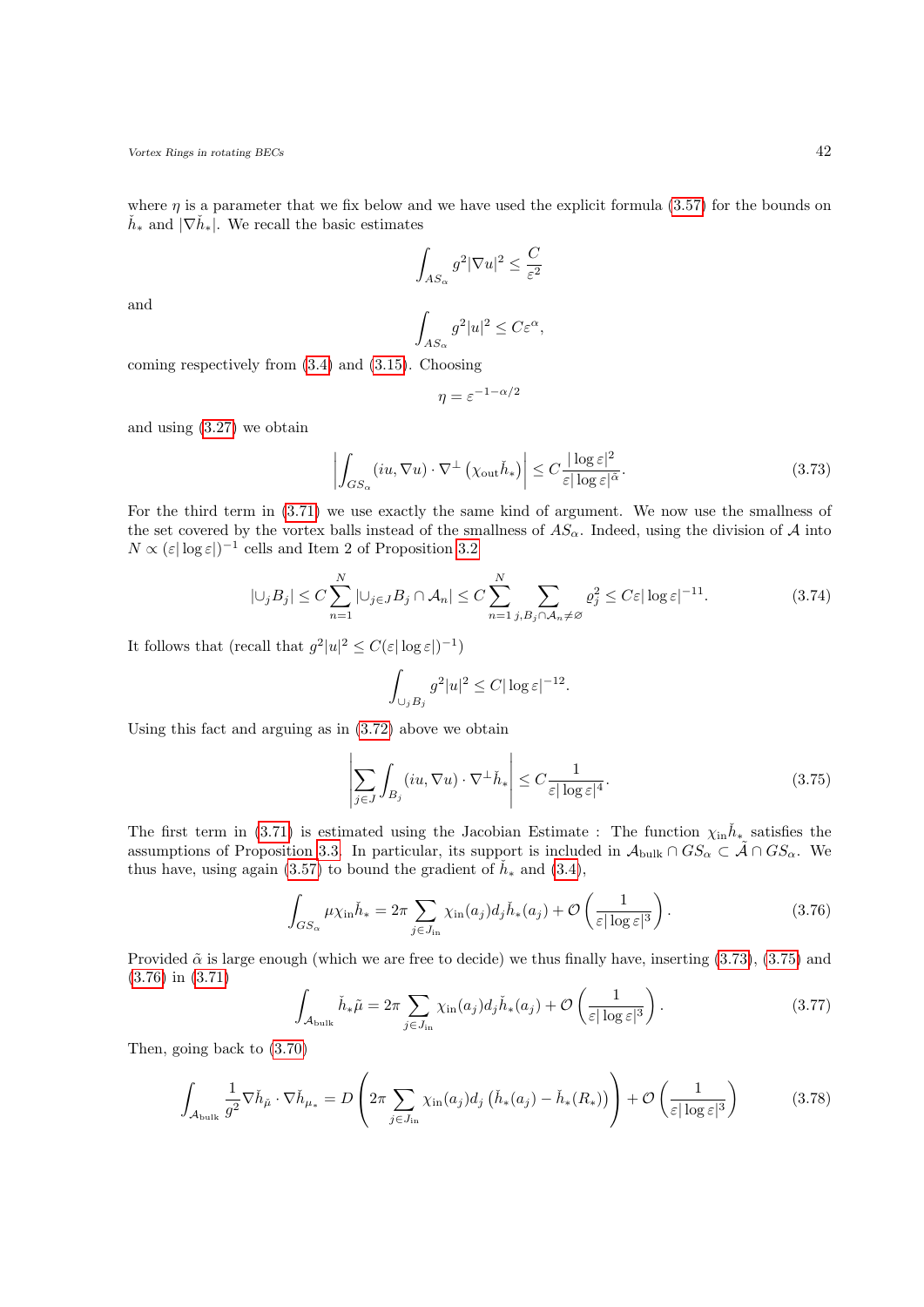where $\eta$ is a parameter that we fix below and we have used the explicit formula (3.57) for the bounds on $\check{h}_*$ and $|\nabla \check{h}_*|$. We recall the basic estimates

$$\int_{AS_\alpha} g^2 |\nabla u|^2 \leq \frac{C}{\varepsilon^2}$$

and

$$\int_{AS_\alpha} g^2 |u|^2 \leq C\varepsilon^\alpha,$$

coming respectively from (3.4) and (3.15). Choosing

$$\eta = \varepsilon^{-1-\alpha/2}$$

and using (3.27) we obtain

$$\left| \int_{GS_\alpha} (iu, \nabla u) \cdot \nabla^\perp \left( \chi_{\mathrm{out}} \check{h}_* \right) \right| \leq C \frac{|\log \varepsilon|^2}{\varepsilon |\log \varepsilon|^{\tilde{\alpha}}}. \tag{3.73}$$

For the third term in (3.71) we use exactly the same kind of argument. We now use the smallness of the set covered by the vortex balls instead of the smallness of $AS_\alpha$. Indeed, using the division of $\mathcal{A}$ into $N \propto (\varepsilon |\log \varepsilon|)^{-1}$ cells and Item 2 of Proposition 3.2

$$|\cup_j B_j| \leq C \sum_{n=1}^{N} |\cup_{j \in J} B_j \cap \mathcal{A}_n| \leq C \sum_{n=1}^{N} \sum_{j, B_j \cap \mathcal{A}_n \neq \varnothing} \varrho_j^2 \leq C\varepsilon |\log \varepsilon|^{-11}. \tag{3.74}$$

It follows that (recall that $g^2|u|^2 \leq C(\varepsilon |\log \varepsilon|)^{-1}$)

$$\int_{\cup_j B_j} g^2 |u|^2 \leq C |\log \varepsilon|^{-12}.$$

Using this fact and arguing as in (3.72) above we obtain

$$\left| \sum_{j \in J} \int_{B_j} (iu, \nabla u) \cdot \nabla^\perp \check{h}_* \right| \leq C \frac{1}{\varepsilon |\log \varepsilon|^4}. \tag{3.75}$$

The first term in (3.71) is estimated using the Jacobian Estimate : The function $\chi_{\mathrm{in}} \check{h}_*$ satisfies the assumptions of Proposition 3.3. In particular, its support is included in $\mathcal{A}_{\mathrm{bulk}} \cap GS_\alpha \subset \tilde{\mathcal{A}} \cap GS_\alpha$. We thus have, using again (3.57) to bound the gradient of $\check{h}_*$ and (3.4),

$$\int_{GS_\alpha} \mu \chi_{\mathrm{in}} \check{h}_* = 2\pi \sum_{j \in J_{\mathrm{in}}} \chi_{\mathrm{in}}(a_j) d_j \check{h}_*(a_j) + \mathcal{O}\left( \frac{1}{\varepsilon |\log \varepsilon|^3} \right). \tag{3.76}$$

Provided $\tilde{\alpha}$ is large enough (which we are free to decide) we thus finally have, inserting (3.73), (3.75) and (3.76) in (3.71)

$$\int_{\mathcal{A}_{\mathrm{bulk}}} \check{h}_* \tilde{\mu} = 2\pi \sum_{j \in J_{\mathrm{in}}} \chi_{\mathrm{in}}(a_j) d_j \check{h}_*(a_j) + \mathcal{O}\left( \frac{1}{\varepsilon |\log \varepsilon|^3} \right). \tag{3.77}$$

Then, going back to (3.70)

$$\int_{\mathcal{A}_{\mathrm{bulk}}} \frac{1}{g^2} \nabla \check{h}_{\tilde{\mu}} \cdot \nabla \check{h}_{\mu_*} = D \left( 2\pi \sum_{j \in J_{\mathrm{in}}} \chi_{\mathrm{in}}(a_j) d_j \left( \check{h}_*(a_j) - \check{h}_*(R_*) \right) \right) + \mathcal{O}\left( \frac{1}{\varepsilon |\log \varepsilon|^3} \right) \tag{3.78}$$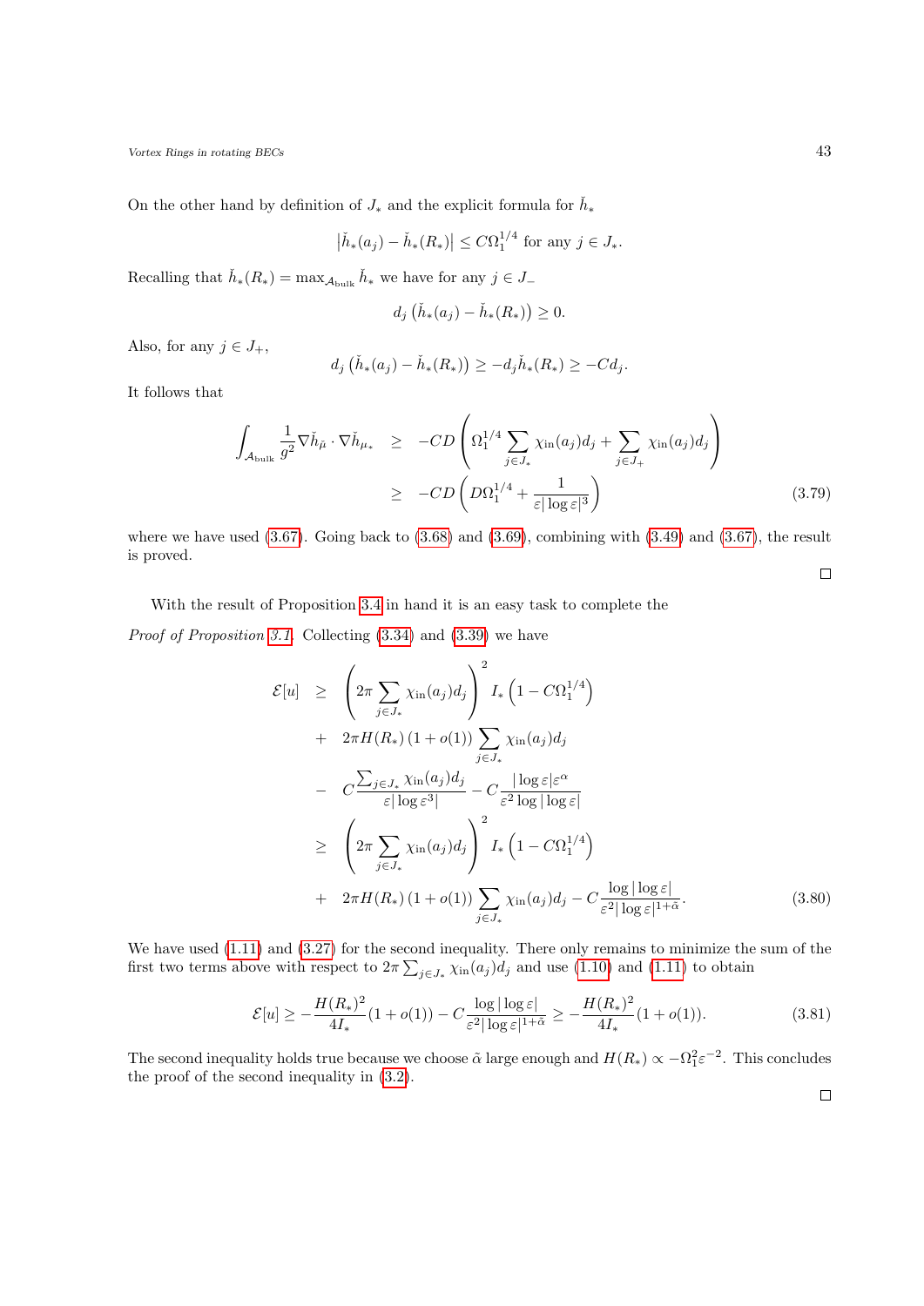On the other hand by definition of $J_*$ and the explicit formula for $\check{h}_*$

$$\left|\check{h}_*(a_j) - \check{h}_*(R_*)\right| \leq C\Omega_1^{1/4} \text{ for any } j \in J_*.$$

Recalling that $\check{h}_*(R_*) = \max_{\mathcal{A}_{\text{bulk}}} \check{h}_*$ we have for any $j \in J_-$

$$d_j \left(\check{h}_*(a_j) - \check{h}_*(R_*)\right) \geq 0.$$

Also, for any $j \in J_+$,

$$d_j \left(\check{h}_*(a_j) - \check{h}_*(R_*)\right) \geq -d_j \check{h}_*(R_*) \geq -C d_j.$$

It follows that

$$\begin{aligned}
\int_{\mathcal{A}_{\text{bulk}}} \frac{1}{g^2} \nabla \check{h}_{\breve{\mu}} \cdot \nabla \check{h}_{\mu_*} &\geq -CD \left( \Omega_1^{1/4} \sum_{j \in J_*} \chi_{\text{in}}(a_j) d_j + \sum_{j \in J_+} \chi_{\text{in}}(a_j) d_j \right) \\
&\geq -CD \left( D\Omega_1^{1/4} + \frac{1}{\varepsilon |\log \varepsilon|^3} \right) \qquad (3.79)
\end{aligned}$$

where we have used (3.67). Going back to (3.68) and (3.69), combining with (3.49) and (3.67), the result is proved.

□

With the result of Proposition 3.4 in hand it is an easy task to complete the

*Proof of Proposition 3.1.* Collecting (3.34) and (3.39) we have

$$\begin{aligned}
\mathcal{E}[u] &\geq \left( 2\pi \sum_{j \in J_*} \chi_{\text{in}}(a_j) d_j \right)^2 I_* \left(1 - C\Omega_1^{1/4}\right) \\
&+ 2\pi H(R_*) \left(1 + o(1)\right) \sum_{j \in J_*} \chi_{\text{in}}(a_j) d_j \\
&- C \frac{\sum_{j \in J_*} \chi_{\text{in}}(a_j) d_j}{\varepsilon |\log \varepsilon^3|} - C \frac{|\log \varepsilon| \varepsilon^{\alpha}}{\varepsilon^2 \log |\log \varepsilon|} \\
&\geq \left( 2\pi \sum_{j \in J_*} \chi_{\text{in}}(a_j) d_j \right)^2 I_* \left(1 - C\Omega_1^{1/4}\right) \\
&+ 2\pi H(R_*) \left(1 + o(1)\right) \sum_{j \in J_*} \chi_{\text{in}}(a_j) d_j - C \frac{\log |\log \varepsilon|}{\varepsilon^2 |\log \varepsilon|^{1+\tilde{\alpha}}}. \qquad (3.80)
\end{aligned}$$

We have used (1.11) and (3.27) for the second inequality. There only remains to minimize the sum of the first two terms above with respect to $2\pi \sum_{j \in J_*} \chi_{\text{in}}(a_j) d_j$ and use (1.10) and (1.11) to obtain

$$\mathcal{E}[u] \geq -\frac{H(R_*)^2}{4I_*}(1 + o(1)) - C \frac{\log |\log \varepsilon|}{\varepsilon^2 |\log \varepsilon|^{1+\tilde{\alpha}}} \geq -\frac{H(R_*)^2}{4I_*}(1 + o(1)). \qquad (3.81)$$

The second inequality holds true because we choose $\tilde{\alpha}$ large enough and $H(R_*) \propto -\Omega_1^2 \varepsilon^{-2}$. This concludes the proof of the second inequality in (3.2).

□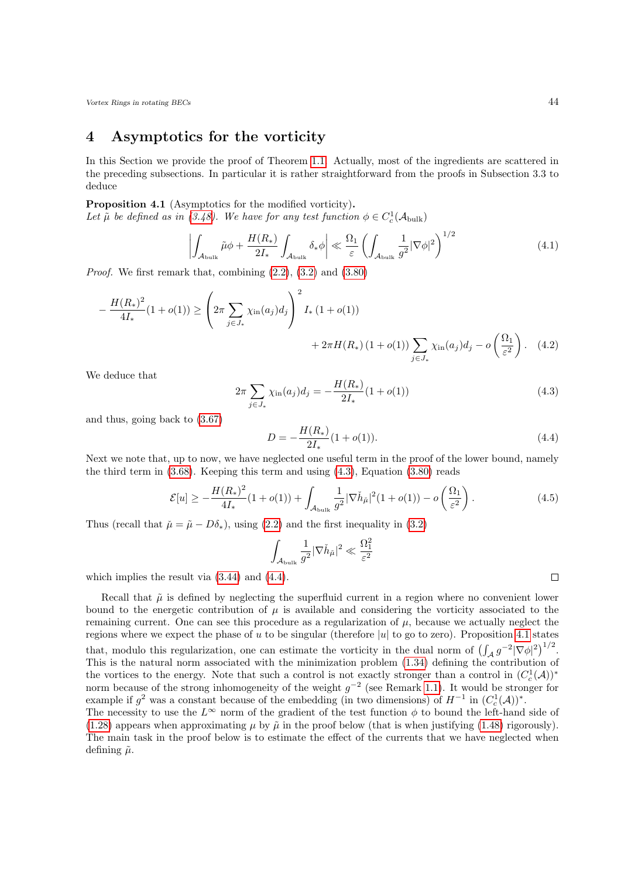# 4 Asymptotics for the vorticity

In this Section we provide the proof of Theorem 1.1. Actually, most of the ingredients are scattered in the preceding subsections. In particular it is rather straightforward from the proofs in Subsection 3.3 to deduce

**Proposition 4.1** (Asymptotics for the modified vorticity)**.**
*Let $\tilde{\mu}$ be defined as in (3.48). We have for any test function $\phi \in C^1_c(\mathcal{A}_{\mathrm{bulk}})$*

$$\left| \int_{\mathcal{A}_{\mathrm{bulk}}} \tilde{\mu}\phi + \frac{H(R_*)}{2I_*} \int_{\mathcal{A}_{\mathrm{bulk}}} \delta_* \phi \right| \ll \frac{\Omega_1}{\varepsilon} \left( \int_{\mathcal{A}_{\mathrm{bulk}}} \frac{1}{g^2} |\nabla \phi|^2 \right)^{1/2} \tag{4.1}$$

*Proof.* We first remark that, combining (2.2), (3.2) and (3.80)

$$-\frac{H(R_*)^2}{4I_*}(1+o(1)) \geq \left( 2\pi \sum_{j \in J_*} \chi_{\mathrm{in}}(a_j) d_j \right)^2 I_* \left(1 + o(1)\right) + 2\pi H(R_*) \left(1+o(1)\right) \sum_{j\in J_*} \chi_{\mathrm{in}}(a_j) d_j - o\left(\frac{\Omega_1}{\varepsilon^2}\right). \tag{4.2}$$

We deduce that

$$2\pi \sum_{j \in J_*} \chi_{\mathrm{in}}(a_j) d_j = -\frac{H(R_*)}{2I_*}(1+o(1)) \tag{4.3}$$

and thus, going back to (3.67)

$$D = -\frac{H(R_*)}{2I_*}(1+o(1)). \tag{4.4}$$

Next we note that, up to now, we have neglected one useful term in the proof of the lower bound, namely the third term in (3.68). Keeping this term and using (4.3), Equation (3.80) reads

$$\mathcal{E}[u] \geq -\frac{H(R_*)^2}{4I_*}(1+o(1)) + \int_{\mathcal{A}_{\mathrm{bulk}}} \frac{1}{g^2} |\nabla \check{h}_{\tilde{\mu}}|^2 (1+o(1)) - o\left(\frac{\Omega_1}{\varepsilon^2}\right). \tag{4.5}$$

Thus (recall that $\check{\mu} = \tilde{\mu} - D\delta_*$), using (2.2) and the first inequality in (3.2)

$$\int_{\mathcal{A}_{\mathrm{bulk}}} \frac{1}{g^2} |\nabla \check{h}_{\tilde{\mu}}|^2 \ll \frac{\Omega_1^2}{\varepsilon^2}$$

which implies the result via (3.44) and (4.4). □

Recall that $\tilde{\mu}$ is defined by neglecting the superfluid current in a region where no convenient lower bound to the energetic contribution of $\mu$ is available and considering the vorticity associated to the remaining current. One can see this procedure as a regularization of $\mu$, because we actually neglect the regions where we expect the phase of $u$ to be singular (therefore $|u|$ to go to zero). Proposition 4.1 states that, modulo this regularization, one can estimate the vorticity in the dual norm of $\left(\int_{\mathcal{A}} g^{-2} |\nabla \phi|^2\right)^{1/2}$. This is the natural norm associated with the minimization problem (1.34) defining the contribution of the vortices to the energy. Note that such a control is not exactly stronger than a control in $(C^1_c(\mathcal{A}))^*$ norm because of the strong inhomogeneity of the weight $g^{-2}$ (see Remark 1.1). It would be stronger for example if $g^2$ was a constant because of the embedding (in two dimensions) of $H^{-1}$ in $(C^1_c(\mathcal{A}))^*$.
The necessity to use the $L^\infty$ norm of the gradient of the test function $\phi$ to bound the left-hand side of (1.28) appears when approximating $\mu$ by $\tilde{\mu}$ in the proof below (that is when justifying (1.48) rigorously). The main task in the proof below is to estimate the effect of the currents that we have neglected when defining $\tilde{\mu}$.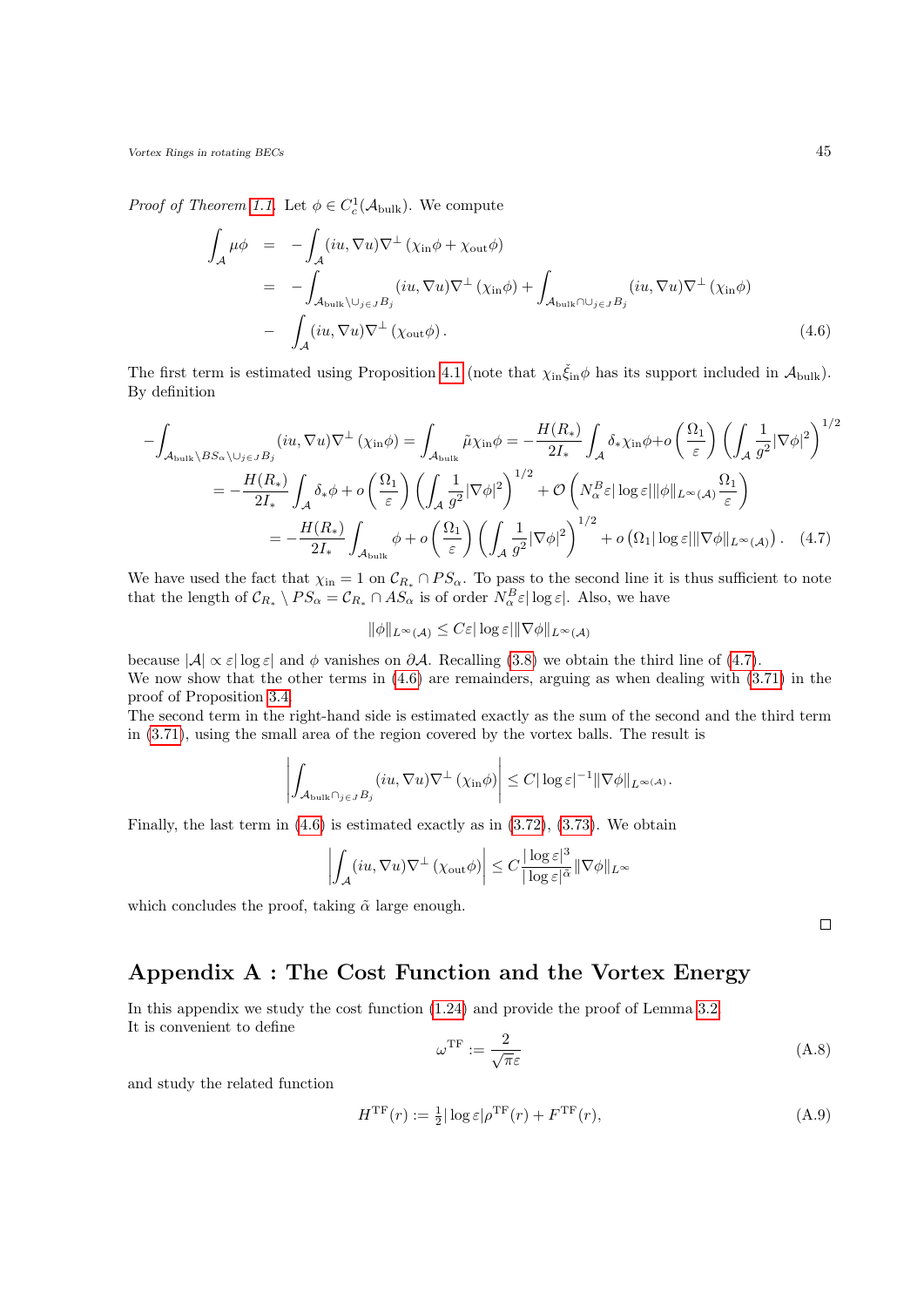*Proof of Theorem 1.1.* Let $\phi \in C^1_c(\mathcal{A}_{\rm bulk})$. We compute

$$
\begin{aligned}
\int_{\mathcal{A}} \mu\phi &= -\int_{\mathcal{A}} (iu, \nabla u)\nabla^{\perp}\left(\chi_{\rm in}\phi + \chi_{\rm out}\phi\right) \\
&= -\int_{\mathcal{A}_{\rm bulk}\setminus \cup_{j\in J} B_j} (iu, \nabla u)\nabla^{\perp}\left(\chi_{\rm in}\phi\right) + \int_{\mathcal{A}_{\rm bulk}\cap \cup_{j\in J} B_j} (iu, \nabla u)\nabla^{\perp}\left(\chi_{\rm in}\phi\right) \\
&- \int_{\mathcal{A}} (iu, \nabla u)\nabla^{\perp}\left(\chi_{\rm out}\phi\right).
\end{aligned}
\tag{4.6}
$$

The first term is estimated using Proposition 4.1 (note that $\chi_{\rm in}\check{\xi}_{\rm in}\phi$ has its support included in $\mathcal{A}_{\rm bulk}$). By definition

$$
\begin{aligned}
-\int_{\mathcal{A}_{\rm bulk}\setminus BS_\alpha \setminus \cup_{j\in J} B_j} (iu, \nabla u)\nabla^{\perp}\left(\chi_{\rm in}\phi\right) &= \int_{\mathcal{A}_{\rm bulk}} \tilde{\mu}\chi_{\rm in}\phi = -\frac{H(R_*)}{2I_*}\int_{\mathcal{A}} \delta_*\chi_{\rm in}\phi + o\left(\frac{\Omega_1}{\varepsilon}\right)\left(\int_{\mathcal{A}} \frac{1}{g^2}|\nabla\phi|^2\right)^{1/2} \\
= -\frac{H(R_*)}{2I_*}\int_{\mathcal{A}} \delta_*\phi + o\left(\frac{\Omega_1}{\varepsilon}\right)&\left(\int_{\mathcal{A}} \frac{1}{g^2}|\nabla\phi|^2\right)^{1/2} + \mathcal{O}\left(N^B_\alpha \varepsilon|\log\varepsilon|\|\phi\|_{L^\infty(\mathcal{A})}\frac{\Omega_1}{\varepsilon}\right) \\
= -\frac{H(R_*)}{2I_*}\int_{\mathcal{A}_{\rm bulk}} \phi + o\left(\frac{\Omega_1}{\varepsilon}\right)&\left(\int_{\mathcal{A}} \frac{1}{g^2}|\nabla\phi|^2\right)^{1/2} + o\left(\Omega_1|\log\varepsilon|\|\nabla\phi\|_{L^\infty(\mathcal{A})}\right).
\end{aligned}
\tag{4.7}
$$

We have used the fact that $\chi_{\rm in} = 1$ on $\mathcal{C}_{R_*}\cap PS_\alpha$. To pass to the second line it is thus sufficient to note that the length of $\mathcal{C}_{R_*}\setminus PS_\alpha = \mathcal{C}_{R_*}\cap AS_\alpha$ is of order $N^B_\alpha\varepsilon|\log\varepsilon|$. Also, we have

$$
\|\phi\|_{L^\infty(\mathcal{A})} \leq C\varepsilon|\log\varepsilon|\|\nabla\phi\|_{L^\infty(\mathcal{A})}
$$

because $|\mathcal{A}| \propto \varepsilon|\log\varepsilon|$ and $\phi$ vanishes on $\partial\mathcal{A}$. Recalling (3.8) we obtain the third line of (4.7).
We now show that the other terms in (4.6) are remainders, arguing as when dealing with (3.71) in the proof of Proposition 3.4.
The second term in the right-hand side is estimated exactly as the sum of the second and the third term in (3.71), using the small area of the region covered by the vortex balls. The result is

$$
\left|\int_{\mathcal{A}_{\rm bulk}\cap_{j\in J} B_j} (iu, \nabla u)\nabla^{\perp}\left(\chi_{\rm in}\phi\right)\right| \leq C|\log\varepsilon|^{-1}\|\nabla\phi\|_{L^\infty(\mathcal{A})}.
$$

Finally, the last term in (4.6) is estimated exactly as in (3.72), (3.73). We obtain

$$
\left|\int_{\mathcal{A}} (iu, \nabla u)\nabla^{\perp}\left(\chi_{\rm out}\phi\right)\right| \leq C\frac{|\log\varepsilon|^3}{|\log\varepsilon|^{\tilde{\alpha}}}\|\nabla\phi\|_{L^\infty}
$$

which concludes the proof, taking $\tilde{\alpha}$ large enough.

□

# Appendix A : The Cost Function and the Vortex Energy

In this appendix we study the cost function (1.24) and provide the proof of Lemma 3.2.
It is convenient to define

$$
\omega^{\rm TF} := \frac{2}{\sqrt{\pi}\varepsilon}
\tag{A.8}
$$

and study the related function

$$
H^{\rm TF}(r) := \tfrac{1}{2}|\log\varepsilon|\rho^{\rm TF}(r) + F^{\rm TF}(r),
\tag{A.9}
$$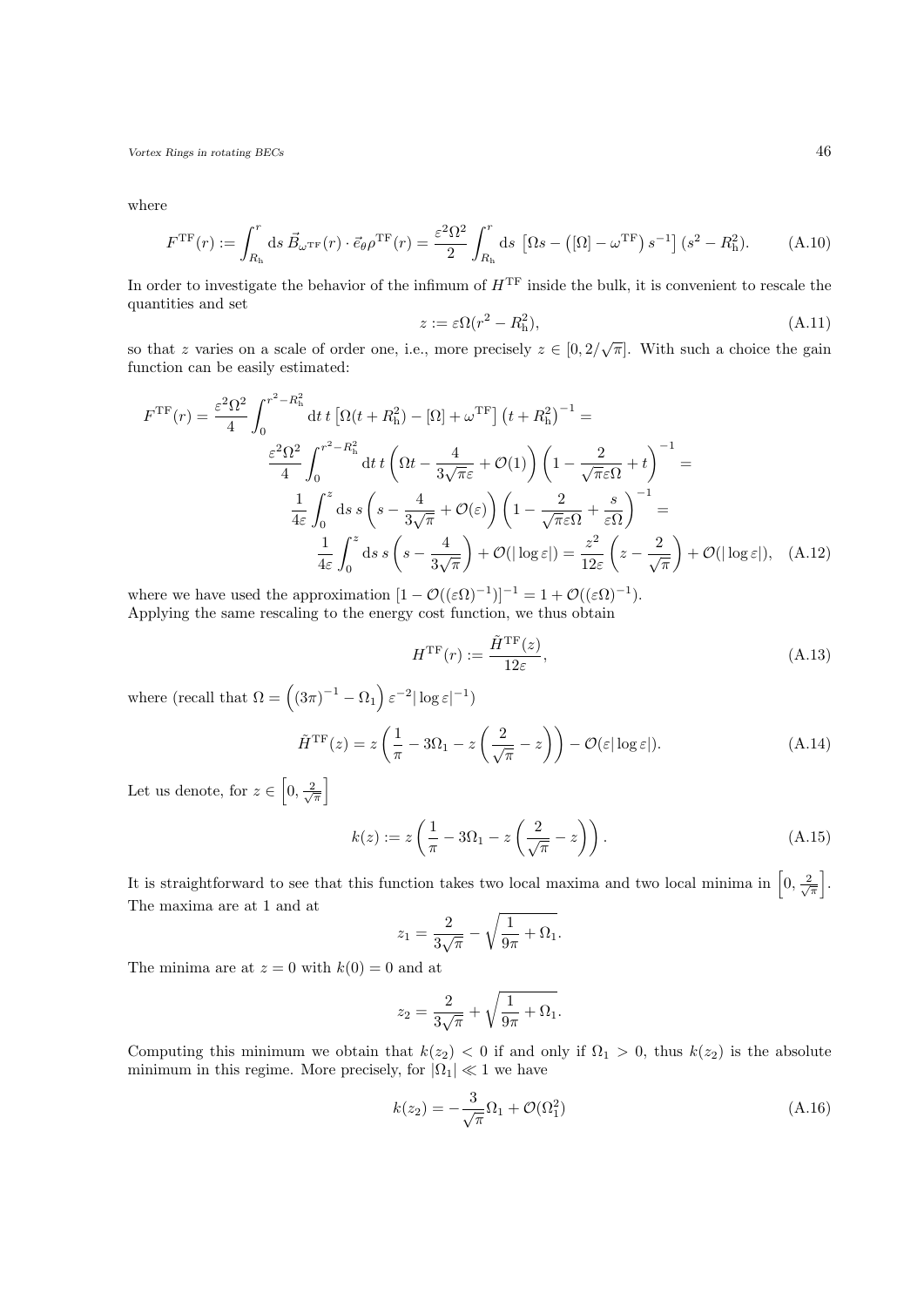where

$$
F^{\mathrm{TF}}(r) := \int_{R_{\mathrm{h}}}^{r} \mathrm{d}s \, \vec{B}_{\omega^{\mathrm{TF}}}(r) \cdot \vec{e}_{\theta} \rho^{\mathrm{TF}}(r) = \frac{\varepsilon^2 \Omega^2}{2} \int_{R_{\mathrm{h}}}^{r} \mathrm{d}s \, \left[ \Omega s - \left( [\Omega] - \omega^{\mathrm{TF}} \right) s^{-1} \right] (s^2 - R_{\mathrm{h}}^2). \tag{A.10}
$$

In order to investigate the behavior of the infimum of $H^{\mathrm{TF}}$ inside the bulk, it is convenient to rescale the quantities and set

$$
z := \varepsilon \Omega (r^2 - R_{\mathrm{h}}^2), \tag{A.11}
$$

so that $z$ varies on a scale of order one, i.e., more precisely $z \in [0, 2/\sqrt{\pi}]$. With such a choice the gain function can be easily estimated:

$$
\begin{aligned}
F^{\mathrm{TF}}(r) = \frac{\varepsilon^2 \Omega^2}{4} \int_0^{r^2 - R_{\mathrm{h}}^2} \mathrm{d}t \, t \left[ \Omega (t + R_{\mathrm{h}}^2) - [\Omega] + \omega^{\mathrm{TF}} \right] \left( t + R_{\mathrm{h}}^2 \right)^{-1} = \\
\frac{\varepsilon^2 \Omega^2}{4} \int_0^{r^2 - R_{\mathrm{h}}^2} \mathrm{d}t \, t \left( \Omega t - \frac{4}{3\sqrt{\pi}\varepsilon} + \mathcal{O}(1) \right) \left( 1 - \frac{2}{\sqrt{\pi}\varepsilon\Omega} + t \right)^{-1} = \\
\frac{1}{4\varepsilon} \int_0^{z} \mathrm{d}s \, s \left( s - \frac{4}{3\sqrt{\pi}} + \mathcal{O}(\varepsilon) \right) \left( 1 - \frac{2}{\sqrt{\pi}\varepsilon\Omega} + \frac{s}{\varepsilon\Omega} \right)^{-1} = \\
\frac{1}{4\varepsilon} \int_0^{z} \mathrm{d}s \, s \left( s - \frac{4}{3\sqrt{\pi}} \right) + \mathcal{O}(|\log\varepsilon|) = \frac{z^2}{12\varepsilon} \left( z - \frac{2}{\sqrt{\pi}} \right) + \mathcal{O}(|\log\varepsilon|),
\end{aligned} \tag{A.12}
$$

where we have used the approximation $[1 - \mathcal{O}((\varepsilon\Omega)^{-1})]^{-1} = 1 + \mathcal{O}((\varepsilon\Omega)^{-1})$.
Applying the same rescaling to the energy cost function, we thus obtain

$$
H^{\mathrm{TF}}(r) := \frac{\tilde{H}^{\mathrm{TF}}(z)}{12\varepsilon}, \tag{A.13}
$$

where (recall that $\Omega = \left( (3\pi)^{-1} - \Omega_1 \right) \varepsilon^{-2} |\log\varepsilon|^{-1}$)

$$
\tilde{H}^{\mathrm{TF}}(z) = z \left( \frac{1}{\pi} - 3\Omega_1 - z \left( \frac{2}{\sqrt{\pi}} - z \right) \right) - \mathcal{O}(\varepsilon |\log\varepsilon|). \tag{A.14}
$$

Let us denote, for $z \in \left[0, \frac{2}{\sqrt{\pi}}\right]$

$$
k(z) := z \left( \frac{1}{\pi} - 3\Omega_1 - z \left( \frac{2}{\sqrt{\pi}} - z \right) \right). \tag{A.15}
$$

It is straightforward to see that this function takes two local maxima and two local minima in $\left[0, \frac{2}{\sqrt{\pi}}\right]$. The maxima are at 1 and at

$$
z_1 = \frac{2}{3\sqrt{\pi}} - \sqrt{\frac{1}{9\pi} + \Omega_1}.
$$

The minima are at $z = 0$ with $k(0) = 0$ and at

$$
z_2 = \frac{2}{3\sqrt{\pi}} + \sqrt{\frac{1}{9\pi} + \Omega_1}.
$$

Computing this minimum we obtain that $k(z_2) < 0$ if and only if $\Omega_1 > 0$, thus $k(z_2)$ is the absolute minimum in this regime. More precisely, for $|\Omega_1| \ll 1$ we have

$$
k(z_2) = -\frac{3}{\sqrt{\pi}} \Omega_1 + \mathcal{O}(\Omega_1^2) \tag{A.16}
$$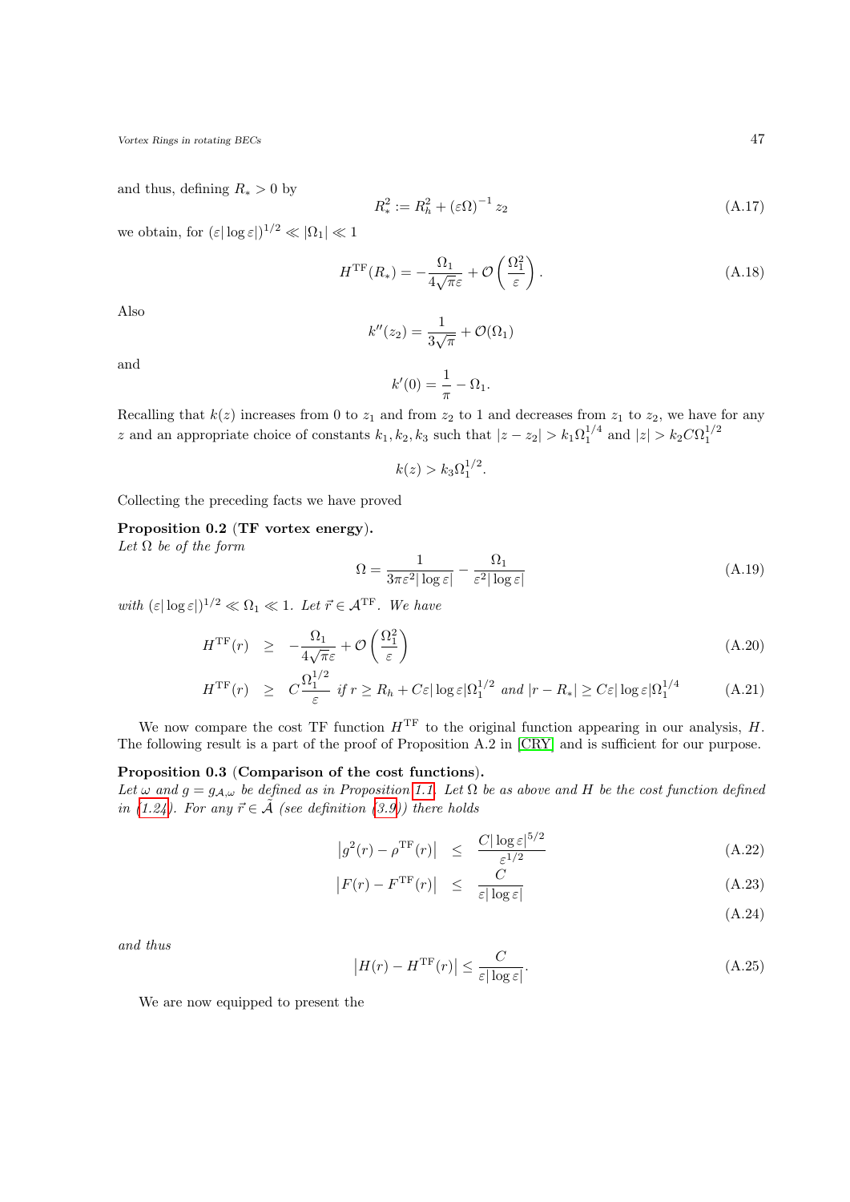and thus, defining $R_* > 0$ by

$$R_*^2 := R_h^2 + (\varepsilon\Omega)^{-1} z_2 \tag{A.17}$$

we obtain, for $(\varepsilon|\log\varepsilon|)^{1/2} \ll |\Omega_1| \ll 1$

$$H^{\mathrm{TF}}(R_*) = -\frac{\Omega_1}{4\sqrt{\pi}\varepsilon} + \mathcal{O}\left(\frac{\Omega_1^2}{\varepsilon}\right). \tag{A.18}$$

Also

$$k''(z_2) = \frac{1}{3\sqrt{\pi}} + \mathcal{O}(\Omega_1)$$

and

$$k'(0) = \frac{1}{\pi} - \Omega_1.$$

Recalling that $k(z)$ increases from 0 to $z_1$ and from $z_2$ to 1 and decreases from $z_1$ to $z_2$, we have for any $z$ and an appropriate choice of constants $k_1, k_2, k_3$ such that $|z - z_2| > k_1\Omega_1^{1/4}$ and $|z| > k_2 C\Omega_1^{1/2}$

$$k(z) > k_3\Omega_1^{1/2}.$$

Collecting the preceding facts we have proved

**Proposition 0.2** (**TF vortex energy**).
*Let $\Omega$ be of the form*

$$\Omega = \frac{1}{3\pi\varepsilon^2|\log\varepsilon|} - \frac{\Omega_1}{\varepsilon^2|\log\varepsilon|} \tag{A.19}$$

*with $(\varepsilon|\log\varepsilon|)^{1/2} \ll \Omega_1 \ll 1$. Let $\vec{r} \in \mathcal{A}^{\mathrm{TF}}$. We have*

$$H^{\mathrm{TF}}(r) \geq -\frac{\Omega_1}{4\sqrt{\pi}\varepsilon} + \mathcal{O}\left(\frac{\Omega_1^2}{\varepsilon}\right) \tag{A.20}$$

$$H^{\mathrm{TF}}(r) \geq C\frac{\Omega_1^{1/2}}{\varepsilon} \textit{ if } r \geq R_h + C\varepsilon|\log\varepsilon|\Omega_1^{1/2} \textit{ and } |r - R_*| \geq C\varepsilon|\log\varepsilon|\Omega_1^{1/4} \tag{A.21}$$

We now compare the cost TF function $H^{\mathrm{TF}}$ to the original function appearing in our analysis, $H$. The following result is a part of the proof of Proposition A.2 in [CRY] and is sufficient for our purpose.

**Proposition 0.3** (**Comparison of the cost functions**).
*Let $\omega$ and $g = g_{\mathcal{A},\omega}$ be defined as in Proposition 1.1. Let $\Omega$ be as above and $H$ be the cost function defined in (1.24). For any $\vec{r} \in \tilde{\mathcal{A}}$ (see definition (3.9)) there holds*

$$\left|g^2(r) - \rho^{\mathrm{TF}}(r)\right| \leq \frac{C|\log\varepsilon|^{5/2}}{\varepsilon^{1/2}} \tag{A.22}$$

$$\left|F(r) - F^{\mathrm{TF}}(r)\right| \leq \frac{C}{\varepsilon|\log\varepsilon|} \tag{A.23}$$

$$\tag{A.24}$$

*and thus*

$$\left|H(r) - H^{\mathrm{TF}}(r)\right| \leq \frac{C}{\varepsilon|\log\varepsilon|}. \tag{A.25}$$

We are now equipped to present the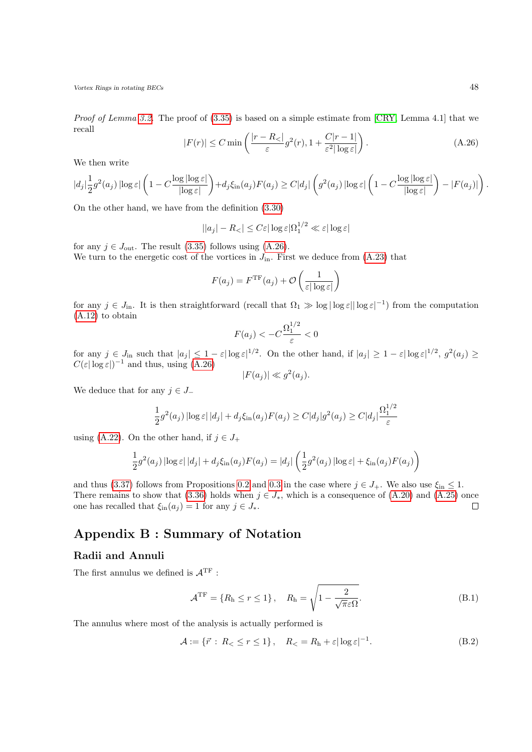*Proof of Lemma 3.2.* The proof of (3.35) is based on a simple estimate from [CRY, Lemma 4.1] that we recall

$$|F(r)| \leq C \min\left(\frac{|r - R_<|}{\varepsilon} g^2(r), 1 + \frac{C|r-1|}{\varepsilon^2 |\log \varepsilon|}\right). \tag{A.26}$$

We then write

$$|d_j| \frac{1}{2} g^2(a_j) |\log \varepsilon| \left(1 - C\frac{\log|\log\varepsilon|}{|\log\varepsilon|}\right) + d_j \xi_{\mathrm{in}}(a_j) F(a_j) \geq C|d_j| \left(g^2(a_j)|\log\varepsilon|\left(1 - C\frac{\log|\log\varepsilon|}{|\log\varepsilon|}\right) - |F(a_j)|\right).$$

On the other hand, we have from the definition (3.30)

$$||a_j| - R_<| \leq C\varepsilon |\log\varepsilon| \Omega_1^{1/2} \ll \varepsilon |\log \varepsilon|$$

for any $j \in J_{\mathrm{out}}$. The result (3.35) follows using (A.26).
We turn to the energetic cost of the vortices in $J_{\mathrm{in}}$. First we deduce from (A.23) that

$$F(a_j) = F^{\mathrm{TF}}(a_j) + \mathcal{O}\left(\frac{1}{\varepsilon |\log\varepsilon|}\right)$$

for any $j \in J_{\mathrm{in}}$. It is then straightforward (recall that $\Omega_1 \gg \log|\log\varepsilon| |\log\varepsilon|^{-1}$) from the computation (A.12) to obtain

$$F(a_j) < -C\frac{\Omega_1^{1/2}}{\varepsilon} < 0$$

for any $j \in J_{\mathrm{in}}$ such that $|a_j| \leq 1 - \varepsilon|\log\varepsilon|^{1/2}$. On the other hand, if $|a_j| \geq 1 - \varepsilon|\log\varepsilon|^{1/2}$, $g^2(a_j) \geq C(\varepsilon|\log\varepsilon|)^{-1}$ and thus, using (A.26)

$$|F(a_j)| \ll g^2(a_j).$$

We deduce that for any $j \in J_-$

$$\frac{1}{2} g^2(a_j) |\log\varepsilon| |d_j| + d_j \xi_{\mathrm{in}}(a_j) F(a_j) \geq C|d_j| g^2(a_j) \geq C|d_j| \frac{\Omega_1^{1/2}}{\varepsilon}$$

using (A.22). On the other hand, if $j \in J_+$

$$\frac{1}{2} g^2(a_j) |\log\varepsilon| |d_j| + d_j \xi_{\mathrm{in}}(a_j) F(a_j) = |d_j| \left(\frac{1}{2} g^2(a_j) |\log\varepsilon| + \xi_{\mathrm{in}}(a_j) F(a_j)\right)$$

and thus (3.37) follows from Propositions 0.2 and 0.3 in the case where $j \in J_+$. We also use $\xi_{\mathrm{in}} \leq 1$.
There remains to show that (3.36) holds when $j \in J_*$, which is a consequence of (A.20) and (A.25) once one has recalled that $\xi_{\mathrm{in}}(a_j) = 1$ for any $j \in J_*$. □

# Appendix B : Summary of Notation

## Radii and Annuli

The first annulus we defined is $\mathcal{A}^{\mathrm{TF}}$ :

$$\mathcal{A}^{\mathrm{TF}} = \{R_{\mathrm{h}} \leq r \leq 1\}, \quad R_{\mathrm{h}} = \sqrt{1 - \frac{2}{\sqrt{\pi}\varepsilon\Omega}}. \tag{B.1}$$

The annulus where most of the analysis is actually performed is

$$\mathcal{A} := \{\vec{r} \, : \, R_< \leq r \leq 1\}, \quad R_< = R_{\mathrm{h}} + \varepsilon|\log\varepsilon|^{-1}. \tag{B.2}$$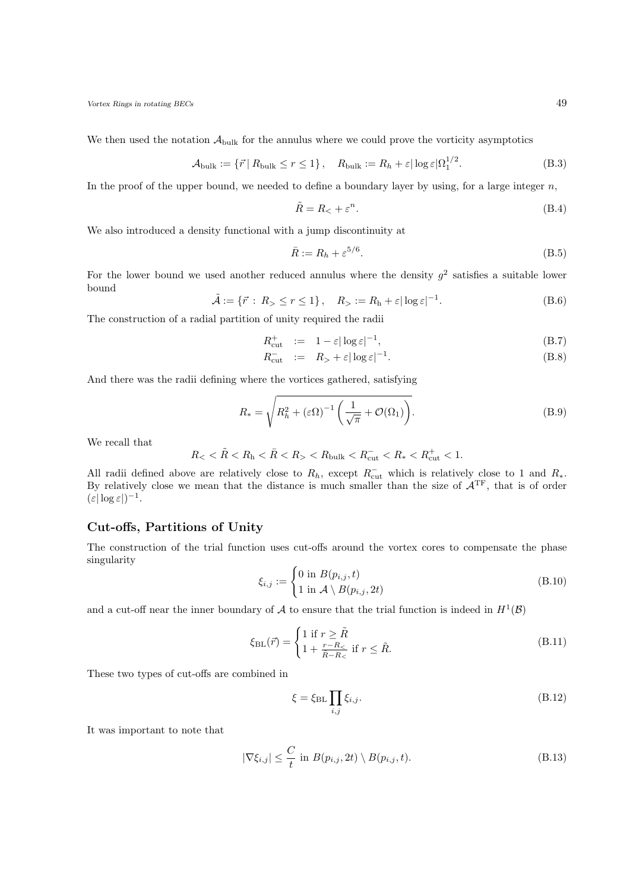We then used the notation $\mathcal{A}_{\rm bulk}$ for the annulus where we could prove the vorticity asymptotics

$$\mathcal{A}_{\rm bulk} := \{\vec{r} \,|\, R_{\rm bulk} \leq r \leq 1\}, \quad R_{\rm bulk} := R_h + \varepsilon |\log \varepsilon| \Omega_1^{1/2}. \tag{B.3}$$

In the proof of the upper bound, we needed to define a boundary layer by using, for a large integer $n$,

$$\tilde{R} = R_< + \varepsilon^n. \tag{B.4}$$

We also introduced a density functional with a jump discontinuity at

$$\bar{R} := R_h + \varepsilon^{5/6}. \tag{B.5}$$

For the lower bound we used another reduced annulus where the density $g^2$ satisfies a suitable lower bound

$$\tilde{\mathcal{A}} := \{\vec{r} \,:\, R_> \leq r \leq 1\}, \quad R_> := R_{\rm h} + \varepsilon |\log \varepsilon|^{-1}. \tag{B.6}$$

The construction of a radial partition of unity required the radii

$$R_{\rm cut}^{+} := 1 - \varepsilon |\log \varepsilon|^{-1}, \tag{B.7}$$

$$R_{\rm cut}^{-} := R_> + \varepsilon |\log \varepsilon|^{-1}. \tag{B.8}$$

And there was the radii defining where the vortices gathered, satisfying

$$R_* = \sqrt{R_h^2 + (\varepsilon \Omega)^{-1} \left( \frac{1}{\sqrt{\pi}} + \mathcal{O}(\Omega_1) \right)}. \tag{B.9}$$

We recall that

$$R_< < \tilde{R} < R_{\rm h} < \bar{R} < R_> < R_{\rm bulk} < R_{\rm cut}^- < R_* < R_{\rm cut}^+ < 1.$$

All radii defined above are relatively close to $R_h$, except $R_{\rm cut}^-$ which is relatively close to 1 and $R_*$. By relatively close we mean that the distance is much smaller than the size of $\mathcal{A}^{\rm TF}$, that is of order $(\varepsilon |\log \varepsilon|)^{-1}$.

## Cut-offs, Partitions of Unity

The construction of the trial function uses cut-offs around the vortex cores to compensate the phase singularity

$$\xi_{i,j} := \begin{cases} 0 \text{ in } B(p_{i,j}, t) \\ 1 \text{ in } \mathcal{A} \setminus B(p_{i,j}, 2t) \end{cases} \tag{B.10}$$

and a cut-off near the inner boundary of $\mathcal{A}$ to ensure that the trial function is indeed in $H^1(\mathcal{B})$

$$\xi_{\rm BL}(\vec{r}) = \begin{cases} 1 \text{ if } r \geq \tilde{R} \\ 1 + \frac{r - R_<}{\tilde{R} - R_<} \text{ if } r \leq \tilde{R}. \end{cases} \tag{B.11}$$

These two types of cut-offs are combined in

$$\xi = \xi_{\rm BL} \prod_{i,j} \xi_{i,j}. \tag{B.12}$$

It was important to note that

$$|\nabla \xi_{i,j}| \leq \frac{C}{t} \text{ in } B(p_{i,j}, 2t) \setminus B(p_{i,j}, t). \tag{B.13}$$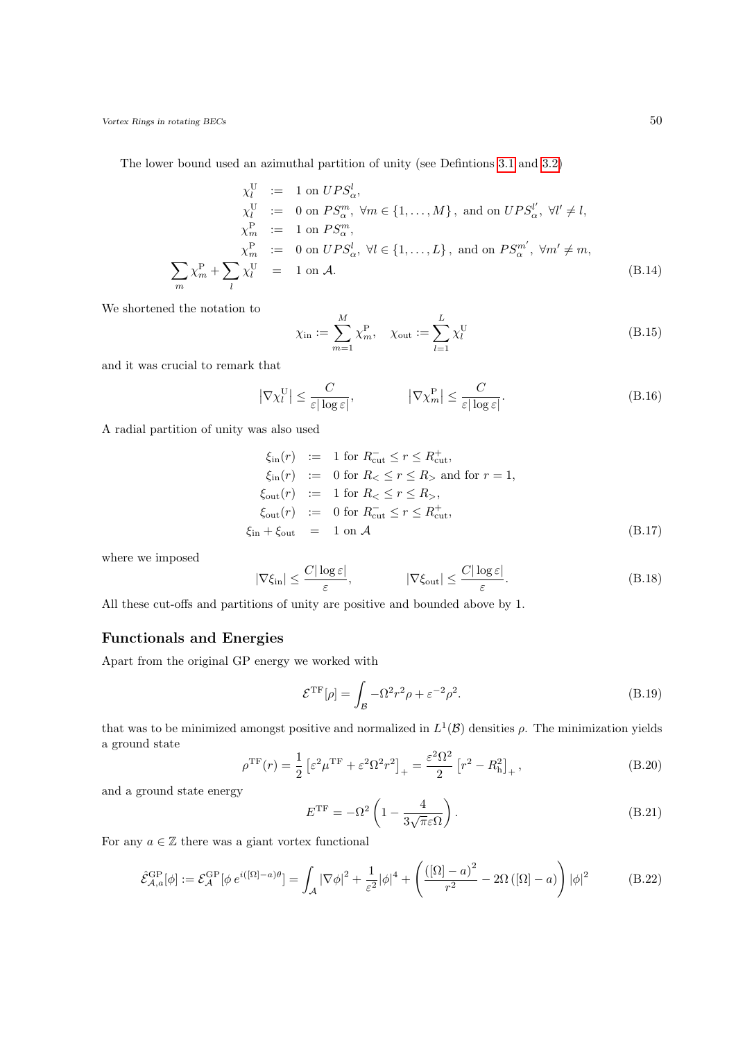The lower bound used an azimuthal partition of unity (see Defintions 3.1 and 3.2)

$$
\begin{aligned}
\chi_l^{\mathrm{U}} &:= 1 \text{ on } UPS_\alpha^l, \\
\chi_l^{\mathrm{U}} &:= 0 \text{ on } PS_\alpha^m,\ \forall m \in \{1,\ldots,M\}\,, \text{ and on } UPS_\alpha^{l'},\ \forall l' \neq l, \\
\chi_m^{\mathrm{P}} &:= 1 \text{ on } PS_\alpha^m, \\
\chi_m^{\mathrm{P}} &:= 0 \text{ on } UPS_\alpha^l,\ \forall l \in \{1,\ldots,L\}\,, \text{ and on } PS_\alpha^{m'},\ \forall m' \neq m, \\
\sum_m \chi_m^{\mathrm{P}} + \sum_l \chi_l^{\mathrm{U}} &= 1 \text{ on } \mathcal{A}.
\end{aligned} \tag{B.14}
$$

We shortened the notation to

$$
\chi_{\mathrm{in}} := \sum_{m=1}^{M} \chi_m^{\mathrm{P}}, \quad \chi_{\mathrm{out}} := \sum_{l=1}^{L} \chi_l^{\mathrm{U}} \tag{B.15}
$$

and it was crucial to remark that

$$
\left|\nabla \chi_l^{\mathrm{U}}\right| \leq \frac{C}{\varepsilon |\log \varepsilon|}, \qquad \left|\nabla \chi_m^{\mathrm{P}}\right| \leq \frac{C}{\varepsilon |\log \varepsilon|}. \tag{B.16}
$$

A radial partition of unity was also used

$$
\begin{aligned}
\xi_{\mathrm{in}}(r) &:= 1 \text{ for } R_{\mathrm{cut}}^- \leq r \leq R_{\mathrm{cut}}^+, \\
\xi_{\mathrm{in}}(r) &:= 0 \text{ for } R_< \leq r \leq R_> \text{ and for } r = 1, \\
\xi_{\mathrm{out}}(r) &:= 1 \text{ for } R_< \leq r \leq R_>, \\
\xi_{\mathrm{out}}(r) &:= 0 \text{ for } R_{\mathrm{cut}}^- \leq r \leq R_{\mathrm{cut}}^+, \\
\xi_{\mathrm{in}} + \xi_{\mathrm{out}} &= 1 \text{ on } \mathcal{A}
\end{aligned} \tag{B.17}
$$

where we imposed

$$
|\nabla \xi_{\mathrm{in}}| \leq \frac{C|\log \varepsilon|}{\varepsilon}, \qquad |\nabla \xi_{\mathrm{out}}| \leq \frac{C|\log \varepsilon|}{\varepsilon}. \tag{B.18}
$$

All these cut-offs and partitions of unity are positive and bounded above by 1.

## Functionals and Energies

Apart from the original GP energy we worked with

$$
\mathcal{E}^{\mathrm{TF}}[\rho] = \int_{\mathcal{B}} -\Omega^2 r^2 \rho + \varepsilon^{-2} \rho^2. \tag{B.19}
$$

that was to be minimized amongst positive and normalized in $L^1(\mathcal{B})$ densities $\rho$. The minimization yields a ground state

$$
\rho^{\mathrm{TF}}(r) = \frac{1}{2}\left[\varepsilon^2 \mu^{\mathrm{TF}} + \varepsilon^2 \Omega^2 r^2\right]_+ = \frac{\varepsilon^2 \Omega^2}{2}\left[r^2 - R_{\mathrm{h}}^2\right]_+, \tag{B.20}
$$

and a ground state energy

$$
E^{\mathrm{TF}} = -\Omega^2 \left(1 - \frac{4}{3\sqrt{\pi}\varepsilon\Omega}\right). \tag{B.21}
$$

For any $a \in \mathbb{Z}$ there was a giant vortex functional

$$
\hat{\mathcal{E}}^{\mathrm{GP}}_{\mathcal{A},a}[\phi] := \mathcal{E}^{\mathrm{GP}}_{\mathcal{A}}[\phi\, e^{i([\Omega]-a)\theta}] = \int_{\mathcal{A}} |\nabla \phi|^2 + \frac{1}{\varepsilon^2}|\phi|^4 + \left(\frac{([\Omega]-a)^2}{r^2} - 2\Omega\left([\Omega]-a\right)\right)|\phi|^2 \tag{B.22}
$$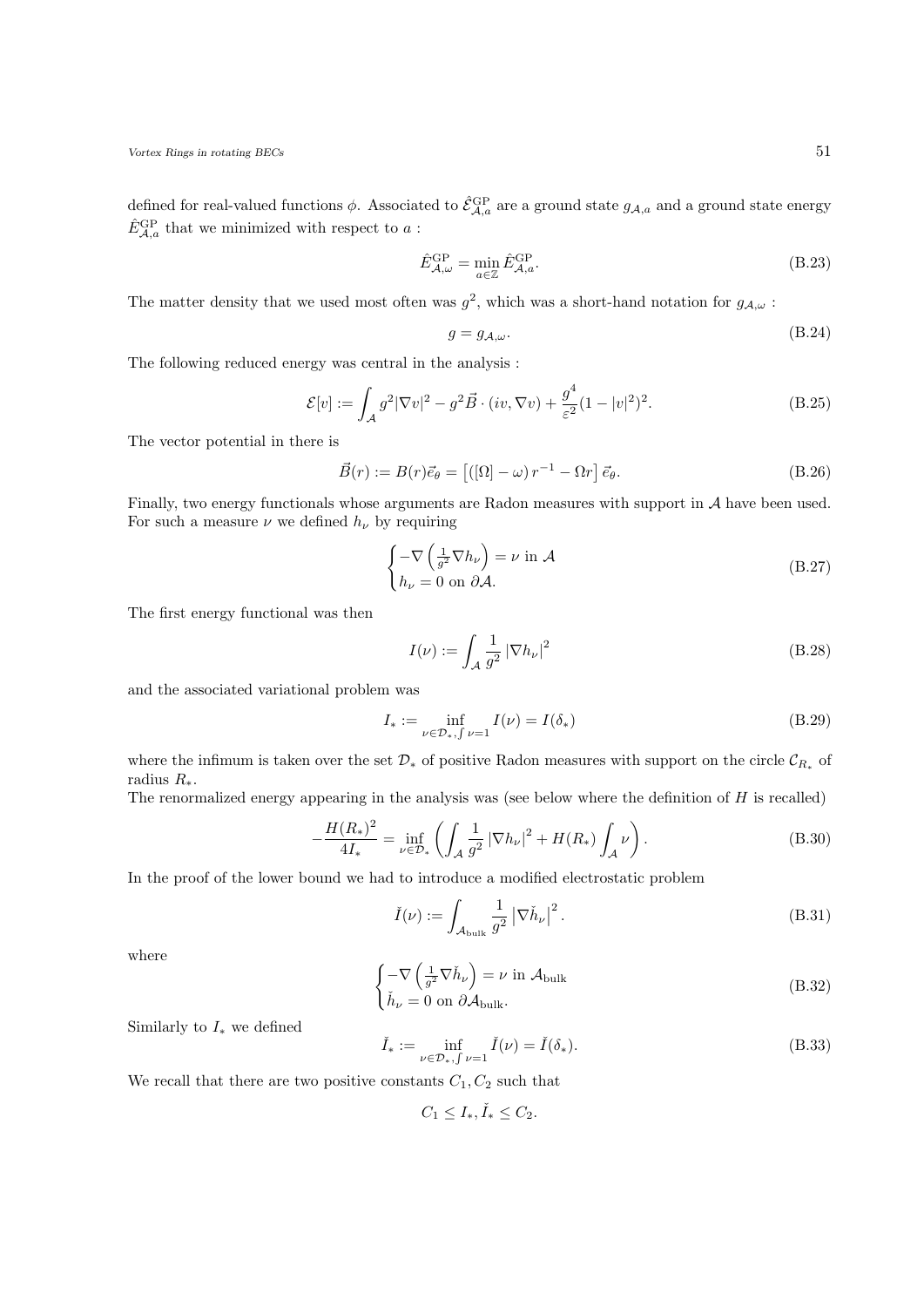defined for real-valued functions $\phi$. Associated to $\hat{\mathcal{E}}^{\rm GP}_{\mathcal{A},a}$ are a ground state $g_{\mathcal{A},a}$ and a ground state energy $\hat{E}^{\rm GP}_{\mathcal{A},a}$ that we minimized with respect to $a$ :

$$\hat{E}^{\rm GP}_{\mathcal{A},\omega} = \min_{a\in\mathbb{Z}} \hat{E}^{\rm GP}_{\mathcal{A},a}. \tag{B.23}$$

The matter density that we used most often was $g^2$, which was a short-hand notation for $g_{\mathcal{A},\omega}$ :

$$g = g_{\mathcal{A},\omega}. \tag{B.24}$$

The following reduced energy was central in the analysis :

$$\mathcal{E}[v] := \int_{\mathcal{A}} g^2|\nabla v|^2 - g^2\vec{B}\cdot(iv,\nabla v) + \frac{g^4}{\varepsilon^2}(1-|v|^2)^2. \tag{B.25}$$

The vector potential in there is

$$\vec{B}(r) := B(r)\vec{e}_\theta = \left[([\Omega]-\omega)\, r^{-1} - \Omega r\right]\vec{e}_\theta. \tag{B.26}$$

Finally, two energy functionals whose arguments are Radon measures with support in $\mathcal{A}$ have been used. For such a measure $\nu$ we defined $h_\nu$ by requiring

$$\begin{cases} -\nabla\left(\frac{1}{g^2}\nabla h_\nu\right) = \nu \text{ in } \mathcal{A} \\ h_\nu = 0 \text{ on } \partial\mathcal{A}. \end{cases} \tag{B.27}$$

The first energy functional was then

$$I(\nu) := \int_{\mathcal{A}} \frac{1}{g^2}\left|\nabla h_\nu\right|^2 \tag{B.28}$$

and the associated variational problem was

$$I_* := \inf_{\nu\in\mathcal{D}_*,\int\nu=1} I(\nu) = I(\delta_*) \tag{B.29}$$

where the infimum is taken over the set $\mathcal{D}_*$ of positive Radon measures with support on the circle $\mathcal{C}_{R_*}$ of radius $R_*$.

The renormalized energy appearing in the analysis was (see below where the definition of $H$ is recalled)

$$-\frac{H(R_*)^2}{4I_*} = \inf_{\nu\in\mathcal{D}_*}\left(\int_{\mathcal{A}}\frac{1}{g^2}\left|\nabla h_\nu\right|^2 + H(R_*)\int_{\mathcal{A}}\nu\right). \tag{B.30}$$

In the proof of the lower bound we had to introduce a modified electrostatic problem

$$\check{I}(\nu) := \int_{\mathcal{A}_{\rm bulk}} \frac{1}{g^2}\left|\nabla \check{h}_\nu\right|^2. \tag{B.31}$$

where

$$\begin{cases} -\nabla\left(\frac{1}{g^2}\nabla \check{h}_\nu\right) = \nu \text{ in } \mathcal{A}_{\rm bulk} \\ \check{h}_\nu = 0 \text{ on } \partial\mathcal{A}_{\rm bulk}. \end{cases} \tag{B.32}$$

Similarly to $I_*$ we defined

$$\check{I}_* := \inf_{\nu\in\mathcal{D}_*,\int\nu=1} \check{I}(\nu) = \check{I}(\delta_*). \tag{B.33}$$

We recall that there are two positive constants $C_1, C_2$ such that

$$C_1 \leq I_*, \check{I}_* \leq C_2.$$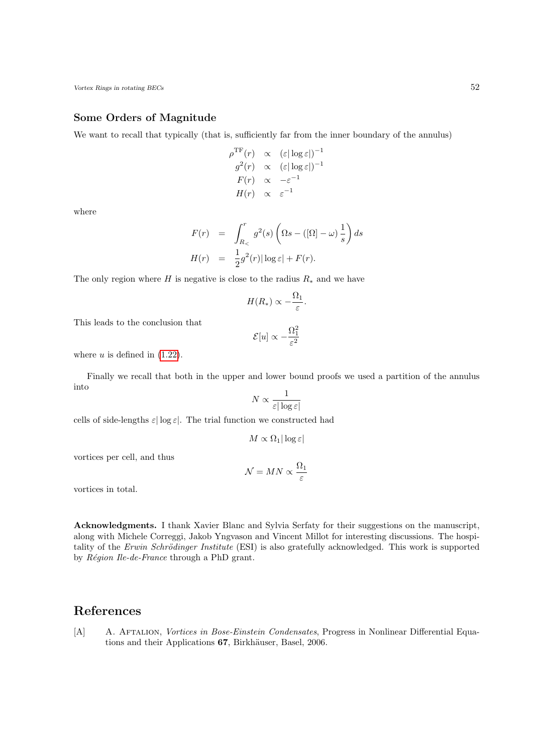### Some Orders of Magnitude

We want to recall that typically (that is, sufficiently far from the inner boundary of the annulus)

$$
\begin{aligned}
\rho^{\mathrm{TF}}(r) &\propto (\varepsilon|\log\varepsilon|)^{-1} \\
g^2(r) &\propto (\varepsilon|\log\varepsilon|)^{-1} \\
F(r) &\propto -\varepsilon^{-1} \\
H(r) &\propto \varepsilon^{-1}
\end{aligned}
$$

where

$$
\begin{aligned}
F(r) &= \int_{R_<}^{r} g^2(s)\left(\Omega s - ([\Omega]-\omega)\frac{1}{s}\right) ds \\
H(r) &= \frac{1}{2} g^2(r)|\log\varepsilon| + F(r).
\end{aligned}
$$

The only region where $H$ is negative is close to the radius $R_*$ and we have

$$
H(R_*) \propto -\frac{\Omega_1}{\varepsilon}.
$$

This leads to the conclusion that

$$
\mathcal{E}[u] \propto -\frac{\Omega_1^2}{\varepsilon^2}
$$

where $u$ is defined in (1.22).

Finally we recall that both in the upper and lower bound proofs we used a partition of the annulus into

$$
N \propto \frac{1}{\varepsilon|\log\varepsilon|}
$$

cells of side-lengths $\varepsilon|\log\varepsilon|$. The trial function we constructed had

$$
M \propto \Omega_1|\log\varepsilon|
$$

vortices per cell, and thus

$$
\mathcal{N} = MN \propto \frac{\Omega_1}{\varepsilon}
$$

vortices in total.

**Acknowledgments.** I thank Xavier Blanc and Sylvia Serfaty for their suggestions on the manuscript, along with Michele Correggi, Jakob Yngvason and Vincent Millot for interesting discussions. The hospitality of the *Erwin Schrödinger Institute* (ESI) is also gratefully acknowledged. This work is supported by *Région Ile-de-France* through a PhD grant.

## References

[A] A. Aftalion, *Vortices in Bose-Einstein Condensates*, Progress in Nonlinear Differential Equations and their Applications **67**, Birkhäuser, Basel, 2006.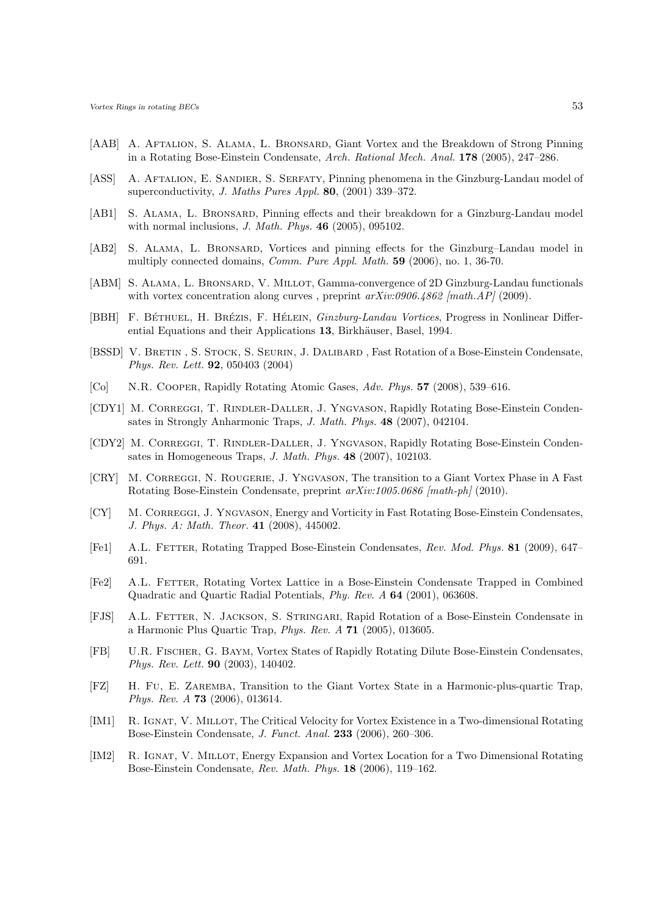[AAB] A. Aftalion, S. Alama, L. Bronsard, Giant Vortex and the Breakdown of Strong Pinning in a Rotating Bose-Einstein Condensate, *Arch. Rational Mech. Anal.* **178** (2005), 247–286.

[ASS] A. Aftalion, E. Sandier, S. Serfaty, Pinning phenomena in the Ginzburg-Landau model of superconductivity, *J. Maths Pures Appl.* **80**, (2001) 339–372.

[AB1] S. Alama, L. Bronsard, Pinning effects and their breakdown for a Ginzburg-Landau model with normal inclusions, *J. Math. Phys.* **46** (2005), 095102.

[AB2] S. Alama, L. Bronsard, Vortices and pinning effects for the Ginzburg–Landau model in multiply connected domains, *Comm. Pure Appl. Math.* **59** (2006), no. 1, 36-70.

[ABM] S. Alama, L. Bronsard, V. Millot, Gamma-convergence of 2D Ginzburg-Landau functionals with vortex concentration along curves , preprint *arXiv:0906.4862 [math.AP]* (2009).

[BBH] F. Béthuel, H. Brézis, F. Hélein, *Ginzburg-Landau Vortices*, Progress in Nonlinear Differential Equations and their Applications **13**, Birkhäuser, Basel, 1994.

[BSSD] V. Bretin , S. Stock, S. Seurin, J. Dalibard , Fast Rotation of a Bose-Einstein Condensate, *Phys. Rev. Lett.* **92**, 050403 (2004)

[Co] N.R. Cooper, Rapidly Rotating Atomic Gases, *Adv. Phys.* **57** (2008), 539–616.

[CDY1] M. Correggi, T. Rindler-Daller, J. Yngvason, Rapidly Rotating Bose-Einstein Condensates in Strongly Anharmonic Traps, *J. Math. Phys.* **48** (2007), 042104.

[CDY2] M. Correggi, T. Rindler-Daller, J. Yngvason, Rapidly Rotating Bose-Einstein Condensates in Homogeneous Traps, *J. Math. Phys.* **48** (2007), 102103.

[CRY] M. Correggi, N. Rougerie, J. Yngvason, The transition to a Giant Vortex Phase in A Fast Rotating Bose-Einstein Condensate, preprint *arXiv:1005.0686 [math-ph]* (2010).

[CY] M. Correggi, J. Yngvason, Energy and Vorticity in Fast Rotating Bose-Einstein Condensates, *J. Phys. A: Math. Theor.* **41** (2008), 445002.

[Fe1] A.L. Fetter, Rotating Trapped Bose-Einstein Condensates, *Rev. Mod. Phys.* **81** (2009), 647–691.

[Fe2] A.L. Fetter, Rotating Vortex Lattice in a Bose-Einstein Condensate Trapped in Combined Quadratic and Quartic Radial Potentials, *Phy. Rev. A* **64** (2001), 063608.

[FJS] A.L. Fetter, N. Jackson, S. Stringari, Rapid Rotation of a Bose-Einstein Condensate in a Harmonic Plus Quartic Trap, *Phys. Rev. A* **71** (2005), 013605.

[FB] U.R. Fischer, G. Baym, Vortex States of Rapidly Rotating Dilute Bose-Einstein Condensates, *Phys. Rev. Lett.* **90** (2003), 140402.

[FZ] H. Fu, E. Zaremba, Transition to the Giant Vortex State in a Harmonic-plus-quartic Trap, *Phys. Rev. A* **73** (2006), 013614.

[IM1] R. Ignat, V. Millot, The Critical Velocity for Vortex Existence in a Two-dimensional Rotating Bose-Einstein Condensate, *J. Funct. Anal.* **233** (2006), 260–306.

[IM2] R. Ignat, V. Millot, Energy Expansion and Vortex Location for a Two Dimensional Rotating Bose-Einstein Condensate, *Rev. Math. Phys.* **18** (2006), 119–162.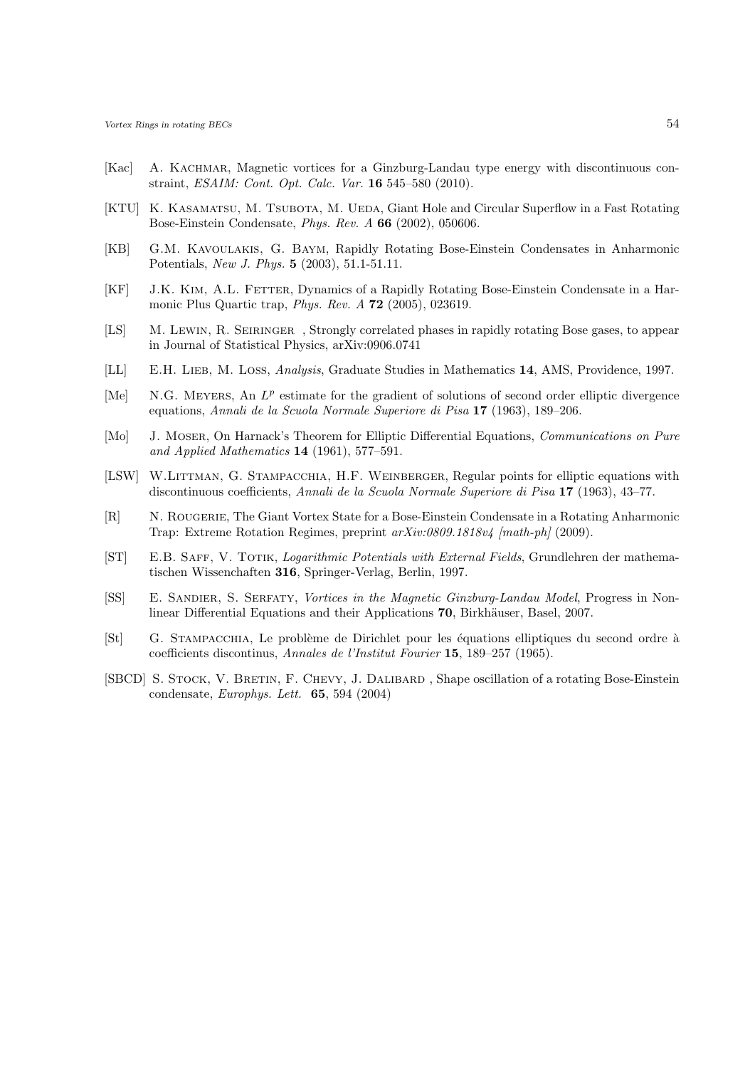[Kac] A. Kachmar, Magnetic vortices for a Ginzburg-Landau type energy with discontinuous constraint, *ESAIM: Cont. Opt. Calc. Var.* **16** 545–580 (2010).

[KTU] K. Kasamatsu, M. Tsubota, M. Ueda, Giant Hole and Circular Superflow in a Fast Rotating Bose-Einstein Condensate, *Phys. Rev. A* **66** (2002), 050606.

[KB] G.M. Kavoulakis, G. Baym, Rapidly Rotating Bose-Einstein Condensates in Anharmonic Potentials, *New J. Phys.* **5** (2003), 51.1-51.11.

[KF] J.K. Kim, A.L. Fetter, Dynamics of a Rapidly Rotating Bose-Einstein Condensate in a Harmonic Plus Quartic trap, *Phys. Rev. A* **72** (2005), 023619.

[LS] M. Lewin, R. Seiringer , Strongly correlated phases in rapidly rotating Bose gases, to appear in Journal of Statistical Physics, arXiv:0906.0741

[LL] E.H. Lieb, M. Loss, *Analysis*, Graduate Studies in Mathematics **14**, AMS, Providence, 1997.

[Me] N.G. Meyers, An $L^p$ estimate for the gradient of solutions of second order elliptic divergence equations, *Annali de la Scuola Normale Superiore di Pisa* **17** (1963), 189–206.

[Mo] J. Moser, On Harnack's Theorem for Elliptic Differential Equations, *Communications on Pure and Applied Mathematics* **14** (1961), 577–591.

[LSW] W.Littman, G. Stampacchia, H.F. Weinberger, Regular points for elliptic equations with discontinuous coefficients, *Annali de la Scuola Normale Superiore di Pisa* **17** (1963), 43–77.

[R] N. Rougerie, The Giant Vortex State for a Bose-Einstein Condensate in a Rotating Anharmonic Trap: Extreme Rotation Regimes, preprint *arXiv:0809.1818v4 [math-ph]* (2009).

[ST] E.B. Saff, V. Totik, *Logarithmic Potentials with External Fields*, Grundlehren der mathematischen Wissenchaften **316**, Springer-Verlag, Berlin, 1997.

[SS] E. Sandier, S. Serfaty, *Vortices in the Magnetic Ginzburg-Landau Model*, Progress in Nonlinear Differential Equations and their Applications **70**, Birkhäuser, Basel, 2007.

[St] G. Stampacchia, Le problème de Dirichlet pour les équations elliptiques du second ordre à coefficients discontinus, *Annales de l'Institut Fourier* **15**, 189–257 (1965).

[SBCD] S. Stock, V. Bretin, F. Chevy, J. Dalibard , Shape oscillation of a rotating Bose-Einstein condensate, *Europhys. Lett.* **65**, 594 (2004)